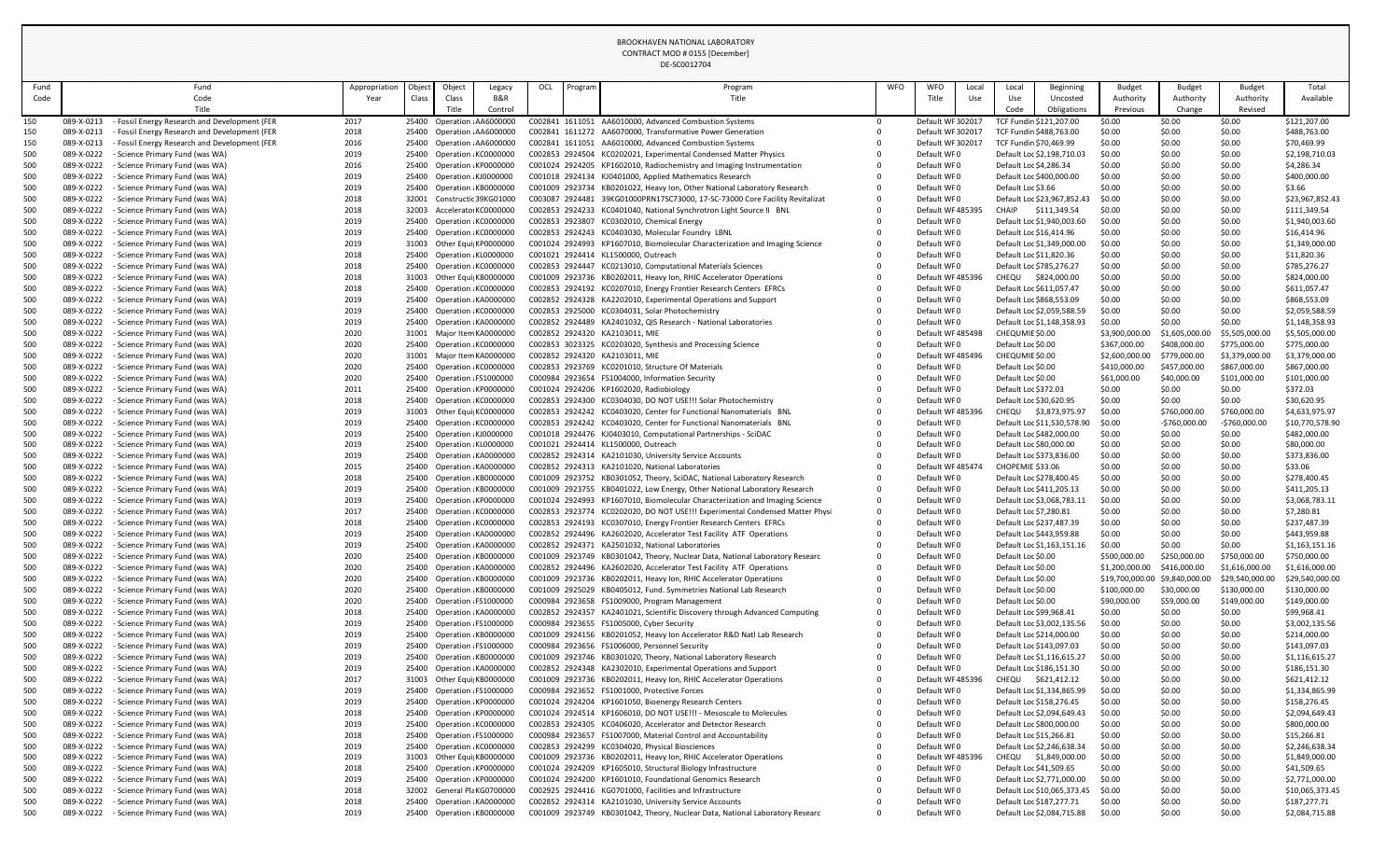BROOKHAVEN NATIONAL LABORATORY
CONTRACT MOD # 0155 [December]
DE-SC0012704

| Fund Code | Fund Code Title | Appropriation Year | Object Class | Object Class Title | Legacy B&R Control | OCL | Program | Program Title | WFO | WFO Title | Local Use | Local Use Code | Beginning Uncosted Obligations | Budget Authority Previous | Budget Authority Change | Budget Authority Revised | Total Available |
|---|---|---|---|---|---|---|---|---|---|---|---|---|---|---|---|---|---|
| 150 | 089-X-0213 - Fossil Energy Research and Development (FER | 2017 | 25400 | Operation | AA6000000 | C002841 | 1611051 | AA6010000, Advanced Combustion Systems | 0 | Default WF | 302017 | TCF Fundin | $121,207.00 | $0.00 | $0.00 | $0.00 | $121,207.00 |
| 150 | 089-X-0213 - Fossil Energy Research and Development (FER | 2018 | 25400 | Operation | AA6000000 | C002841 | 1611272 | AA6070000, Transformative Power Generation | 0 | Default WF | 302017 | TCF Fundin | $488,763.00 | $0.00 | $0.00 | $0.00 | $488,763.00 |
| 150 | 089-X-0213 - Fossil Energy Research and Development (FER | 2016 | 25400 | Operation | AA6000000 | C002841 | 1611051 | AA6010000, Advanced Combustion Systems | 0 | Default WF | 302017 | TCF Fundin | $70,469.99 | $0.00 | $0.00 | $0.00 | $70,469.99 |
| 500 | 089-X-0222 - Science Primary Fund (was WA) | 2019 | 25400 | Operation | KC0000000 | C002853 | 2924504 | KC0202021, Experimental Condensed Matter Physics | 0 | Default WF | 0 | Default Loc | $2,198,710.03 | $0.00 | $0.00 | $0.00 | $2,198,710.03 |
| 500 | 089-X-0222 - Science Primary Fund (was WA) | 2016 | 25400 | Operation | KP0000000 | C001024 | 2924205 | KP1602010, Radiochemistry and Imaging Instrumentation | 0 | Default WF | 0 | Default Loc | $4,286.34 | $0.00 | $0.00 | $0.00 | $4,286.34 |
| 500 | 089-X-0222 - Science Primary Fund (was WA) | 2019 | 25400 | Operation | KJ0000000 | C001018 | 2924134 | KJ0401000, Applied Mathematics Research | 0 | Default WF | 0 | Default Loc | $400,000.00 | $0.00 | $0.00 | $0.00 | $400,000.00 |
| 500 | 089-X-0222 - Science Primary Fund (was WA) | 2019 | 25400 | Operation | KB0000000 | C001009 | 2923734 | KB0201022, Heavy Ion, Other National Laboratory Research | 0 | Default WF | 0 | Default Loc | $3.66 | $0.00 | $0.00 | $0.00 | $3.66 |
| 500 | 089-X-0222 - Science Primary Fund (was WA) | 2018 | 32001 | Constructio | 39KG01000 | C003087 | 2924481 | 39KG01000PRN17SC73000, 17-SC-73000 Core Facility Revitalizat | 0 | Default WF | 0 | Default Loc | $23,967,852.43 | $0.00 | $0.00 | $0.00 | $23,967,852.43 |
| 500 | 089-X-0222 - Science Primary Fund (was WA) | 2018 | 32003 | Accelerator | KC0000000 | C002853 | 2924233 | KC0401040, National Synchrotron Light Source II BNL | 0 | Default WF | 485395 | CHAIP | $111,349.54 | $0.00 | $0.00 | $0.00 | $111,349.54 |
| 500 | 089-X-0222 - Science Primary Fund (was WA) | 2019 | 25400 | Operation | KC0000000 | C002853 | 2923807 | KC0302010, Chemical Energy | 0 | Default WF | 0 | Default Loc | $1,940,003.60 | $0.00 | $0.00 | $0.00 | $1,940,003.60 |
| 500 | 089-X-0222 - Science Primary Fund (was WA) | 2019 | 25400 | Operation | KC0000000 | C002853 | 2924243 | KC0403030, Molecular Foundry LBNL | 0 | Default WF | 0 | Default Loc | $16,414.96 | $0.00 | $0.00 | $0.00 | $16,414.96 |
| 500 | 089-X-0222 - Science Primary Fund (was WA) | 2019 | 31003 | Other Equi | KP0000000 | C001024 | 2924993 | KP1607010, Biomolecular Characterization and Imaging Science | 0 | Default WF | 0 | Default Loc | $1,349,000.00 | $0.00 | $0.00 | $0.00 | $1,349,000.00 |
| 500 | 089-X-0222 - Science Primary Fund (was WA) | 2018 | 25400 | Operation | KL0000000 | C001021 | 2924414 | KL1500000, Outreach | 0 | Default WF | 0 | Default Loc | $11,820.36 | $0.00 | $0.00 | $0.00 | $11,820.36 |
| 500 | 089-X-0222 - Science Primary Fund (was WA) | 2018 | 25400 | Operation | KC0000000 | C002853 | 2924447 | KC0213010, Computational Materials Sciences | 0 | Default WF | 0 | Default Loc | $785,276.27 | $0.00 | $0.00 | $0.00 | $785,276.27 |
| 500 | 089-X-0222 - Science Primary Fund (was WA) | 2018 | 31003 | Other Equi | KB0000000 | C001009 | 2923736 | KB0202011, Heavy Ion, RHIC Accelerator Operations | 0 | Default WF | 485396 | CHEQU | $824,000.00 | $0.00 | $0.00 | $0.00 | $824,000.00 |
| 500 | 089-X-0222 - Science Primary Fund (was WA) | 2018 | 25400 | Operation | KC0000000 | C002853 | 2924192 | KC0207010, Energy Frontier Research Centers EFRCs | 0 | Default WF | 0 | Default Loc | $611,057.47 | $0.00 | $0.00 | $0.00 | $611,057.47 |
| 500 | 089-X-0222 - Science Primary Fund (was WA) | 2019 | 25400 | Operation | KA0000000 | C002852 | 2924328 | KA2202010, Experimental Operations and Support | 0 | Default WF | 0 | Default Loc | $868,553.09 | $0.00 | $0.00 | $0.00 | $868,553.09 |
| 500 | 089-X-0222 - Science Primary Fund (was WA) | 2019 | 25400 | Operation | KC0000000 | C002853 | 2925000 | KC0304031, Solar Photochemistry | 0 | Default WF | 0 | Default Loc | $2,059,588.59 | $0.00 | $0.00 | $0.00 | $2,059,588.59 |
| 500 | 089-X-0222 - Science Primary Fund (was WA) | 2019 | 25400 | Operation | KA0000000 | C002852 | 2924489 | KA2401032, QIS Research - National Laboratories | 0 | Default WF | 0 | Default Loc | $1,148,358.93 | $0.00 | $0.00 | $0.00 | $1,148,358.93 |
| 500 | 089-X-0222 - Science Primary Fund (was WA) | 2020 | 31001 | Major Item | KA0000000 | C002852 | 2924320 | KA2103011, MIE | 0 | Default WF | 485498 | CHEQUMIE | $0.00 | $3,900,000.00 | $1,605,000.00 | $5,505,000.00 | $5,505,000.00 |
| 500 | 089-X-0222 - Science Primary Fund (was WA) | 2020 | 25400 | Operation | KC0000000 | C002853 | 3023325 | KC0203020, Synthesis and Processing Science | 0 | Default WF | 0 | Default Loc | $0.00 | $367,000.00 | $408,000.00 | $775,000.00 | $775,000.00 |
| 500 | 089-X-0222 - Science Primary Fund (was WA) | 2020 | 31001 | Major Item | KA0000000 | C002852 | 2924320 | KA2103011, MIE | 0 | Default WF | 485496 | CHEQUMIE | $0.00 | $2,600,000.00 | $779,000.00 | $3,379,000.00 | $3,379,000.00 |
| 500 | 089-X-0222 - Science Primary Fund (was WA) | 2020 | 25400 | Operation | KC0000000 | C002853 | 2923769 | KC0201010, Structure Of Materials | 0 | Default WF | 0 | Default Loc | $0.00 | $410,000.00 | $457,000.00 | $867,000.00 | $867,000.00 |
| 500 | 089-X-0222 - Science Primary Fund (was WA) | 2020 | 25400 | Operation | FS1000000 | C000984 | 2923654 | FS1004000, Information Security | 0 | Default WF | 0 | Default Loc | $0.00 | $61,000.00 | $40,000.00 | $101,000.00 | $101,000.00 |
| 500 | 089-X-0222 - Science Primary Fund (was WA) | 2011 | 25400 | Operation | KP0000000 | C001024 | 2924206 | KP1602020, Radiobiology | 0 | Default WF | 0 | Default Loc | $372.03 | $0.00 | $0.00 | $0.00 | $372.03 |
| 500 | 089-X-0222 - Science Primary Fund (was WA) | 2018 | 25400 | Operation | KC0000000 | C002853 | 2924300 | KC0304030, DO NOT USE!!! Solar Photochemistry | 0 | Default WF | 0 | Default Loc | $30,620.95 | $0.00 | $0.00 | $0.00 | $30,620.95 |
| 500 | 089-X-0222 - Science Primary Fund (was WA) | 2019 | 31003 | Other Equi | KC0000000 | C002853 | 2924242 | KC0403020, Center for Functional Nanomaterials BNL | 0 | Default WF | 485396 | CHEQU | $3,873,975.97 | $0.00 | $760,000.00 | $760,000.00 | $4,633,975.97 |
| 500 | 089-X-0222 - Science Primary Fund (was WA) | 2019 | 25400 | Operation | KC0000000 | C002853 | 2924242 | KC0403020, Center for Functional Nanomaterials BNL | 0 | Default WF | 0 | Default Loc | $11,530,578.90 | $0.00 | -$760,000.00 | -$760,000.00 | $10,770,578.90 |
| 500 | 089-X-0222 - Science Primary Fund (was WA) | 2019 | 25400 | Operation | KJ0000000 | C001018 | 2924476 | KJ0403010, Computational Partnerships - SciDAC | 0 | Default WF | 0 | Default Loc | $482,000.00 | $0.00 | $0.00 | $0.00 | $482,000.00 |
| 500 | 089-X-0222 - Science Primary Fund (was WA) | 2019 | 25400 | Operation | KL0000000 | C001021 | 2924414 | KL1500000, Outreach | 0 | Default WF | 0 | Default Loc | $80,000.00 | $0.00 | $0.00 | $0.00 | $80,000.00 |
| 500 | 089-X-0222 - Science Primary Fund (was WA) | 2019 | 25400 | Operation | KA0000000 | C002852 | 2924314 | KA2101030, University Service Accounts | 0 | Default WF | 0 | Default Loc | $373,836.00 | $0.00 | $0.00 | $0.00 | $373,836.00 |
| 500 | 089-X-0222 - Science Primary Fund (was WA) | 2015 | 25400 | Operation | KA0000000 | C002852 | 2924313 | KA2101020, National Laboratories | 0 | Default WF | 485474 | CHOPEMIE | $33.06 | $0.00 | $0.00 | $0.00 | $33.06 |
| 500 | 089-X-0222 - Science Primary Fund (was WA) | 2018 | 25400 | Operation | KB0000000 | C001009 | 2923752 | KB0301052, Theory, SciDAC, National Laboratory Research | 0 | Default WF | 0 | Default Loc | $278,400.45 | $0.00 | $0.00 | $0.00 | $278,400.45 |
| 500 | 089-X-0222 - Science Primary Fund (was WA) | 2019 | 25400 | Operation | KB0000000 | C001009 | 2923755 | KB0401022, Low Energy, Other National Laboratory Research | 0 | Default WF | 0 | Default Loc | $411,205.13 | $0.00 | $0.00 | $0.00 | $411,205.13 |
| 500 | 089-X-0222 - Science Primary Fund (was WA) | 2019 | 25400 | Operation | KP0000000 | C001024 | 2924993 | KP1607010, Biomolecular Characterization and Imaging Science | 0 | Default WF | 0 | Default Loc | $3,068,783.11 | $0.00 | $0.00 | $0.00 | $3,068,783.11 |
| 500 | 089-X-0222 - Science Primary Fund (was WA) | 2017 | 25400 | Operation | KC0000000 | C002853 | 2923774 | KC0202020, DO NOT USE!!! Experimental Condensed Matter Physi | 0 | Default WF | 0 | Default Loc | $7,280.81 | $0.00 | $0.00 | $0.00 | $7,280.81 |
| 500 | 089-X-0222 - Science Primary Fund (was WA) | 2018 | 25400 | Operation | KC0000000 | C002853 | 2924193 | KC0307010, Energy Frontier Research Centers EFRCs | 0 | Default WF | 0 | Default Loc | $237,487.39 | $0.00 | $0.00 | $0.00 | $237,487.39 |
| 500 | 089-X-0222 - Science Primary Fund (was WA) | 2019 | 25400 | Operation | KA0000000 | C002852 | 2924496 | KA2602020, Accelerator Test Facility ATF Operations | 0 | Default WF | 0 | Default Loc | $443,959.88 | $0.00 | $0.00 | $0.00 | $443,959.88 |
| 500 | 089-X-0222 - Science Primary Fund (was WA) | 2019 | 25400 | Operation | KA0000000 | C002852 | 2924371 | KA2501032, National Laboratories | 0 | Default WF | 0 | Default Loc | $1,163,151.16 | $0.00 | $0.00 | $0.00 | $1,163,151.16 |
| 500 | 089-X-0222 - Science Primary Fund (was WA) | 2020 | 25400 | Operation | KB0000000 | C001009 | 2923749 | KB0301042, Theory, Nuclear Data, National Laboratory Researc | 0 | Default WF | 0 | Default Loc | $0.00 | $500,000.00 | $250,000.00 | $750,000.00 | $750,000.00 |
| 500 | 089-X-0222 - Science Primary Fund (was WA) | 2020 | 25400 | Operation | KA0000000 | C002852 | 2924496 | KA2602020, Accelerator Test Facility ATF Operations | 0 | Default WF | 0 | Default Loc | $0.00 | $1,200,000.00 | $416,000.00 | $1,616,000.00 | $1,616,000.00 |
| 500 | 089-X-0222 - Science Primary Fund (was WA) | 2020 | 25400 | Operation | KB0000000 | C001009 | 2923736 | KB0202011, Heavy Ion, RHIC Accelerator Operations | 0 | Default WF | 0 | Default Loc | $0.00 | $19,700,000.00 | $9,840,000.00 | $29,540,000.00 | $29,540,000.00 |
| 500 | 089-X-0222 - Science Primary Fund (was WA) | 2020 | 25400 | Operation | KB0000000 | C001009 | 2925029 | KB0405012, Fund. Symmetries National Lab Research | 0 | Default WF | 0 | Default Loc | $0.00 | $100,000.00 | $30,000.00 | $130,000.00 | $130,000.00 |
| 500 | 089-X-0222 - Science Primary Fund (was WA) | 2020 | 25400 | Operation | FS1000000 | C000984 | 2923658 | FS1009000, Program Management | 0 | Default WF | 0 | Default Loc | $0.00 | $90,000.00 | $59,000.00 | $149,000.00 | $149,000.00 |
| 500 | 089-X-0222 - Science Primary Fund (was WA) | 2018 | 25400 | Operation | KA0000000 | C002852 | 2924357 | KA2401021, Scientific Discovery through Advanced Computing | 0 | Default WF | 0 | Default Loc | $99,968.41 | $0.00 | $0.00 | $0.00 | $99,968.41 |
| 500 | 089-X-0222 - Science Primary Fund (was WA) | 2019 | 25400 | Operation | FS1000000 | C000984 | 2923655 | FS1005000, Cyber Security | 0 | Default WF | 0 | Default Loc | $3,002,135.56 | $0.00 | $0.00 | $0.00 | $3,002,135.56 |
| 500 | 089-X-0222 - Science Primary Fund (was WA) | 2019 | 25400 | Operation | KB0000000 | C001009 | 2924156 | KB0201052, Heavy Ion Accelerator R&D Natl Lab Research | 0 | Default WF | 0 | Default Loc | $214,000.00 | $0.00 | $0.00 | $0.00 | $214,000.00 |
| 500 | 089-X-0222 - Science Primary Fund (was WA) | 2019 | 25400 | Operation | FS1000000 | C000984 | 2923656 | FS1006000, Personnel Security | 0 | Default WF | 0 | Default Loc | $143,097.03 | $0.00 | $0.00 | $0.00 | $143,097.03 |
| 500 | 089-X-0222 - Science Primary Fund (was WA) | 2019 | 25400 | Operation | KB0000000 | C001009 | 2923746 | KB0301020, Theory, National Laboratory Research | 0 | Default WF | 0 | Default Loc | $1,116,615.27 | $0.00 | $0.00 | $0.00 | $1,116,615.27 |
| 500 | 089-X-0222 - Science Primary Fund (was WA) | 2019 | 25400 | Operation | KA0000000 | C002852 | 2924348 | KA2302010, Experimental Operations and Support | 0 | Default WF | 0 | Default Loc | $186,151.30 | $0.00 | $0.00 | $0.00 | $186,151.30 |
| 500 | 089-X-0222 - Science Primary Fund (was WA) | 2017 | 31003 | Other Equi | KB0000000 | C001009 | 2923736 | KB0202011, Heavy Ion, RHIC Accelerator Operations | 0 | Default WF | 485396 | CHEQU | $621,412.12 | $0.00 | $0.00 | $0.00 | $621,412.12 |
| 500 | 089-X-0222 - Science Primary Fund (was WA) | 2019 | 25400 | Operation | FS1000000 | C000984 | 2923652 | FS1001000, Protective Forces | 0 | Default WF | 0 | Default Loc | $1,334,865.99 | $0.00 | $0.00 | $0.00 | $1,334,865.99 |
| 500 | 089-X-0222 - Science Primary Fund (was WA) | 2019 | 25400 | Operation | KP0000000 | C001024 | 2924204 | KP1601050, Bioenergy Research Centers | 0 | Default WF | 0 | Default Loc | $158,276.45 | $0.00 | $0.00 | $0.00 | $158,276.45 |
| 500 | 089-X-0222 - Science Primary Fund (was WA) | 2018 | 25400 | Operation | KP0000000 | C001024 | 2924514 | KP1606010, DO NOT USE!!! - Mesoscale to Molecules | 0 | Default WF | 0 | Default Loc | $2,094,649.43 | $0.00 | $0.00 | $0.00 | $2,094,649.43 |
| 500 | 089-X-0222 - Science Primary Fund (was WA) | 2019 | 25400 | Operation | KC0000000 | C002853 | 2924305 | KC0406020, Accelerator and Detector Research | 0 | Default WF | 0 | Default Loc | $800,000.00 | $0.00 | $0.00 | $0.00 | $800,000.00 |
| 500 | 089-X-0222 - Science Primary Fund (was WA) | 2018 | 25400 | Operation | FS1000000 | C000984 | 2923657 | FS1007000, Material Control and Accountability | 0 | Default WF | 0 | Default Loc | $15,266.81 | $0.00 | $0.00 | $0.00 | $15,266.81 |
| 500 | 089-X-0222 - Science Primary Fund (was WA) | 2019 | 25400 | Operation | KC0000000 | C002853 | 2924299 | KC0304020, Physical Biosciences | 0 | Default WF | 0 | Default Loc | $2,246,638.34 | $0.00 | $0.00 | $0.00 | $2,246,638.34 |
| 500 | 089-X-0222 - Science Primary Fund (was WA) | 2019 | 31003 | Other Equi | KB0000000 | C001009 | 2923736 | KB0202011, Heavy Ion, RHIC Accelerator Operations | 0 | Default WF | 485396 | CHEQU | $1,849,000.00 | $0.00 | $0.00 | $0.00 | $1,849,000.00 |
| 500 | 089-X-0222 - Science Primary Fund (was WA) | 2018 | 25400 | Operation | KP0000000 | C001024 | 2924209 | KP1605010, Structural Biology Infrastructure | 0 | Default WF | 0 | Default Loc | $41,509.65 | $0.00 | $0.00 | $0.00 | $41,509.65 |
| 500 | 089-X-0222 - Science Primary Fund (was WA) | 2019 | 25400 | Operation | KP0000000 | C001024 | 2924200 | KP1601010, Foundational Genomics Research | 0 | Default WF | 0 | Default Loc | $2,771,000.00 | $0.00 | $0.00 | $0.00 | $2,771,000.00 |
| 500 | 089-X-0222 - Science Primary Fund (was WA) | 2018 | 32002 | General Pla | KG0700000 | C002925 | 2924416 | KG0701000, Facilities and Infrastructure | 0 | Default WF | 0 | Default Loc | $10,065,373.45 | $0.00 | $0.00 | $0.00 | $10,065,373.45 |
| 500 | 089-X-0222 - Science Primary Fund (was WA) | 2018 | 25400 | Operation | KA0000000 | C002852 | 2924314 | KA2101030, University Service Accounts | 0 | Default WF | 0 | Default Loc | $187,277.71 | $0.00 | $0.00 | $0.00 | $187,277.71 |
| 500 | 089-X-0222 - Science Primary Fund (was WA) | 2019 | 25400 | Operation | KB0000000 | C001009 | 2923749 | KB0301042, Theory, Nuclear Data, National Laboratory Researc | 0 | Default WF | 0 | Default Loc | $2,084,715.88 | $0.00 | $0.00 | $0.00 | $2,084,715.88 |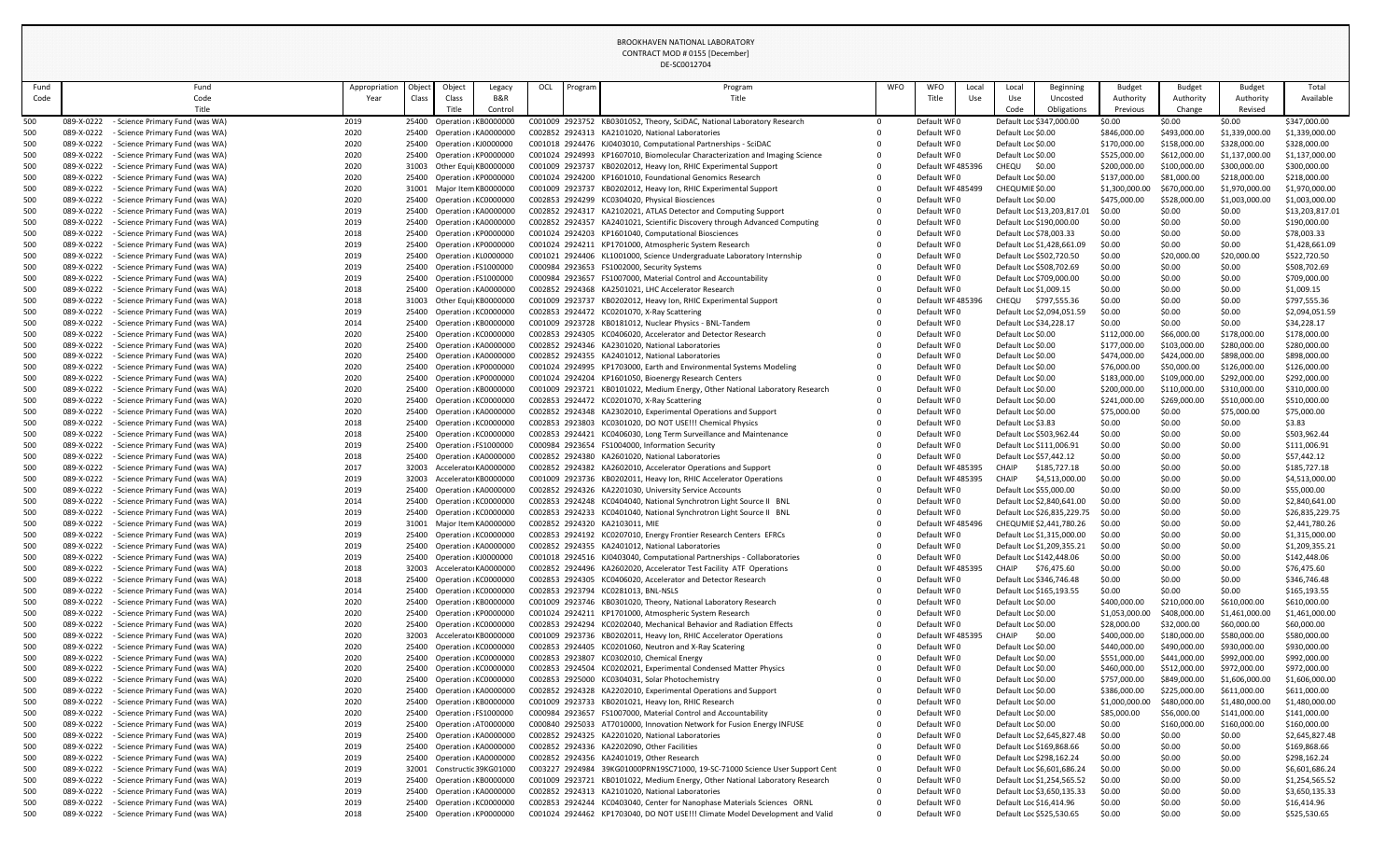BROOKHAVEN NATIONAL LABORATORY
CONTRACT MOD # 0155 [December]
DE-SC0012704

| Fund Code | Fund Code Title | Appropriation Year | Object Class | Object Class Title | Legacy B&R Control | OCL | Program | Program Title | WFO | WFO Title | Local Use | Local Use Code | Beginning Uncosted Obligations | Budget Authority Previous | Budget Authority Change | Budget Authority Revised | Total Available |
|---|---|---|---|---|---|---|---|---|---|---|---|---|---|---|---|---|---|
| 500 | 089-X-0222 - Science Primary Fund (was WA) | 2019 | 25400 | Operation KB0000000 | | C001009 | 2923752 | KB0301052, Theory, SciDAC, National Laboratory Research | 0 | Default WF0 | | Default Loc | $347,000.00 | $0.00 | $0.00 | $0.00 | $347,000.00 |
| 500 | 089-X-0222 - Science Primary Fund (was WA) | 2020 | 25400 | Operation KA0000000 | | C002852 | 2924313 | KA2101020, National Laboratories | 0 | Default WF0 | | Default Loc | $0.00 | $846,000.00 | $493,000.00 | $1,339,000.00 | $1,339,000.00 |
| 500 | 089-X-0222 - Science Primary Fund (was WA) | 2020 | 25400 | Operation KJ0000000 | | C001018 | 2924476 | KJ0403010, Computational Partnerships - SciDAC | 0 | Default WF0 | | Default Loc | $0.00 | $170,000.00 | $158,000.00 | $328,000.00 | $328,000.00 |
| 500 | 089-X-0222 - Science Primary Fund (was WA) | 2020 | 25400 | Operation KP0000000 | | C001024 | 2924993 | KP1607010, Biomolecular Characterization and Imaging Science | 0 | Default WF0 | | Default Loc | $0.00 | $525,000.00 | $612,000.00 | $1,137,000.00 | $1,137,000.00 |
| 500 | 089-X-0222 - Science Primary Fund (was WA) | 2020 | 31003 | Other Equi KB0000000 | | C001009 | 2923737 | KB0202012, Heavy Ion, RHIC Experimental Support | 0 | Default WF | 485396 | CHEQU | $0.00 | $200,000.00 | $100,000.00 | $300,000.00 | $300,000.00 |
| 500 | 089-X-0222 - Science Primary Fund (was WA) | 2020 | 25400 | Operation KP0000000 | | C001024 | 2924200 | KP1601010, Foundational Genomics Research | 0 | Default WF0 | | Default Loc | $0.00 | $137,000.00 | $81,000.00 | $218,000.00 | $218,000.00 |
| 500 | 089-X-0222 - Science Primary Fund (was WA) | 2020 | 31001 | Major Item KB0000000 | | C001009 | 2923737 | KB0202012, Heavy Ion, RHIC Experimental Support | 0 | Default WF | 485499 | CHEQUMIE | $0.00 | $1,300,000.00 | $670,000.00 | $1,970,000.00 | $1,970,000.00 |
| 500 | 089-X-0222 - Science Primary Fund (was WA) | 2020 | 25400 | Operation KC0000000 | | C002853 | 2924299 | KC0304020, Physical Biosciences | 0 | Default WF0 | | Default Loc | $0.00 | $475,000.00 | $528,000.00 | $1,003,000.00 | $1,003,000.00 |
| 500 | 089-X-0222 - Science Primary Fund (was WA) | 2019 | 25400 | Operation KA0000000 | | C002852 | 2924317 | KA2102021, ATLAS Detector and Computing Support | 0 | Default WF0 | | Default Loc | $13,203,817.01 | $0.00 | $0.00 | $0.00 | $13,203,817.01 |
| 500 | 089-X-0222 - Science Primary Fund (was WA) | 2019 | 25400 | Operation KA0000000 | | C002852 | 2924357 | KA2401021, Scientific Discovery through Advanced Computing | 0 | Default WF0 | | Default Loc | $190,000.00 | $0.00 | $0.00 | $0.00 | $190,000.00 |
| 500 | 089-X-0222 - Science Primary Fund (was WA) | 2018 | 25400 | Operation KP0000000 | | C001024 | 2924203 | KP1601040, Computational Biosciences | 0 | Default WF0 | | Default Loc | $78,003.33 | $0.00 | $0.00 | $0.00 | $78,003.33 |
| 500 | 089-X-0222 - Science Primary Fund (was WA) | 2019 | 25400 | Operation KP0000000 | | C001024 | 2924211 | KP1701000, Atmospheric System Research | 0 | Default WF0 | | Default Loc | $1,428,661.09 | $0.00 | $0.00 | $0.00 | $1,428,661.09 |
| 500 | 089-X-0222 - Science Primary Fund (was WA) | 2019 | 25400 | Operation KL0000000 | | C001021 | 2924406 | KL1001000, Science Undergraduate Laboratory Internship | 0 | Default WF0 | | Default Loc | $502,720.50 | $0.00 | $20,000.00 | $20,000.00 | $522,720.50 |
| 500 | 089-X-0222 - Science Primary Fund (was WA) | 2019 | 25400 | Operation FS1000000 | | C000984 | 2923653 | FS1002000, Security Systems | 0 | Default WF0 | | Default Loc | $508,702.69 | $0.00 | $0.00 | $0.00 | $508,702.69 |
| 500 | 089-X-0222 - Science Primary Fund (was WA) | 2019 | 25400 | Operation FS1000000 | | C000984 | 2923657 | FS1007000, Material Control and Accountability | 0 | Default WF0 | | Default Loc | $709,000.00 | $0.00 | $0.00 | $0.00 | $709,000.00 |
| 500 | 089-X-0222 - Science Primary Fund (was WA) | 2018 | 25400 | Operation KA0000000 | | C002852 | 2924368 | KA2501021, LHC Accelerator Research | 0 | Default WF0 | | Default Loc | $1,009.15 | $0.00 | $0.00 | $0.00 | $1,009.15 |
| 500 | 089-X-0222 - Science Primary Fund (was WA) | 2018 | 31003 | Other Equi KB0000000 | | C001009 | 2923737 | KB0202012, Heavy Ion, RHIC Experimental Support | 0 | Default WF | 485396 | CHEQU | $797,555.36 | $0.00 | $0.00 | $0.00 | $797,555.36 |
| 500 | 089-X-0222 - Science Primary Fund (was WA) | 2019 | 25400 | Operation KC0000000 | | C002853 | 2924472 | KC0201070, X-Ray Scattering | 0 | Default WF0 | | Default Loc | $2,094,051.59 | $0.00 | $0.00 | $0.00 | $2,094,051.59 |
| 500 | 089-X-0222 - Science Primary Fund (was WA) | 2014 | 25400 | Operation KB0000000 | | C001009 | 2923728 | KB0181012, Nuclear Physics - BNL-Tandem | 0 | Default WF0 | | Default Loc | $34,228.17 | $0.00 | $0.00 | $0.00 | $34,228.17 |
| 500 | 089-X-0222 - Science Primary Fund (was WA) | 2020 | 25400 | Operation KC0000000 | | C002853 | 2924305 | KC0406020, Accelerator and Detector Research | 0 | Default WF0 | | Default Loc | $0.00 | $112,000.00 | $66,000.00 | $178,000.00 | $178,000.00 |
| 500 | 089-X-0222 - Science Primary Fund (was WA) | 2020 | 25400 | Operation KA0000000 | | C002852 | 2924346 | KA2301020, National Laboratories | 0 | Default WF0 | | Default Loc | $0.00 | $177,000.00 | $103,000.00 | $280,000.00 | $280,000.00 |
| 500 | 089-X-0222 - Science Primary Fund (was WA) | 2020 | 25400 | Operation KA0000000 | | C002852 | 2924355 | KA2401012, National Laboratories | 0 | Default WF0 | | Default Loc | $0.00 | $474,000.00 | $424,000.00 | $898,000.00 | $898,000.00 |
| 500 | 089-X-0222 - Science Primary Fund (was WA) | 2020 | 25400 | Operation KP0000000 | | C001024 | 2924995 | KP1703000, Earth and Environmental Systems Modeling | 0 | Default WF0 | | Default Loc | $0.00 | $76,000.00 | $50,000.00 | $126,000.00 | $126,000.00 |
| 500 | 089-X-0222 - Science Primary Fund (was WA) | 2020 | 25400 | Operation KP0000000 | | C001024 | 2924204 | KP1601050, Bioenergy Research Centers | 0 | Default WF0 | | Default Loc | $0.00 | $183,000.00 | $109,000.00 | $292,000.00 | $292,000.00 |
| 500 | 089-X-0222 - Science Primary Fund (was WA) | 2020 | 25400 | Operation KB0000000 | | C001009 | 2923721 | KB0101022, Medium Energy, Other National Laboratory Research | 0 | Default WF0 | | Default Loc | $0.00 | $200,000.00 | $110,000.00 | $310,000.00 | $310,000.00 |
| 500 | 089-X-0222 - Science Primary Fund (was WA) | 2020 | 25400 | Operation KC0000000 | | C002853 | 2924472 | KC0201070, X-Ray Scattering | 0 | Default WF0 | | Default Loc | $0.00 | $241,000.00 | $269,000.00 | $510,000.00 | $510,000.00 |
| 500 | 089-X-0222 - Science Primary Fund (was WA) | 2020 | 25400 | Operation KA0000000 | | C002852 | 2924348 | KA2302010, Experimental Operations and Support | 0 | Default WF0 | | Default Loc | $0.00 | $75,000.00 | $0.00 | $75,000.00 | $75,000.00 |
| 500 | 089-X-0222 - Science Primary Fund (was WA) | 2018 | 25400 | Operation KC0000000 | | C002853 | 2923803 | KC0301020, DO NOT USE!!! Chemical Physics | 0 | Default WF0 | | Default Loc | $3.83 | $0.00 | $0.00 | $0.00 | $3.83 |
| 500 | 089-X-0222 - Science Primary Fund (was WA) | 2018 | 25400 | Operation KC0000000 | | C002853 | 2924421 | KC0406030, Long Term Surveillance and Maintenance | 0 | Default WF0 | | Default Loc | $503,962.44 | $0.00 | $0.00 | $0.00 | $503,962.44 |
| 500 | 089-X-0222 - Science Primary Fund (was WA) | 2019 | 25400 | Operation FS1000000 | | C000984 | 2923654 | FS1004000, Information Security | 0 | Default WF0 | | Default Loc | $111,006.91 | $0.00 | $0.00 | $0.00 | $111,006.91 |
| 500 | 089-X-0222 - Science Primary Fund (was WA) | 2018 | 25400 | Operation KA0000000 | | C002852 | 2924380 | KA2601020, National Laboratories | 0 | Default WF0 | | Default Loc | $57,442.12 | $0.00 | $0.00 | $0.00 | $57,442.12 |
| 500 | 089-X-0222 - Science Primary Fund (was WA) | 2017 | 32003 | Accelerator KA0000000 | | C002852 | 2924382 | KA2602010, Accelerator Operations and Support | 0 | Default WF | 485395 | CHAIP | $185,727.18 | $0.00 | $0.00 | $0.00 | $185,727.18 |
| 500 | 089-X-0222 - Science Primary Fund (was WA) | 2019 | 32003 | Accelerator KB0000000 | | C001009 | 2923736 | KB0202011, Heavy Ion, RHIC Accelerator Operations | 0 | Default WF | 485395 | CHAIP | $4,513,000.00 | $0.00 | $0.00 | $0.00 | $4,513,000.00 |
| 500 | 089-X-0222 - Science Primary Fund (was WA) | 2019 | 25400 | Operation KA0000000 | | C002852 | 2924326 | KA2201030, University Service Accounts | 0 | Default WF0 | | Default Loc | $55,000.00 | $0.00 | $0.00 | $0.00 | $55,000.00 |
| 500 | 089-X-0222 - Science Primary Fund (was WA) | 2014 | 25400 | Operation KC0000000 | | C002853 | 2924248 | KC0404040, National Synchrotron Light Source II BNL | 0 | Default WF0 | | Default Loc | $2,840,641.00 | $0.00 | $0.00 | $0.00 | $2,840,641.00 |
| 500 | 089-X-0222 - Science Primary Fund (was WA) | 2019 | 25400 | Operation KC0000000 | | C002853 | 2924233 | KC0401040, National Synchrotron Light Source II BNL | 0 | Default WF0 | | Default Loc | $26,835,229.75 | $0.00 | $0.00 | $0.00 | $26,835,229.75 |
| 500 | 089-X-0222 - Science Primary Fund (was WA) | 2019 | 31001 | Major Item KA0000000 | | C002852 | 2924320 | KA2103011, MIE | 0 | Default WF | 485496 | CHEQUMIE | $2,441,780.26 | $0.00 | $0.00 | $0.00 | $2,441,780.26 |
| 500 | 089-X-0222 - Science Primary Fund (was WA) | 2019 | 25400 | Operation KC0000000 | | C002853 | 2924192 | KC0207010, Energy Frontier Research Centers EFRCs | 0 | Default WF0 | | Default Loc | $1,315,000.00 | $0.00 | $0.00 | $0.00 | $1,315,000.00 |
| 500 | 089-X-0222 - Science Primary Fund (was WA) | 2019 | 25400 | Operation KA0000000 | | C002852 | 2924355 | KA2401012, National Laboratories | 0 | Default WF0 | | Default Loc | $1,209,355.21 | $0.00 | $0.00 | $0.00 | $1,209,355.21 |
| 500 | 089-X-0222 - Science Primary Fund (was WA) | 2019 | 25400 | Operation KJ0000000 | | C001018 | 2924516 | KJ0403040, Computational Partnerships - Collaboratories | 0 | Default WF0 | | Default Loc | $142,448.06 | $0.00 | $0.00 | $0.00 | $142,448.06 |
| 500 | 089-X-0222 - Science Primary Fund (was WA) | 2018 | 32003 | Accelerator KA0000000 | | C002852 | 2924496 | KA2602020, Accelerator Test Facility ATF Operations | 0 | Default WF | 485395 | CHAIP | $76,475.60 | $0.00 | $0.00 | $0.00 | $76,475.60 |
| 500 | 089-X-0222 - Science Primary Fund (was WA) | 2018 | 25400 | Operation KC0000000 | | C002853 | 2924305 | KC0406020, Accelerator and Detector Research | 0 | Default WF0 | | Default Loc | $346,746.48 | $0.00 | $0.00 | $0.00 | $346,746.48 |
| 500 | 089-X-0222 - Science Primary Fund (was WA) | 2014 | 25400 | Operation KC0000000 | | C002853 | 2923794 | KC0281013, BNL-NSLS | 0 | Default WF0 | | Default Loc | $165,193.55 | $0.00 | $0.00 | $0.00 | $165,193.55 |
| 500 | 089-X-0222 - Science Primary Fund (was WA) | 2020 | 25400 | Operation KB0000000 | | C001009 | 2923746 | KB0301020, Theory, National Laboratory Research | 0 | Default WF0 | | Default Loc | $0.00 | $400,000.00 | $210,000.00 | $610,000.00 | $610,000.00 |
| 500 | 089-X-0222 - Science Primary Fund (was WA) | 2020 | 25400 | Operation KP0000000 | | C001024 | 2924211 | KP1701000, Atmospheric System Research | 0 | Default WF0 | | Default Loc | $0.00 | $1,053,000.00 | $408,000.00 | $1,461,000.00 | $1,461,000.00 |
| 500 | 089-X-0222 - Science Primary Fund (was WA) | 2020 | 25400 | Operation KC0000000 | | C002853 | 2924294 | KC0202040, Mechanical Behavior and Radiation Effects | 0 | Default WF0 | | Default Loc | $0.00 | $28,000.00 | $32,000.00 | $60,000.00 | $60,000.00 |
| 500 | 089-X-0222 - Science Primary Fund (was WA) | 2020 | 32003 | Accelerator KB0000000 | | C001009 | 2923736 | KB0202011, Heavy Ion, RHIC Accelerator Operations | 0 | Default WF | 485395 | CHAIP | $0.00 | $400,000.00 | $180,000.00 | $580,000.00 | $580,000.00 |
| 500 | 089-X-0222 - Science Primary Fund (was WA) | 2020 | 25400 | Operation KC0000000 | | C002853 | 2924405 | KC0201060, Neutron and X-Ray Scatering | 0 | Default WF0 | | Default Loc | $0.00 | $440,000.00 | $490,000.00 | $930,000.00 | $930,000.00 |
| 500 | 089-X-0222 - Science Primary Fund (was WA) | 2020 | 25400 | Operation KC0000000 | | C002853 | 2923807 | KC0302010, Chemical Energy | 0 | Default WF0 | | Default Loc | $0.00 | $551,000.00 | $441,000.00 | $992,000.00 | $992,000.00 |
| 500 | 089-X-0222 - Science Primary Fund (was WA) | 2020 | 25400 | Operation KC0000000 | | C002853 | 2924504 | KC0202021, Experimental Condensed Matter Physics | 0 | Default WF0 | | Default Loc | $0.00 | $460,000.00 | $512,000.00 | $972,000.00 | $972,000.00 |
| 500 | 089-X-0222 - Science Primary Fund (was WA) | 2020 | 25400 | Operation KC0000000 | | C002853 | 2925000 | KC0304031, Solar Photochemistry | 0 | Default WF0 | | Default Loc | $0.00 | $757,000.00 | $849,000.00 | $1,606,000.00 | $1,606,000.00 |
| 500 | 089-X-0222 - Science Primary Fund (was WA) | 2020 | 25400 | Operation KA0000000 | | C002852 | 2924328 | KA2202010, Experimental Operations and Support | 0 | Default WF0 | | Default Loc | $0.00 | $386,000.00 | $225,000.00 | $611,000.00 | $611,000.00 |
| 500 | 089-X-0222 - Science Primary Fund (was WA) | 2020 | 25400 | Operation KB0000000 | | C001009 | 2923733 | KB0201021, Heavy Ion, RHIC Research | 0 | Default WF0 | | Default Loc | $0.00 | $1,000,000.00 | $480,000.00 | $1,480,000.00 | $1,480,000.00 |
| 500 | 089-X-0222 - Science Primary Fund (was WA) | 2020 | 25400 | Operation FS1000000 | | C000984 | 2923657 | FS1007000, Material Control and Accountability | 0 | Default WF0 | | Default Loc | $0.00 | $85,000.00 | $56,000.00 | $141,000.00 | $141,000.00 |
| 500 | 089-X-0222 - Science Primary Fund (was WA) | 2019 | 25400 | Operation AT0000000 | | C000840 | 2925033 | AT7010000, Innovation Network for Fusion Energy INFUSE | 0 | Default WF0 | | Default Loc | $0.00 | $0.00 | $160,000.00 | $160,000.00 | $160,000.00 |
| 500 | 089-X-0222 - Science Primary Fund (was WA) | 2019 | 25400 | Operation KA0000000 | | C002852 | 2924325 | KA2201020, National Laboratories | 0 | Default WF0 | | Default Loc | $2,645,827.48 | $0.00 | $0.00 | $0.00 | $2,645,827.48 |
| 500 | 089-X-0222 - Science Primary Fund (was WA) | 2019 | 25400 | Operation KA0000000 | | C002852 | 2924336 | KA2202090, Other Facilities | 0 | Default WF0 | | Default Loc | $169,868.66 | $0.00 | $0.00 | $0.00 | $169,868.66 |
| 500 | 089-X-0222 - Science Primary Fund (was WA) | 2019 | 25400 | Operation KA0000000 | | C002852 | 2924356 | KA2401019, Other Research | 0 | Default WF0 | | Default Loc | $298,162.24 | $0.00 | $0.00 | $0.00 | $298,162.24 |
| 500 | 089-X-0222 - Science Primary Fund (was WA) | 2019 | 32001 | Constructic 39KG01000 | | C003227 | 2924984 | 39KG01000PRN19SC71000, 19-SC-71000 Science User Support Cent | 0 | Default WF0 | | Default Loc | $6,601,686.24 | $0.00 | $0.00 | $0.00 | $6,601,686.24 |
| 500 | 089-X-0222 - Science Primary Fund (was WA) | 2019 | 25400 | Operation KB0000000 | | C001009 | 2923721 | KB0101022, Medium Energy, Other National Laboratory Research | 0 | Default WF0 | | Default Loc | $1,254,565.52 | $0.00 | $0.00 | $0.00 | $1,254,565.52 |
| 500 | 089-X-0222 - Science Primary Fund (was WA) | 2019 | 25400 | Operation KA0000000 | | C002852 | 2924313 | KA2101020, National Laboratories | 0 | Default WF0 | | Default Loc | $3,650,135.33 | $0.00 | $0.00 | $0.00 | $3,650,135.33 |
| 500 | 089-X-0222 - Science Primary Fund (was WA) | 2019 | 25400 | Operation KC0000000 | | C002853 | 2924244 | KC0403040, Center for Nanophase Materials Sciences ORNL | 0 | Default WF0 | | Default Loc | $16,414.96 | $0.00 | $0.00 | $0.00 | $16,414.96 |
| 500 | 089-X-0222 - Science Primary Fund (was WA) | 2018 | 25400 | Operation KP0000000 | | C001024 | 2924462 | KP1703040, DO NOT USE!!! Climate Model Development and Valid | 0 | Default WF0 | | Default Loc | $525,530.65 | $0.00 | $0.00 | $0.00 | $525,530.65 |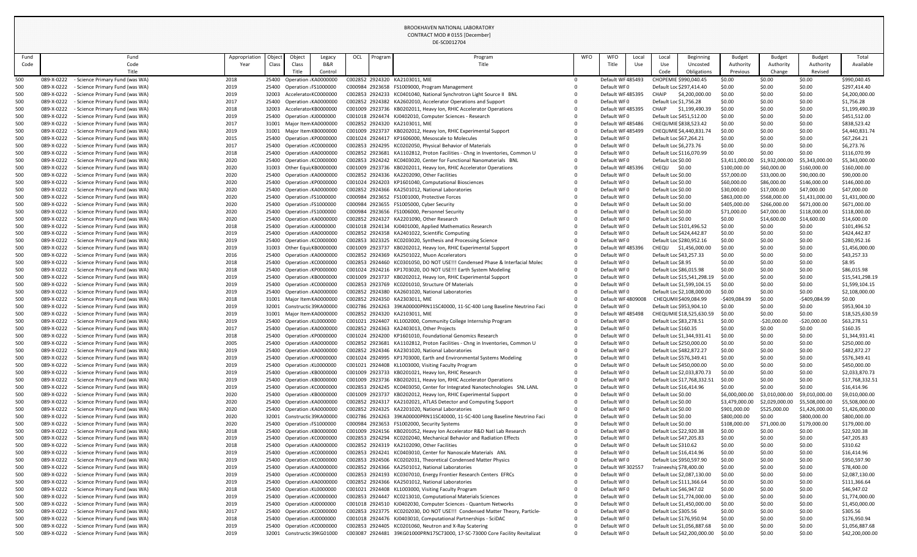BROOKHAVEN NATIONAL LABORATORY
CONTRACT MOD # 0155 [December]
DE-SC0012704

| Fund Code | Fund Code Title | Appropriation Year | Object Class | Object Class Title | Legacy B&R Control | OCL | Program | Program Title | WFO | WFO Title | Local Use | Local Use Code | Beginning Uncosted Obligations | Budget Authority Previous | Budget Authority Change | Budget Authority Revised | Total Available |
|---|---|---|---|---|---|---|---|---|---|---|---|---|---|---|---|---|---|
| 500 | 089-X-0222 - Science Primary Fund (was WA) | 2018 | 25400 | Operation | KA0000000 | C002852 | 2924320 | KA2103011, MIE | 0 | Default WF | 485493 | CHOPEMIE | $990,040.45 | $0.00 | $0.00 | $0.00 | $990,040.45 |
| 500 | 089-X-0222 - Science Primary Fund (was WA) | 2019 | 25400 | Operation | FS1000000 | C000984 | 2923658 | FS1009000, Program Management | 0 | Default WF | 0 | Default Loc | $297,414.40 | $0.00 | $0.00 | $0.00 | $297,414.40 |
| 500 | 089-X-0222 - Science Primary Fund (was WA) | 2019 | 32003 | Accelerator | KC0000000 | C002853 | 2924233 | KC0401040, National Synchrotron Light Source II BNL | 0 | Default WF | 485395 | CHAIP | $4,200,000.00 | $0.00 | $0.00 | $0.00 | $4,200,000.00 |
| 500 | 089-X-0222 - Science Primary Fund (was WA) | 2017 | 25400 | Operation | KA0000000 | C002852 | 2924382 | KA2602010, Accelerator Operations and Support | 0 | Default WF | 0 | Default Loc | $1,756.28 | $0.00 | $0.00 | $0.00 | $1,756.28 |
| 500 | 089-X-0222 - Science Primary Fund (was WA) | 2018 | 32003 | Accelerator | KB0000000 | C001009 | 2923736 | KB0202011, Heavy Ion, RHIC Accelerator Operations | 0 | Default WF | 485395 | CHAIP | $1,199,490.39 | $0.00 | $0.00 | $0.00 | $1,199,490.39 |
| 500 | 089-X-0222 - Science Primary Fund (was WA) | 2019 | 25400 | Operation | KJ0000000 | C001018 | 2924474 | KJ0402010, Computer Sciences - Research | 0 | Default WF | 0 | Default Loc | $451,512.00 | $0.00 | $0.00 | $0.00 | $451,512.00 |
| 500 | 089-X-0222 - Science Primary Fund (was WA) | 2017 | 31001 | Major Item | KA0000000 | C002852 | 2924320 | KA2103011, MIE | 0 | Default WF | 485486 | CHEQUMIE | $838,523.42 | $0.00 | $0.00 | $0.00 | $838,523.42 |
| 500 | 089-X-0222 - Science Primary Fund (was WA) | 2019 | 31001 | Major Item | KB0000000 | C001009 | 2923737 | KB0202012, Heavy Ion, RHIC Experimental Support | 0 | Default WF | 485499 | CHEQUMIE | $4,440,831.74 | $0.00 | $0.00 | $0.00 | $4,440,831.74 |
| 500 | 089-X-0222 - Science Primary Fund (was WA) | 2015 | 25400 | Operation | KP0000000 | C001024 | 2924417 | KP1606000, Mesoscale to Molecules | 0 | Default WF | 0 | Default Loc | $67,264.21 | $0.00 | $0.00 | $0.00 | $67,264.21 |
| 500 | 089-X-0222 - Science Primary Fund (was WA) | 2017 | 25400 | Operation | KC0000000 | C002853 | 2924295 | KC0202050, Physical Behavior of Materials | 0 | Default WF | 0 | Default Loc | $6,273.76 | $0.00 | $0.00 | $0.00 | $6,273.76 |
| 500 | 089-X-0222 - Science Primary Fund (was WA) | 2018 | 25400 | Operation | KA0000000 | C002852 | 2923681 | KA1102812, Proton Facilities - Chng in Inventories, Common U | 0 | Default WF | 0 | Default Loc | $116,070.99 | $0.00 | $0.00 | $0.00 | $116,070.99 |
| 500 | 089-X-0222 - Science Primary Fund (was WA) | 2020 | 25400 | Operation | KC0000000 | C002853 | 2924242 | KC0403020, Center for Functional Nanomaterials BNL | 0 | Default WF | 0 | Default Loc | $0.00 | $3,411,000.00 | $1,932,000.00 | $5,343,000.00 | $5,343,000.00 |
| 500 | 089-X-0222 - Science Primary Fund (was WA) | 2020 | 31003 | Other Equi | KB0000000 | C001009 | 2923736 | KB0202011, Heavy Ion, RHIC Accelerator Operations | 0 | Default WF | 485396 | CHEQU | $0.00 | $100,000.00 | $60,000.00 | $160,000.00 | $160,000.00 |
| 500 | 089-X-0222 - Science Primary Fund (was WA) | 2020 | 25400 | Operation | KA0000000 | C002852 | 2924336 | KA2202090, Other Facilities | 0 | Default WF | 0 | Default Loc | $0.00 | $57,000.00 | $33,000.00 | $90,000.00 | $90,000.00 |
| 500 | 089-X-0222 - Science Primary Fund (was WA) | 2020 | 25400 | Operation | KP0000000 | C001024 | 2924203 | KP1601040, Computational Biosciences | 0 | Default WF | 0 | Default Loc | $0.00 | $60,000.00 | $86,000.00 | $146,000.00 | $146,000.00 |
| 500 | 089-X-0222 - Science Primary Fund (was WA) | 2020 | 25400 | Operation | KA0000000 | C002852 | 2924366 | KA2501012, National Laboratories | 0 | Default WF | 0 | Default Loc | $0.00 | $30,000.00 | $17,000.00 | $47,000.00 | $47,000.00 |
| 500 | 089-X-0222 - Science Primary Fund (was WA) | 2020 | 25400 | Operation | FS1000000 | C000984 | 2923652 | FS1001000, Protective Forces | 0 | Default WF | 0 | Default Loc | $0.00 | $863,000.00 | $568,000.00 | $1,431,000.00 | $1,431,000.00 |
| 500 | 089-X-0222 - Science Primary Fund (was WA) | 2020 | 25400 | Operation | FS1000000 | C000984 | 2923655 | FS1005000, Cyber Security | 0 | Default WF | 0 | Default Loc | $0.00 | $405,000.00 | $266,000.00 | $671,000.00 | $671,000.00 |
| 500 | 089-X-0222 - Science Primary Fund (was WA) | 2020 | 25400 | Operation | FS1000000 | C000984 | 2923656 | FS1006000, Personnel Security | 0 | Default WF | 0 | Default Loc | $0.00 | $71,000.00 | $47,000.00 | $118,000.00 | $118,000.00 |
| 500 | 089-X-0222 - Science Primary Fund (was WA) | 2020 | 25400 | Operation | KA0000000 | C002852 | 2924327 | KA2201090, Other Research | 0 | Default WF | 0 | Default Loc | $0.00 | $0.00 | $14,600.00 | $14,600.00 | $14,600.00 |
| 500 | 089-X-0222 - Science Primary Fund (was WA) | 2018 | 25400 | Operation | KJ0000000 | C001018 | 2924134 | KJ0401000, Applied Mathematics Research | 0 | Default WF | 0 | Default Loc | $101,496.52 | $0.00 | $0.00 | $0.00 | $101,496.52 |
| 500 | 089-X-0222 - Science Primary Fund (was WA) | 2019 | 25400 | Operation | KA0000000 | C002852 | 2924358 | KA2401022, Scientific Computing | 0 | Default WF | 0 | Default Loc | $424,442.87 | $0.00 | $0.00 | $0.00 | $424,442.87 |
| 500 | 089-X-0222 - Science Primary Fund (was WA) | 2019 | 25400 | Operation | KC0000000 | C002853 | 3023325 | KC0203020, Synthesis and Processing Science | 0 | Default WF | 0 | Default Loc | $280,952.16 | $0.00 | $0.00 | $0.00 | $280,952.16 |
| 500 | 089-X-0222 - Science Primary Fund (was WA) | 2019 | 31003 | Other Equi | KB0000000 | C001009 | 2923737 | KB0202012, Heavy Ion, RHIC Experimental Support | 0 | Default WF | 485396 | CHEQU | $1,456,000.00 | $0.00 | $0.00 | $0.00 | $1,456,000.00 |
| 500 | 089-X-0222 - Science Primary Fund (was WA) | 2016 | 25400 | Operation | KA0000000 | C002852 | 2924369 | KA2501022, Muon Accelerators | 0 | Default WF | 0 | Default Loc | $43,257.33 | $0.00 | $0.00 | $0.00 | $43,257.33 |
| 500 | 089-X-0222 - Science Primary Fund (was WA) | 2018 | 25400 | Operation | KC0000000 | C002853 | 2924460 | KC0301050, DO NOT USE!!! Condensed Phase & Interfacial Molec | 0 | Default WF | 0 | Default Loc | $8.95 | $0.00 | $0.00 | $0.00 | $8.95 |
| 500 | 089-X-0222 - Science Primary Fund (was WA) | 2018 | 25400 | Operation | KP0000000 | C001024 | 2924216 | KP1703020, DO NOT USE!!! Earth System Modeling | 0 | Default WF | 0 | Default Loc | $86,015.98 | $0.00 | $0.00 | $0.00 | $86,015.98 |
| 500 | 089-X-0222 - Science Primary Fund (was WA) | 2019 | 25400 | Operation | KB0000000 | C001009 | 2923737 | KB0202012, Heavy Ion, RHIC Experimental Support | 0 | Default WF | 0 | Default Loc | $15,541,298.19 | $0.00 | $0.00 | $0.00 | $15,541,298.19 |
| 500 | 089-X-0222 - Science Primary Fund (was WA) | 2019 | 25400 | Operation | KC0000000 | C002853 | 2923769 | KC0201010, Structure Of Materials | 0 | Default WF | 0 | Default Loc | $1,599,104.15 | $0.00 | $0.00 | $0.00 | $1,599,104.15 |
| 500 | 089-X-0222 - Science Primary Fund (was WA) | 2019 | 25400 | Operation | KA0000000 | C002852 | 2924380 | KA2601020, National Laboratories | 0 | Default WF | 0 | Default Loc | $2,108,000.00 | $0.00 | $0.00 | $0.00 | $2,108,000.00 |
| 500 | 089-X-0222 - Science Primary Fund (was WA) | 2018 | 31001 | Major Item | KA0000000 | C002852 | 2924350 | KA2303011, MIE | 0 | Default WF | 4809008 | CHEQUMIE | $409,084.99 | -$409,084.99 | $0.00 | -$409,084.99 | $0.00 |
| 500 | 089-X-0222 - Science Primary Fund (was WA) | 2019 | 32001 | Constructio | 39KA00000 | C002786 | 2924263 | 39KA00000PRN11SC40000, 11-SC-400 Long Baseline Neutrino Faci | 0 | Default WF | 0 | Default Loc | $953,904.10 | $0.00 | $0.00 | $0.00 | $953,904.10 |
| 500 | 089-X-0222 - Science Primary Fund (was WA) | 2019 | 31001 | Major Item | KA0000000 | C002852 | 2924320 | KA2103011, MIE | 0 | Default WF | 485498 | CHEQUMIE | $18,525,630.59 | $0.00 | $0.00 | $0.00 | $18,525,630.59 |
| 500 | 089-X-0222 - Science Primary Fund (was WA) | 2019 | 25400 | Operation | KL0000000 | C001021 | 2924407 | KL1002000, Community College Internship Program | 0 | Default WF | 0 | Default Loc | $83,278.51 | $0.00 | -$20,000.00 | -$20,000.00 | $63,278.51 |
| 500 | 089-X-0222 - Science Primary Fund (was WA) | 2017 | 25400 | Operation | KA0000000 | C002852 | 2924363 | KA2403013, Other Projects | 0 | Default WF | 0 | Default Loc | $160.35 | $0.00 | $0.00 | $0.00 | $160.35 |
| 500 | 089-X-0222 - Science Primary Fund (was WA) | 2018 | 25400 | Operation | KP0000000 | C001024 | 2924200 | KP1601010, Foundational Genomics Research | 0 | Default WF | 0 | Default Loc | $1,344,931.41 | $0.00 | $0.00 | $0.00 | $1,344,931.41 |
| 500 | 089-X-0222 - Science Primary Fund (was WA) | 2005 | 25400 | Operation | KA0000000 | C002852 | 2923681 | KA1102812, Proton Facilities - Chng in Inventories, Common U | 0 | Default WF | 0 | Default Loc | $250,000.00 | $0.00 | $0.00 | $0.00 | $250,000.00 |
| 500 | 089-X-0222 - Science Primary Fund (was WA) | 2019 | 25400 | Operation | KA0000000 | C002852 | 2924346 | KA2301020, National Laboratories | 0 | Default WF | 0 | Default Loc | $482,872.27 | $0.00 | $0.00 | $0.00 | $482,872.27 |
| 500 | 089-X-0222 - Science Primary Fund (was WA) | 2019 | 25400 | Operation | KP0000000 | C001024 | 2924995 | KP1703000, Earth and Environmental Systems Modeling | 0 | Default WF | 0 | Default Loc | $576,349.41 | $0.00 | $0.00 | $0.00 | $576,349.41 |
| 500 | 089-X-0222 - Science Primary Fund (was WA) | 2019 | 25400 | Operation | KL0000000 | C001021 | 2924408 | KL1003000, Visiting Faculty Program | 0 | Default WF | 0 | Default Loc | $450,000.00 | $0.00 | $0.00 | $0.00 | $450,000.00 |
| 500 | 089-X-0222 - Science Primary Fund (was WA) | 2019 | 25400 | Operation | KB0000000 | C001009 | 2923733 | KB0201021, Heavy Ion, RHIC Research | 0 | Default WF | 0 | Default Loc | $2,033,870.73 | $0.00 | $0.00 | $0.00 | $2,033,870.73 |
| 500 | 089-X-0222 - Science Primary Fund (was WA) | 2019 | 25400 | Operation | KB0000000 | C001009 | 2923736 | KB0202011, Heavy Ion, RHIC Accelerator Operations | 0 | Default WF | 0 | Default Loc | $17,768,332.51 | $0.00 | $0.00 | $0.00 | $17,768,332.51 |
| 500 | 089-X-0222 - Science Primary Fund (was WA) | 2019 | 25400 | Operation | KC0000000 | C002853 | 2924245 | KC0403050, Center for Integrated Nanotechnologies SNL LANL | 0 | Default WF | 0 | Default Loc | $16,414.96 | $0.00 | $0.00 | $0.00 | $16,414.96 |
| 500 | 089-X-0222 - Science Primary Fund (was WA) | 2020 | 25400 | Operation | KB0000000 | C001009 | 2923737 | KB0202012, Heavy Ion, RHIC Experimental Support | 0 | Default WF | 0 | Default Loc | $0.00 | $6,000,000.00 | $3,010,000.00 | $9,010,000.00 | $9,010,000.00 |
| 500 | 089-X-0222 - Science Primary Fund (was WA) | 2020 | 25400 | Operation | KA0000000 | C002852 | 2924317 | KA2102021, ATLAS Detector and Computing Support | 0 | Default WF | 0 | Default Loc | $0.00 | $3,479,000.00 | $2,029,000.00 | $5,508,000.00 | $5,508,000.00 |
| 500 | 089-X-0222 - Science Primary Fund (was WA) | 2020 | 25400 | Operation | KA0000000 | C002852 | 2924325 | KA2201020, National Laboratories | 0 | Default WF | 0 | Default Loc | $0.00 | $901,000.00 | $525,000.00 | $1,426,000.00 | $1,426,000.00 |
| 500 | 089-X-0222 - Science Primary Fund (was WA) | 2020 | 32001 | Constructio | 39KA00000 | C002786 | 2924263 | 39KA00000PRN11SC40000, 11-SC-400 Long Baseline Neutrino Faci | 0 | Default WF | 0 | Default Loc | $0.00 | $800,000.00 | $0.00 | $800,000.00 | $800,000.00 |
| 500 | 089-X-0222 - Science Primary Fund (was WA) | 2020 | 25400 | Operation | FS1000000 | C000984 | 2923653 | FS1002000, Security Systems | 0 | Default WF | 0 | Default Loc | $0.00 | $108,000.00 | $71,000.00 | $179,000.00 | $179,000.00 |
| 500 | 089-X-0222 - Science Primary Fund (was WA) | 2018 | 25400 | Operation | KB0000000 | C001009 | 2924156 | KB0201052, Heavy Ion Accelerator R&D Natl Lab Research | 0 | Default WF | 0 | Default Loc | $22,920.38 | $0.00 | $0.00 | $0.00 | $22,920.38 |
| 500 | 089-X-0222 - Science Primary Fund (was WA) | 2019 | 25400 | Operation | KC0000000 | C002853 | 2924294 | KC0202040, Mechanical Behavior and Radiation Effects | 0 | Default WF | 0 | Default Loc | $47,205.83 | $0.00 | $0.00 | $0.00 | $47,205.83 |
| 500 | 089-X-0222 - Science Primary Fund (was WA) | 2018 | 25400 | Operation | KA0000000 | C002852 | 2924319 | KA2102090, Other Facilities | 0 | Default WF | 0 | Default Loc | $310.62 | $0.00 | $0.00 | $0.00 | $310.62 |
| 500 | 089-X-0222 - Science Primary Fund (was WA) | 2019 | 25400 | Operation | KC0000000 | C002853 | 2924241 | KC0403010, Center for Nanoscale Materials ANL | 0 | Default WF | 0 | Default Loc | $16,414.96 | $0.00 | $0.00 | $0.00 | $16,414.96 |
| 500 | 089-X-0222 - Science Primary Fund (was WA) | 2019 | 25400 | Operation | KC0000000 | C002853 | 2924506 | KC0202031, Theoretical Condensed Matter Physics | 0 | Default WF | 0 | Default Loc | $950,597.90 | $0.00 | $0.00 | $0.00 | $950,597.90 |
| 500 | 089-X-0222 - Science Primary Fund (was WA) | 2019 | 25400 | Operation | KA0000000 | C002852 | 2924366 | KA2501012, National Laboratories | 0 | Default WF | 302557 | Traineeshi | $78,400.00 | $0.00 | $0.00 | $0.00 | $78,400.00 |
| 500 | 089-X-0222 - Science Primary Fund (was WA) | 2019 | 25400 | Operation | KC0000000 | C002853 | 2924193 | KC0307010, Energy Frontier Research Centers EFRCs | 0 | Default WF | 0 | Default Loc | $2,087,130.00 | $0.00 | $0.00 | $0.00 | $2,087,130.00 |
| 500 | 089-X-0222 - Science Primary Fund (was WA) | 2019 | 25400 | Operation | KA0000000 | C002852 | 2924366 | KA2501012, National Laboratories | 0 | Default WF | 0 | Default Loc | $111,366.64 | $0.00 | $0.00 | $0.00 | $111,366.64 |
| 500 | 089-X-0222 - Science Primary Fund (was WA) | 2018 | 25400 | Operation | KL0000000 | C001021 | 2924408 | KL1003000, Visiting Faculty Program | 0 | Default WF | 0 | Default Loc | $46,947.02 | $0.00 | $0.00 | $0.00 | $46,947.02 |
| 500 | 089-X-0222 - Science Primary Fund (was WA) | 2019 | 25400 | Operation | KC0000000 | C002853 | 2924447 | KC0213010, Computational Materials Sciences | 0 | Default WF | 0 | Default Loc | $1,774,000.00 | $0.00 | $0.00 | $0.00 | $1,774,000.00 |
| 500 | 089-X-0222 - Science Primary Fund (was WA) | 2019 | 25400 | Operation | KJ0000000 | C001018 | 2924510 | KJ0402030, Computer Sciences - Quantum Networks | 0 | Default WF | 0 | Default Loc | $1,450,000.00 | $0.00 | $0.00 | $0.00 | $1,450,000.00 |
| 500 | 089-X-0222 - Science Primary Fund (was WA) | 2017 | 25400 | Operation | KC0000000 | C002853 | 2923775 | KC0202030, DO NOT USE!!! Condensed Matter Theory, Particle- | 0 | Default WF | 0 | Default Loc | $305.56 | $0.00 | $0.00 | $0.00 | $305.56 |
| 500 | 089-X-0222 - Science Primary Fund (was WA) | 2018 | 25400 | Operation | KJ0000000 | C001018 | 2924476 | KJ0403010, Computational Partnerships - SciDAC | 0 | Default WF | 0 | Default Loc | $176,950.94 | $0.00 | $0.00 | $0.00 | $176,950.94 |
| 500 | 089-X-0222 - Science Primary Fund (was WA) | 2019 | 25400 | Operation | KC0000000 | C002853 | 2924405 | KC0201060, Neutron and X-Ray Scatering | 0 | Default WF | 0 | Default Loc | $1,056,887.68 | $0.00 | $0.00 | $0.00 | $1,056,887.68 |
| 500 | 089-X-0222 - Science Primary Fund (was WA) | 2019 | 32001 | Constructio | 39KG01000 | C003087 | 2924481 | 39KG01000PRN17SC73000, 17-SC-73000 Core Facility Revitalizat | 0 | Default WF | 0 | Default Loc | $42,200,000.00 | $0.00 | $0.00 | $0.00 | $42,200,000.00 |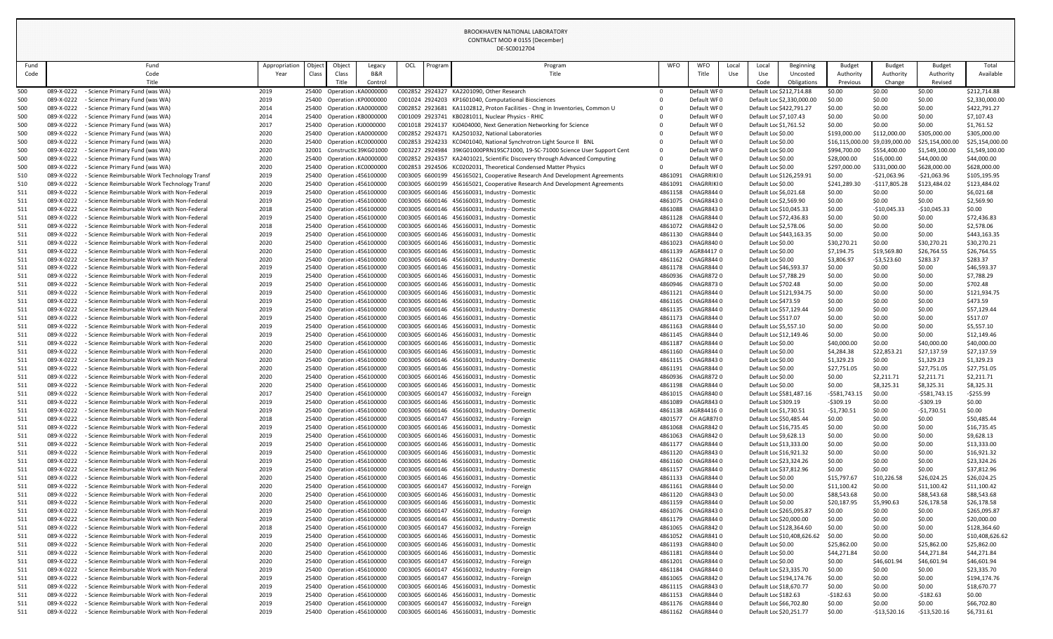BROOKHAVEN NATIONAL LABORATORY
CONTRACT MOD # 0155 [December]
DE-SC0012704

| Fund Code | Fund Code Title | Appropriation Year | Object Class | Object Class Title | Legacy B&R Control | OCL | Program | Program Title | WFO | WFO Title | Local Use | Local Use Code | Beginning Uncosted Obligations | Budget Authority Previous | Budget Authority Change | Budget Authority Revised | Total Available |
|---|---|---|---|---|---|---|---|---|---|---|---|---|---|---|---|---|---|
| 500 | 089-X-0222 - Science Primary Fund (was WA) | 2019 | 25400 | Operation | KA0000000 | C002852 | 2924327 | KA2201090, Other Research | 0 | Default WF | 0 | Default Loc | $212,714.88 | $0.00 | $0.00 | $0.00 | $212,714.88 |
| 500 | 089-X-0222 - Science Primary Fund (was WA) | 2019 | 25400 | Operation | KP0000000 | C001024 | 2924203 | KP1601040, Computational Biosciences | 0 | Default WF | 0 | Default Loc | $2,330,000.00 | $0.00 | $0.00 | $0.00 | $2,330,000.00 |
| 500 | 089-X-0222 - Science Primary Fund (was WA) | 2014 | 25400 | Operation | KA0000000 | C002852 | 2923681 | KA1102812, Proton Facilities - Chng in Inventories, Common U | 0 | Default WF | 0 | Default Loc | $422,791.27 | $0.00 | $0.00 | $0.00 | $422,791.27 |
| 500 | 089-X-0222 - Science Primary Fund (was WA) | 2014 | 25400 | Operation | KB0000000 | C001009 | 2923741 | KB0281011, Nuclear Physics - RHIC | 0 | Default WF | 0 | Default Loc | $7,107.43 | $0.00 | $0.00 | $0.00 | $7,107.43 |
| 500 | 089-X-0222 - Science Primary Fund (was WA) | 2017 | 25400 | Operation | KJ0000000 | C001018 | 2924137 | KJ0404000, Next Generation Networking for Science | 0 | Default WF | 0 | Default Loc | $1,761.52 | $0.00 | $0.00 | $0.00 | $1,761.52 |
| 500 | 089-X-0222 - Science Primary Fund (was WA) | 2020 | 25400 | Operation | KA0000000 | C002852 | 2924371 | KA2501032, National Laboratories | 0 | Default WF | 0 | Default Loc | $0.00 | $193,000.00 | $112,000.00 | $305,000.00 | $305,000.00 |
| 500 | 089-X-0222 - Science Primary Fund (was WA) | 2020 | 25400 | Operation | KC0000000 | C002853 | 2924233 | KC0401040, National Synchrotron Light Source II BNL | 0 | Default WF | 0 | Default Loc | $0.00 | $16,115,000.00 | $9,039,000.00 | $25,154,000.00 | $25,154,000.00 |
| 500 | 089-X-0222 - Science Primary Fund (was WA) | 2020 | 32001 | Constructic | 39KG01000 | C003227 | 2924984 | 39KG01000PRN19SC71000, 19-SC-71000 Science User Support Cent | 0 | Default WF | 0 | Default Loc | $0.00 | $994,700.00 | $554,400.00 | $1,549,100.00 | $1,549,100.00 |
| 500 | 089-X-0222 - Science Primary Fund (was WA) | 2020 | 25400 | Operation | KA0000000 | C002852 | 2924357 | KA2401021, Scientific Discovery through Advanced Computing | 0 | Default WF | 0 | Default Loc | $0.00 | $28,000.00 | $16,000.00 | $44,000.00 | $44,000.00 |
| 500 | 089-X-0222 - Science Primary Fund (was WA) | 2020 | 25400 | Operation | KC0000000 | C002853 | 2924506 | KC0202031, Theoretical Condensed Matter Physics | 0 | Default WF | 0 | Default Loc | $0.00 | $297,000.00 | $331,000.00 | $628,000.00 | $628,000.00 |
| 510 | 089-X-0222 - Science Reimbursable Work Technology Transf | 2019 | 25400 | Operation | 456100000 | C003005 | 6600199 | 456165021, Cooperative Research And Development Agreements | 4861091 | CHAGRRIKI | 0 | Default Loc | $126,259.91 | $0.00 | -$21,063.96 | -$21,063.96 | $105,195.95 |
| 510 | 089-X-0222 - Science Reimbursable Work Technology Transf | 2020 | 25400 | Operation | 456100000 | C003005 | 6600199 | 456165021, Cooperative Research And Development Agreements | 4861091 | CHAGRRIKI | 0 | Default Loc | $0.00 | $241,289.30 | -$117,805.28 | $123,484.02 | $123,484.02 |
| 511 | 089-X-0222 - Science Reimbursable Work with Non-Federal | 2019 | 25400 | Operation | 456100000 | C003005 | 6600146 | 456160031, Industry - Domestic | 4861158 | CHAGR844 | 0 | Default Loc | $6,021.68 | $0.00 | $0.00 | $0.00 | $6,021.68 |
| 511 | 089-X-0222 - Science Reimbursable Work with Non-Federal | 2019 | 25400 | Operation | 456100000 | C003005 | 6600146 | 456160031, Industry - Domestic | 4861075 | CHAGR843 | 0 | Default Loc | $2,569.90 | $0.00 | $0.00 | $0.00 | $2,569.90 |
| 511 | 089-X-0222 - Science Reimbursable Work with Non-Federal | 2018 | 25400 | Operation | 456100000 | C003005 | 6600146 | 456160031, Industry - Domestic | 4861088 | CHAGR843 | 0 | Default Loc | $10,045.33 | $0.00 | -$10,045.33 | -$10,045.33 | $0.00 |
| 511 | 089-X-0222 - Science Reimbursable Work with Non-Federal | 2019 | 25400 | Operation | 456100000 | C003005 | 6600146 | 456160031, Industry - Domestic | 4861128 | CHAGR844 | 0 | Default Loc | $72,436.83 | $0.00 | $0.00 | $0.00 | $72,436.83 |
| 511 | 089-X-0222 - Science Reimbursable Work with Non-Federal | 2018 | 25400 | Operation | 456100000 | C003005 | 6600146 | 456160031, Industry - Domestic | 4861072 | CHAGR842 | 0 | Default Loc | $2,578.06 | $0.00 | $0.00 | $0.00 | $2,578.06 |
| 511 | 089-X-0222 - Science Reimbursable Work with Non-Federal | 2019 | 25400 | Operation | 456100000 | C003005 | 6600146 | 456160031, Industry - Domestic | 4861130 | CHAGR844 | 0 | Default Loc | $443,163.35 | $0.00 | $0.00 | $0.00 | $443,163.35 |
| 511 | 089-X-0222 - Science Reimbursable Work with Non-Federal | 2020 | 25400 | Operation | 456100000 | C003005 | 6600146 | 456160031, Industry - Domestic | 4861023 | CHAGR840 | 0 | Default Loc | $0.00 | $30,270.21 | $0.00 | $30,270.21 | $30,270.21 |
| 511 | 089-X-0222 - Science Reimbursable Work with Non-Federal | 2020 | 25400 | Operation | 456100000 | C003005 | 6600146 | 456160031, Industry - Domestic | 4861139 | AGR84417 | 0 | Default Loc | $0.00 | $7,194.75 | $19,569.80 | $26,764.55 | $26,764.55 |
| 511 | 089-X-0222 - Science Reimbursable Work with Non-Federal | 2020 | 25400 | Operation | 456100000 | C003005 | 6600146 | 456160031, Industry - Domestic | 4861162 | CHAGR844 | 0 | Default Loc | $0.00 | $3,806.97 | -$3,523.60 | $283.37 | $283.37 |
| 511 | 089-X-0222 - Science Reimbursable Work with Non-Federal | 2019 | 25400 | Operation | 456100000 | C003005 | 6600146 | 456160031, Industry - Domestic | 4861178 | CHAGR844 | 0 | Default Loc | $46,593.37 | $0.00 | $0.00 | $0.00 | $46,593.37 |
| 511 | 089-X-0222 - Science Reimbursable Work with Non-Federal | 2019 | 25400 | Operation | 456100000 | C003005 | 6600146 | 456160031, Industry - Domestic | 4860936 | CHAGR872 | 0 | Default Loc | $7,788.29 | $0.00 | $0.00 | $0.00 | $7,788.29 |
| 511 | 089-X-0222 - Science Reimbursable Work with Non-Federal | 2019 | 25400 | Operation | 456100000 | C003005 | 6600146 | 456160031, Industry - Domestic | 4860946 | CHAGR873 | 0 | Default Loc | $702.48 | $0.00 | $0.00 | $0.00 | $702.48 |
| 511 | 089-X-0222 - Science Reimbursable Work with Non-Federal | 2019 | 25400 | Operation | 456100000 | C003005 | 6600146 | 456160031, Industry - Domestic | 4861121 | CHAGR844 | 0 | Default Loc | $121,934.75 | $0.00 | $0.00 | $0.00 | $121,934.75 |
| 511 | 089-X-0222 - Science Reimbursable Work with Non-Federal | 2019 | 25400 | Operation | 456100000 | C003005 | 6600146 | 456160031, Industry - Domestic | 4861165 | CHAGR844 | 0 | Default Loc | $473.59 | $0.00 | $0.00 | $0.00 | $473.59 |
| 511 | 089-X-0222 - Science Reimbursable Work with Non-Federal | 2019 | 25400 | Operation | 456100000 | C003005 | 6600146 | 456160031, Industry - Domestic | 4861135 | CHAGR844 | 0 | Default Loc | $57,129.44 | $0.00 | $0.00 | $0.00 | $57,129.44 |
| 511 | 089-X-0222 - Science Reimbursable Work with Non-Federal | 2019 | 25400 | Operation | 456100000 | C003005 | 6600146 | 456160031, Industry - Domestic | 4861173 | CHAGR844 | 0 | Default Loc | $517.07 | $0.00 | $0.00 | $0.00 | $517.07 |
| 511 | 089-X-0222 - Science Reimbursable Work with Non-Federal | 2019 | 25400 | Operation | 456100000 | C003005 | 6600146 | 456160031, Industry - Domestic | 4861163 | CHAGR844 | 0 | Default Loc | $5,557.10 | $0.00 | $0.00 | $0.00 | $5,557.10 |
| 511 | 089-X-0222 - Science Reimbursable Work with Non-Federal | 2019 | 25400 | Operation | 456100000 | C003005 | 6600146 | 456160031, Industry - Domestic | 4861145 | CHAGR844 | 0 | Default Loc | $12,149.46 | $0.00 | $0.00 | $0.00 | $12,149.46 |
| 511 | 089-X-0222 - Science Reimbursable Work with Non-Federal | 2020 | 25400 | Operation | 456100000 | C003005 | 6600146 | 456160031, Industry - Domestic | 4861187 | CHAGR844 | 0 | Default Loc | $0.00 | $40,000.00 | $0.00 | $40,000.00 | $40,000.00 |
| 511 | 089-X-0222 - Science Reimbursable Work with Non-Federal | 2020 | 25400 | Operation | 456100000 | C003005 | 6600146 | 456160031, Industry - Domestic | 4861160 | CHAGR844 | 0 | Default Loc | $0.00 | $4,284.38 | $22,853.21 | $27,137.59 | $27,137.59 |
| 511 | 089-X-0222 - Science Reimbursable Work with Non-Federal | 2020 | 25400 | Operation | 456100000 | C003005 | 6600146 | 456160031, Industry - Domestic | 4861115 | CHAGR843 | 0 | Default Loc | $0.00 | $1,329.23 | $0.00 | $1,329.23 | $1,329.23 |
| 511 | 089-X-0222 - Science Reimbursable Work with Non-Federal | 2020 | 25400 | Operation | 456100000 | C003005 | 6600146 | 456160031, Industry - Domestic | 4861191 | CHAGR844 | 0 | Default Loc | $0.00 | $27,751.05 | $0.00 | $27,751.05 | $27,751.05 |
| 511 | 089-X-0222 - Science Reimbursable Work with Non-Federal | 2020 | 25400 | Operation | 456100000 | C003005 | 6600146 | 456160031, Industry - Domestic | 4860936 | CHAGR872 | 0 | Default Loc | $0.00 | $0.00 | $2,211.71 | $2,211.71 | $2,211.71 |
| 511 | 089-X-0222 - Science Reimbursable Work with Non-Federal | 2020 | 25400 | Operation | 456100000 | C003005 | 6600146 | 456160031, Industry - Domestic | 4861198 | CHAGR844 | 0 | Default Loc | $0.00 | $0.00 | $8,325.31 | $8,325.31 | $8,325.31 |
| 511 | 089-X-0222 - Science Reimbursable Work with Non-Federal | 2017 | 25400 | Operation | 456100000 | C003005 | 6600147 | 456160032, Industry - Foreign | 4861015 | CHAGR840 | 0 | Default Loc | $581,487.16 | -$581,743.15 | $0.00 | -$581,743.15 | -$255.99 |
| 511 | 089-X-0222 - Science Reimbursable Work with Non-Federal | 2019 | 25400 | Operation | 456100000 | C003005 | 6600146 | 456160031, Industry - Domestic | 4861089 | CHAGR843 | 0 | Default Loc | $309.19 | -$309.19 | $0.00 | -$309.19 | $0.00 |
| 511 | 089-X-0222 - Science Reimbursable Work with Non-Federal | 2019 | 25400 | Operation | 456100000 | C003005 | 6600146 | 456160031, Industry - Domestic | 4861138 | AGR84416 | 0 | Default Loc | $1,730.51 | -$1,730.51 | $0.00 | -$1,730.51 | $0.00 |
| 511 | 089-X-0222 - Science Reimbursable Work with Non-Federal | 2018 | 25400 | Operation | 456100000 | C003005 | 6600147 | 456160032, Industry - Foreign | 4801577 | CH AGR87 | 0 | Default Loc | $50,485.44 | $0.00 | $0.00 | $0.00 | $50,485.44 |
| 511 | 089-X-0222 - Science Reimbursable Work with Non-Federal | 2019 | 25400 | Operation | 456100000 | C003005 | 6600146 | 456160031, Industry - Domestic | 4861068 | CHAGR842 | 0 | Default Loc | $16,735.45 | $0.00 | $0.00 | $0.00 | $16,735.45 |
| 511 | 089-X-0222 - Science Reimbursable Work with Non-Federal | 2019 | 25400 | Operation | 456100000 | C003005 | 6600146 | 456160031, Industry - Domestic | 4861063 | CHAGR842 | 0 | Default Loc | $9,628.13 | $0.00 | $0.00 | $0.00 | $9,628.13 |
| 511 | 089-X-0222 - Science Reimbursable Work with Non-Federal | 2019 | 25400 | Operation | 456100000 | C003005 | 6600146 | 456160031, Industry - Domestic | 4861177 | CHAGR844 | 0 | Default Loc | $13,333.00 | $0.00 | $0.00 | $0.00 | $13,333.00 |
| 511 | 089-X-0222 - Science Reimbursable Work with Non-Federal | 2019 | 25400 | Operation | 456100000 | C003005 | 6600146 | 456160031, Industry - Domestic | 4861120 | CHAGR843 | 0 | Default Loc | $16,921.32 | $0.00 | $0.00 | $0.00 | $16,921.32 |
| 511 | 089-X-0222 - Science Reimbursable Work with Non-Federal | 2019 | 25400 | Operation | 456100000 | C003005 | 6600146 | 456160031, Industry - Domestic | 4861160 | CHAGR844 | 0 | Default Loc | $23,324.26 | $0.00 | $0.00 | $0.00 | $23,324.26 |
| 511 | 089-X-0222 - Science Reimbursable Work with Non-Federal | 2019 | 25400 | Operation | 456100000 | C003005 | 6600146 | 456160031, Industry - Domestic | 4861157 | CHAGR844 | 0 | Default Loc | $37,812.96 | $0.00 | $0.00 | $0.00 | $37,812.96 |
| 511 | 089-X-0222 - Science Reimbursable Work with Non-Federal | 2020 | 25400 | Operation | 456100000 | C003005 | 6600146 | 456160031, Industry - Domestic | 4861133 | CHAGR844 | 0 | Default Loc | $0.00 | $15,797.67 | $10,226.58 | $26,024.25 | $26,024.25 |
| 511 | 089-X-0222 - Science Reimbursable Work with Non-Federal | 2020 | 25400 | Operation | 456100000 | C003005 | 6600147 | 456160032, Industry - Foreign | 4861161 | CHAGR844 | 0 | Default Loc | $0.00 | $11,100.42 | $0.00 | $11,100.42 | $11,100.42 |
| 511 | 089-X-0222 - Science Reimbursable Work with Non-Federal | 2020 | 25400 | Operation | 456100000 | C003005 | 6600146 | 456160031, Industry - Domestic | 4861120 | CHAGR843 | 0 | Default Loc | $0.00 | $88,543.68 | $0.00 | $88,543.68 | $88,543.68 |
| 511 | 089-X-0222 - Science Reimbursable Work with Non-Federal | 2020 | 25400 | Operation | 456100000 | C003005 | 6600146 | 456160031, Industry - Domestic | 4861159 | CHAGR844 | 0 | Default Loc | $0.00 | $20,187.95 | $5,990.63 | $26,178.58 | $26,178.58 |
| 511 | 089-X-0222 - Science Reimbursable Work with Non-Federal | 2019 | 25400 | Operation | 456100000 | C003005 | 6600147 | 456160032, Industry - Foreign | 4861076 | CHAGR843 | 0 | Default Loc | $265,095.87 | $0.00 | $0.00 | $0.00 | $265,095.87 |
| 511 | 089-X-0222 - Science Reimbursable Work with Non-Federal | 2019 | 25400 | Operation | 456100000 | C003005 | 6600146 | 456160031, Industry - Domestic | 4861179 | CHAGR844 | 0 | Default Loc | $20,000.00 | $0.00 | $0.00 | $0.00 | $20,000.00 |
| 511 | 089-X-0222 - Science Reimbursable Work with Non-Federal | 2018 | 25400 | Operation | 456100000 | C003005 | 6600147 | 456160032, Industry - Foreign | 4861065 | CHAGR842 | 0 | Default Loc | $128,364.60 | $0.00 | $0.00 | $0.00 | $128,364.60 |
| 511 | 089-X-0222 - Science Reimbursable Work with Non-Federal | 2019 | 25400 | Operation | 456100000 | C003005 | 6600146 | 456160031, Industry - Domestic | 4861052 | CHAGR841 | 0 | Default Loc | $10,408,626.62 | $0.00 | $0.00 | $0.00 | $10,408,626.62 |
| 511 | 089-X-0222 - Science Reimbursable Work with Non-Federal | 2020 | 25400 | Operation | 456100000 | C003005 | 6600146 | 456160031, Industry - Domestic | 4861193 | CHAGR840 | 0 | Default Loc | $0.00 | $25,862.00 | $0.00 | $25,862.00 | $25,862.00 |
| 511 | 089-X-0222 - Science Reimbursable Work with Non-Federal | 2020 | 25400 | Operation | 456100000 | C003005 | 6600146 | 456160031, Industry - Domestic | 4861181 | CHAGR844 | 0 | Default Loc | $0.00 | $44,271.84 | $0.00 | $44,271.84 | $44,271.84 |
| 511 | 089-X-0222 - Science Reimbursable Work with Non-Federal | 2020 | 25400 | Operation | 456100000 | C003005 | 6600147 | 456160032, Industry - Foreign | 4861201 | CHAGR844 | 0 | Default Loc | $0.00 | $0.00 | $46,601.94 | $46,601.94 | $46,601.94 |
| 511 | 089-X-0222 - Science Reimbursable Work with Non-Federal | 2019 | 25400 | Operation | 456100000 | C003005 | 6600147 | 456160032, Industry - Foreign | 4861184 | CHAGR844 | 0 | Default Loc | $23,335.70 | $0.00 | $0.00 | $0.00 | $23,335.70 |
| 511 | 089-X-0222 - Science Reimbursable Work with Non-Federal | 2019 | 25400 | Operation | 456100000 | C003005 | 6600147 | 456160032, Industry - Foreign | 4861065 | CHAGR842 | 0 | Default Loc | $194,174.76 | $0.00 | $0.00 | $0.00 | $194,174.76 |
| 511 | 089-X-0222 - Science Reimbursable Work with Non-Federal | 2019 | 25400 | Operation | 456100000 | C003005 | 6600146 | 456160031, Industry - Domestic | 4861115 | CHAGR843 | 0 | Default Loc | $18,670.77 | $0.00 | $0.00 | $0.00 | $18,670.77 |
| 511 | 089-X-0222 - Science Reimbursable Work with Non-Federal | 2019 | 25400 | Operation | 456100000 | C003005 | 6600146 | 456160031, Industry - Domestic | 4861153 | CHAGR844 | 0 | Default Loc | $182.63 | -$182.63 | $0.00 | -$182.63 | $0.00 |
| 511 | 089-X-0222 - Science Reimbursable Work with Non-Federal | 2019 | 25400 | Operation | 456100000 | C003005 | 6600147 | 456160032, Industry - Foreign | 4861176 | CHAGR844 | 0 | Default Loc | $66,702.80 | $0.00 | $0.00 | $0.00 | $66,702.80 |
| 511 | 089-X-0222 - Science Reimbursable Work with Non-Federal | 2019 | 25400 | Operation | 456100000 | C003005 | 6600146 | 456160031, Industry - Domestic | 4861162 | CHAGR844 | 0 | Default Loc | $20,251.77 | $0.00 | -$13,520.16 | -$13,520.16 | $6,731.61 |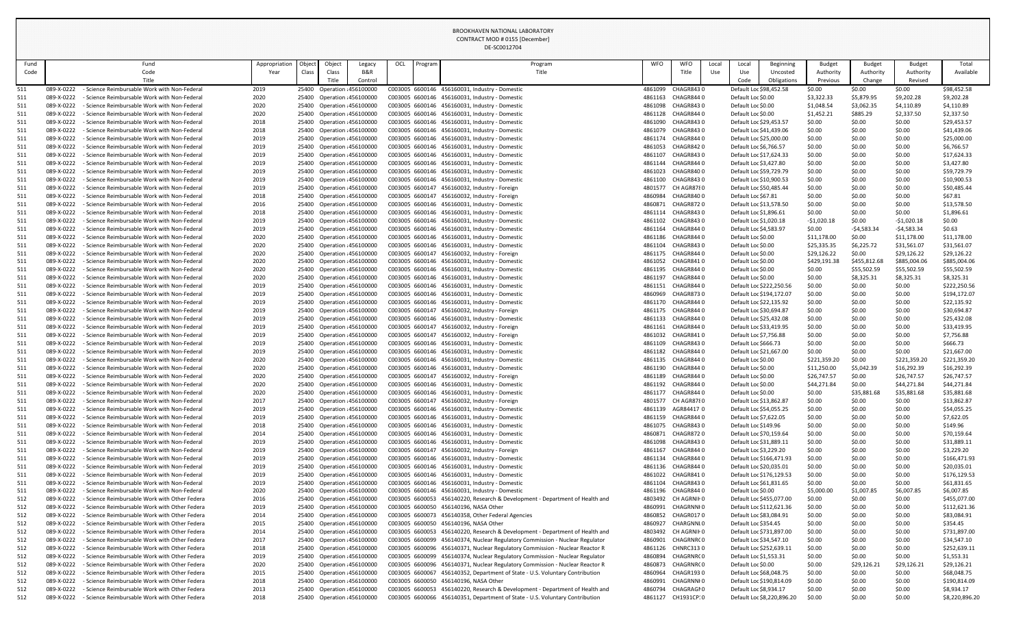BROOKHAVEN NATIONAL LABORATORY
CONTRACT MOD # 0155 [December]
DE-SC0012704

| Fund Code | Fund Code Title | Appropriation Year | Object Class | Object Class Title | Legacy B&R Control | OCL | Program | Program Title | WFO | WFO Title | Local Use | Local Use Code | Beginning Uncosted Obligations | Budget Authority Previous | Budget Authority Change | Budget Authority Revised | Total Available |
|---|---|---|---|---|---|---|---|---|---|---|---|---|---|---|---|---|---|
| 511 | 089-X-0222 - Science Reimbursable Work with Non-Federal | 2019 | 25400 | Operation : | 456100000 | C003005 | 6600146 | 456160031, Industry - Domestic | 4861099 | CHAGR843 | 0 | Default Loc | $98,452.58 | $0.00 | $0.00 | $0.00 | $98,452.58 |
| 511 | 089-X-0222 - Science Reimbursable Work with Non-Federal | 2020 | 25400 | Operation : | 456100000 | C003005 | 6600146 | 456160031, Industry - Domestic | 4861163 | CHAGR844 | 0 | Default Loc | $0.00 | $3,322.33 | $5,879.95 | $9,202.28 | $9,202.28 |
| 511 | 089-X-0222 - Science Reimbursable Work with Non-Federal | 2020 | 25400 | Operation : | 456100000 | C003005 | 6600146 | 456160031, Industry - Domestic | 4861098 | CHAGR843 | 0 | Default Loc | $0.00 | $1,048.54 | $3,062.35 | $4,110.89 | $4,110.89 |
| 511 | 089-X-0222 - Science Reimbursable Work with Non-Federal | 2020 | 25400 | Operation : | 456100000 | C003005 | 6600146 | 456160031, Industry - Domestic | 4861128 | CHAGR844 | 0 | Default Loc | $0.00 | $1,452.21 | $885.29 | $2,337.50 | $2,337.50 |
| 511 | 089-X-0222 - Science Reimbursable Work with Non-Federal | 2018 | 25400 | Operation : | 456100000 | C003005 | 6600146 | 456160031, Industry - Domestic | 4861090 | CHAGR843 | 0 | Default Loc | $29,453.57 | $0.00 | $0.00 | $0.00 | $29,453.57 |
| 511 | 089-X-0222 - Science Reimbursable Work with Non-Federal | 2018 | 25400 | Operation : | 456100000 | C003005 | 6600146 | 456160031, Industry - Domestic | 4861079 | CHAGR843 | 0 | Default Loc | $41,439.06 | $0.00 | $0.00 | $0.00 | $41,439.06 |
| 511 | 089-X-0222 - Science Reimbursable Work with Non-Federal | 2019 | 25400 | Operation : | 456100000 | C003005 | 6600146 | 456160031, Industry - Domestic | 4861174 | CHAGR844 | 0 | Default Loc | $25,000.00 | $0.00 | $0.00 | $0.00 | $25,000.00 |
| 511 | 089-X-0222 - Science Reimbursable Work with Non-Federal | 2019 | 25400 | Operation : | 456100000 | C003005 | 6600146 | 456160031, Industry - Domestic | 4861053 | CHAGR842 | 0 | Default Loc | $6,766.57 | $0.00 | $0.00 | $0.00 | $6,766.57 |
| 511 | 089-X-0222 - Science Reimbursable Work with Non-Federal | 2019 | 25400 | Operation : | 456100000 | C003005 | 6600146 | 456160031, Industry - Domestic | 4861107 | CHAGR843 | 0 | Default Loc | $17,624.33 | $0.00 | $0.00 | $0.00 | $17,624.33 |
| 511 | 089-X-0222 - Science Reimbursable Work with Non-Federal | 2019 | 25400 | Operation : | 456100000 | C003005 | 6600146 | 456160031, Industry - Domestic | 4861144 | CHAGR844 | 0 | Default Loc | $3,427.80 | $0.00 | $0.00 | $0.00 | $3,427.80 |
| 511 | 089-X-0222 - Science Reimbursable Work with Non-Federal | 2019 | 25400 | Operation : | 456100000 | C003005 | 6600146 | 456160031, Industry - Domestic | 4861023 | CHAGR840 | 0 | Default Loc | $59,729.79 | $0.00 | $0.00 | $0.00 | $59,729.79 |
| 511 | 089-X-0222 - Science Reimbursable Work with Non-Federal | 2019 | 25400 | Operation : | 456100000 | C003005 | 6600146 | 456160031, Industry - Domestic | 4861100 | CHAGR843 | 0 | Default Loc | $10,900.53 | $0.00 | $0.00 | $0.00 | $10,900.53 |
| 511 | 089-X-0222 - Science Reimbursable Work with Non-Federal | 2019 | 25400 | Operation : | 456100000 | C003005 | 6600147 | 456160032, Industry - Foreign | 4801577 | CH AGR87 | 0 | Default Loc | $50,485.44 | $0.00 | $0.00 | $0.00 | $50,485.44 |
| 511 | 089-X-0222 - Science Reimbursable Work with Non-Federal | 2018 | 25400 | Operation : | 456100000 | C003005 | 6600146 | 456160031, Industry - Domestic | 4860984 | CHAGR840 | 0 | Default Loc | $67.81 | $0.00 | $0.00 | $0.00 | $67.81 |
| 511 | 089-X-0222 - Science Reimbursable Work with Non-Federal | 2016 | 25400 | Operation : | 456100000 | C003005 | 6600146 | 456160031, Industry - Domestic | 4860871 | CHAGR872 | 0 | Default Loc | $13,578.50 | $0.00 | $0.00 | $0.00 | $13,578.50 |
| 511 | 089-X-0222 - Science Reimbursable Work with Non-Federal | 2018 | 25400 | Operation : | 456100000 | C003005 | 6600146 | 456160031, Industry - Domestic | 4861114 | CHAGR843 | 0 | Default Loc | $1,896.61 | $0.00 | $0.00 | $0.00 | $1,896.61 |
| 511 | 089-X-0222 - Science Reimbursable Work with Non-Federal | 2019 | 25400 | Operation : | 456100000 | C003005 | 6600146 | 456160031, Industry - Domestic | 4861102 | CHAGR843 | 0 | Default Loc | $1,020.18 | -$1,020.18 | $0.00 | -$1,020.18 | $0.00 |
| 511 | 089-X-0222 - Science Reimbursable Work with Non-Federal | 2019 | 25400 | Operation : | 456100000 | C003005 | 6600146 | 456160031, Industry - Domestic | 4861164 | CHAGR844 | 0 | Default Loc | $4,583.97 | $0.00 | -$4,583.34 | -$4,583.34 | $0.63 |
| 511 | 089-X-0222 - Science Reimbursable Work with Non-Federal | 2020 | 25400 | Operation : | 456100000 | C003005 | 6600146 | 456160031, Industry - Domestic | 4861186 | CHAGR844 | 0 | Default Loc | $0.00 | $11,178.00 | $0.00 | $11,178.00 | $11,178.00 |
| 511 | 089-X-0222 - Science Reimbursable Work with Non-Federal | 2020 | 25400 | Operation : | 456100000 | C003005 | 6600146 | 456160031, Industry - Domestic | 4861104 | CHAGR843 | 0 | Default Loc | $0.00 | $25,335.35 | $6,225.72 | $31,561.07 | $31,561.07 |
| 511 | 089-X-0222 - Science Reimbursable Work with Non-Federal | 2020 | 25400 | Operation : | 456100000 | C003005 | 6600147 | 456160032, Industry - Foreign | 4861175 | CHAGR844 | 0 | Default Loc | $0.00 | $29,126.22 | $0.00 | $29,126.22 | $29,126.22 |
| 511 | 089-X-0222 - Science Reimbursable Work with Non-Federal | 2020 | 25400 | Operation : | 456100000 | C003005 | 6600146 | 456160031, Industry - Domestic | 4861052 | CHAGR841 | 0 | Default Loc | $0.00 | $429,191.38 | $455,812.68 | $885,004.06 | $885,004.06 |
| 511 | 089-X-0222 - Science Reimbursable Work with Non-Federal | 2020 | 25400 | Operation : | 456100000 | C003005 | 6600146 | 456160031, Industry - Domestic | 4861195 | CHAGR844 | 0 | Default Loc | $0.00 | $0.00 | $55,502.59 | $55,502.59 | $55,502.59 |
| 511 | 089-X-0222 - Science Reimbursable Work with Non-Federal | 2020 | 25400 | Operation : | 456100000 | C003005 | 6600146 | 456160031, Industry - Domestic | 4861197 | CHAGR844 | 0 | Default Loc | $0.00 | $0.00 | $8,325.31 | $8,325.31 | $8,325.31 |
| 511 | 089-X-0222 - Science Reimbursable Work with Non-Federal | 2019 | 25400 | Operation : | 456100000 | C003005 | 6600146 | 456160031, Industry - Domestic | 4861151 | CHAGR844 | 0 | Default Loc | $222,250.56 | $0.00 | $0.00 | $0.00 | $222,250.56 |
| 511 | 089-X-0222 - Science Reimbursable Work with Non-Federal | 2019 | 25400 | Operation : | 456100000 | C003005 | 6600146 | 456160031, Industry - Domestic | 4860969 | CHAGR873 | 0 | Default Loc | $194,172.07 | $0.00 | $0.00 | $0.00 | $194,172.07 |
| 511 | 089-X-0222 - Science Reimbursable Work with Non-Federal | 2019 | 25400 | Operation : | 456100000 | C003005 | 6600146 | 456160031, Industry - Domestic | 4861170 | CHAGR844 | 0 | Default Loc | $22,135.92 | $0.00 | $0.00 | $0.00 | $22,135.92 |
| 511 | 089-X-0222 - Science Reimbursable Work with Non-Federal | 2019 | 25400 | Operation : | 456100000 | C003005 | 6600147 | 456160032, Industry - Foreign | 4861175 | CHAGR844 | 0 | Default Loc | $30,694.87 | $0.00 | $0.00 | $0.00 | $30,694.87 |
| 511 | 089-X-0222 - Science Reimbursable Work with Non-Federal | 2019 | 25400 | Operation : | 456100000 | C003005 | 6600146 | 456160031, Industry - Domestic | 4861133 | CHAGR844 | 0 | Default Loc | $25,432.08 | $0.00 | $0.00 | $0.00 | $25,432.08 |
| 511 | 089-X-0222 - Science Reimbursable Work with Non-Federal | 2019 | 25400 | Operation : | 456100000 | C003005 | 6600147 | 456160032, Industry - Foreign | 4861161 | CHAGR844 | 0 | Default Loc | $33,419.95 | $0.00 | $0.00 | $0.00 | $33,419.95 |
| 511 | 089-X-0222 - Science Reimbursable Work with Non-Federal | 2019 | 25400 | Operation : | 456100000 | C003005 | 6600147 | 456160032, Industry - Foreign | 4861032 | CHAGR841 | 0 | Default Loc | $7,756.88 | $0.00 | $0.00 | $0.00 | $7,756.88 |
| 511 | 089-X-0222 - Science Reimbursable Work with Non-Federal | 2019 | 25400 | Operation : | 456100000 | C003005 | 6600146 | 456160031, Industry - Domestic | 4861109 | CHAGR843 | 0 | Default Loc | $666.73 | $0.00 | $0.00 | $0.00 | $666.73 |
| 511 | 089-X-0222 - Science Reimbursable Work with Non-Federal | 2019 | 25400 | Operation : | 456100000 | C003005 | 6600146 | 456160031, Industry - Domestic | 4861182 | CHAGR844 | 0 | Default Loc | $21,667.00 | $0.00 | $0.00 | $0.00 | $21,667.00 |
| 511 | 089-X-0222 - Science Reimbursable Work with Non-Federal | 2020 | 25400 | Operation : | 456100000 | C003005 | 6600146 | 456160031, Industry - Domestic | 4861135 | CHAGR844 | 0 | Default Loc | $0.00 | $221,359.20 | $0.00 | $221,359.20 | $221,359.20 |
| 511 | 089-X-0222 - Science Reimbursable Work with Non-Federal | 2020 | 25400 | Operation : | 456100000 | C003005 | 6600146 | 456160031, Industry - Domestic | 4861190 | CHAGR844 | 0 | Default Loc | $0.00 | $11,250.00 | $5,042.39 | $16,292.39 | $16,292.39 |
| 511 | 089-X-0222 - Science Reimbursable Work with Non-Federal | 2020 | 25400 | Operation : | 456100000 | C003005 | 6600147 | 456160032, Industry - Foreign | 4861189 | CHAGR844 | 0 | Default Loc | $0.00 | $26,747.57 | $0.00 | $26,747.57 | $26,747.57 |
| 511 | 089-X-0222 - Science Reimbursable Work with Non-Federal | 2020 | 25400 | Operation : | 456100000 | C003005 | 6600146 | 456160031, Industry - Domestic | 4861192 | CHAGR844 | 0 | Default Loc | $0.00 | $44,271.84 | $0.00 | $44,271.84 | $44,271.84 |
| 511 | 089-X-0222 - Science Reimbursable Work with Non-Federal | 2020 | 25400 | Operation : | 456100000 | C003005 | 6600146 | 456160031, Industry - Domestic | 4861177 | CHAGR844 | 0 | Default Loc | $0.00 | $0.00 | $35,881.68 | $35,881.68 | $35,881.68 |
| 511 | 089-X-0222 - Science Reimbursable Work with Non-Federal | 2017 | 25400 | Operation : | 456100000 | C003005 | 6600147 | 456160032, Industry - Foreign | 4801577 | CH AGR87 | 0 | Default Loc | $13,862.87 | $0.00 | $0.00 | $0.00 | $13,862.87 |
| 511 | 089-X-0222 - Science Reimbursable Work with Non-Federal | 2019 | 25400 | Operation : | 456100000 | C003005 | 6600146 | 456160031, Industry - Domestic | 4861139 | AGR84417 | 0 | Default Loc | $54,055.25 | $0.00 | $0.00 | $0.00 | $54,055.25 |
| 511 | 089-X-0222 - Science Reimbursable Work with Non-Federal | 2019 | 25400 | Operation : | 456100000 | C003005 | 6600146 | 456160031, Industry - Domestic | 4861159 | CHAGR844 | 0 | Default Loc | $7,622.05 | $0.00 | $0.00 | $0.00 | $7,622.05 |
| 511 | 089-X-0222 - Science Reimbursable Work with Non-Federal | 2018 | 25400 | Operation : | 456100000 | C003005 | 6600146 | 456160031, Industry - Domestic | 4861075 | CHAGR843 | 0 | Default Loc | $149.96 | $0.00 | $0.00 | $0.00 | $149.96 |
| 511 | 089-X-0222 - Science Reimbursable Work with Non-Federal | 2014 | 25400 | Operation : | 456100000 | C003005 | 6600146 | 456160031, Industry - Domestic | 4860871 | CHAGR872 | 0 | Default Loc | $70,159.64 | $0.00 | $0.00 | $0.00 | $70,159.64 |
| 511 | 089-X-0222 - Science Reimbursable Work with Non-Federal | 2019 | 25400 | Operation : | 456100000 | C003005 | 6600146 | 456160031, Industry - Domestic | 4861098 | CHAGR843 | 0 | Default Loc | $31,889.11 | $0.00 | $0.00 | $0.00 | $31,889.11 |
| 511 | 089-X-0222 - Science Reimbursable Work with Non-Federal | 2019 | 25400 | Operation : | 456100000 | C003005 | 6600147 | 456160032, Industry - Foreign | 4861167 | CHAGR844 | 0 | Default Loc | $3,229.20 | $0.00 | $0.00 | $0.00 | $3,229.20 |
| 511 | 089-X-0222 - Science Reimbursable Work with Non-Federal | 2019 | 25400 | Operation : | 456100000 | C003005 | 6600146 | 456160031, Industry - Domestic | 4861134 | CHAGR844 | 0 | Default Loc | $166,471.93 | $0.00 | $0.00 | $0.00 | $166,471.93 |
| 511 | 089-X-0222 - Science Reimbursable Work with Non-Federal | 2019 | 25400 | Operation : | 456100000 | C003005 | 6600146 | 456160031, Industry - Domestic | 4861136 | CHAGR844 | 0 | Default Loc | $20,035.01 | $0.00 | $0.00 | $0.00 | $20,035.01 |
| 511 | 089-X-0222 - Science Reimbursable Work with Non-Federal | 2019 | 25400 | Operation : | 456100000 | C003005 | 6600146 | 456160031, Industry - Domestic | 4861022 | CHAGR841 | 0 | Default Loc | $176,129.53 | $0.00 | $0.00 | $0.00 | $176,129.53 |
| 511 | 089-X-0222 - Science Reimbursable Work with Non-Federal | 2019 | 25400 | Operation : | 456100000 | C003005 | 6600146 | 456160031, Industry - Domestic | 4861104 | CHAGR843 | 0 | Default Loc | $61,831.65 | $0.00 | $0.00 | $0.00 | $61,831.65 |
| 511 | 089-X-0222 - Science Reimbursable Work with Non-Federal | 2020 | 25400 | Operation : | 456100000 | C003005 | 6600146 | 456160031, Industry - Domestic | 4861196 | CHAGR844 | 0 | Default Loc | $0.00 | $5,000.00 | $1,007.85 | $6,007.85 | $6,007.85 |
| 512 | 089-X-0222 - Science Reimbursable Work with Other Federa | 2016 | 25400 | Operation : | 456100000 | C003005 | 6600053 | 456140220, Research & Development - Department of Health and | 4803492 | CH AGRNII | 0 | Default Loc | $455,077.00 | $0.00 | $0.00 | $0.00 | $455,077.00 |
| 512 | 089-X-0222 - Science Reimbursable Work with Other Federa | 2019 | 25400 | Operation : | 456100000 | C003005 | 6600050 | 456140196, NASA Other | 4860991 | CHAGRNNI | 0 | Default Loc | $112,621.36 | $0.00 | $0.00 | $0.00 | $112,621.36 |
| 512 | 089-X-0222 - Science Reimbursable Work with Other Federa | 2014 | 25400 | Operation : | 456100000 | C003005 | 6600073 | 456140358, Other Federal Agencies | 4860852 | CHAGR017 | 0 | Default Loc | $83,084.91 | $0.00 | $0.00 | $0.00 | $83,084.91 |
| 512 | 089-X-0222 - Science Reimbursable Work with Other Federa | 2015 | 25400 | Operation : | 456100000 | C003005 | 6600050 | 456140196, NASA Other | 4860927 | CHARGNNI | 0 | Default Loc | $354.45 | $0.00 | $0.00 | $0.00 | $354.45 |
| 512 | 089-X-0222 - Science Reimbursable Work with Other Federa | 2014 | 25400 | Operation : | 456100000 | C003005 | 6600053 | 456140220, Research & Development - Department of Health and | 4803492 | CH AGRNII | 0 | Default Loc | $731,897.00 | $0.00 | $0.00 | $0.00 | $731,897.00 |
| 512 | 089-X-0222 - Science Reimbursable Work with Other Federa | 2017 | 25400 | Operation : | 456100000 | C003005 | 6600099 | 456140374, Nuclear Regulatory Commission - Nuclear Regulator | 4860901 | CHAGRNRC | 0 | Default Loc | $34,547.10 | $0.00 | $0.00 | $0.00 | $34,547.10 |
| 512 | 089-X-0222 - Science Reimbursable Work with Other Federa | 2018 | 25400 | Operation : | 456100000 | C003005 | 6600096 | 456140371, Nuclear Regulatory Commission - Nuclear Reactor R | 4861126 | CHNRC313 | 0 | Default Loc | $252,639.11 | $0.00 | $0.00 | $0.00 | $252,639.11 |
| 512 | 089-X-0222 - Science Reimbursable Work with Other Federa | 2019 | 25400 | Operation : | 456100000 | C003005 | 6600099 | 456140374, Nuclear Regulatory Commission - Nuclear Regulator | 4860894 | CHAGRNRC | 0 | Default Loc | $1,553.31 | $0.00 | $0.00 | $0.00 | $1,553.31 |
| 512 | 089-X-0222 - Science Reimbursable Work with Other Federa | 2020 | 25400 | Operation : | 456100000 | C003005 | 6600096 | 456140371, Nuclear Regulatory Commission - Nuclear Reactor R | 4860873 | CHAGRNRC | 0 | Default Loc | $0.00 | $0.00 | $29,126.21 | $29,126.21 | $29,126.21 |
| 512 | 089-X-0222 - Science Reimbursable Work with Other Federa | 2015 | 25400 | Operation : | 456100000 | C003005 | 6600067 | 456140352, Department of State - U.S. Voluntary Contribution | 4860964 | CHAGR193 | 0 | Default Loc | $68,048.75 | $0.00 | $0.00 | $0.00 | $68,048.75 |
| 512 | 089-X-0222 - Science Reimbursable Work with Other Federa | 2018 | 25400 | Operation : | 456100000 | C003005 | 6600050 | 456140196, NASA Other | 4860991 | CHAGRNNI | 0 | Default Loc | $190,814.09 | $0.00 | $0.00 | $0.00 | $190,814.09 |
| 512 | 089-X-0222 - Science Reimbursable Work with Other Federa | 2013 | 25400 | Operation : | 456100000 | C003005 | 6600053 | 456140220, Research & Development - Department of Health and | 4860794 | CHAGRAGI | 0 | Default Loc | $8,934.17 | $0.00 | $0.00 | $0.00 | $8,934.17 |
| 512 | 089-X-0222 - Science Reimbursable Work with Other Federa | 2018 | 25400 | Operation : | 456100000 | C003005 | 6600066 | 456140351, Department of State - U.S. Voluntary Contribution | 4861127 | CH1931CP | 0 | Default Loc | $8,220,896.20 | $0.00 | $0.00 | $0.00 | $8,220,896.20 |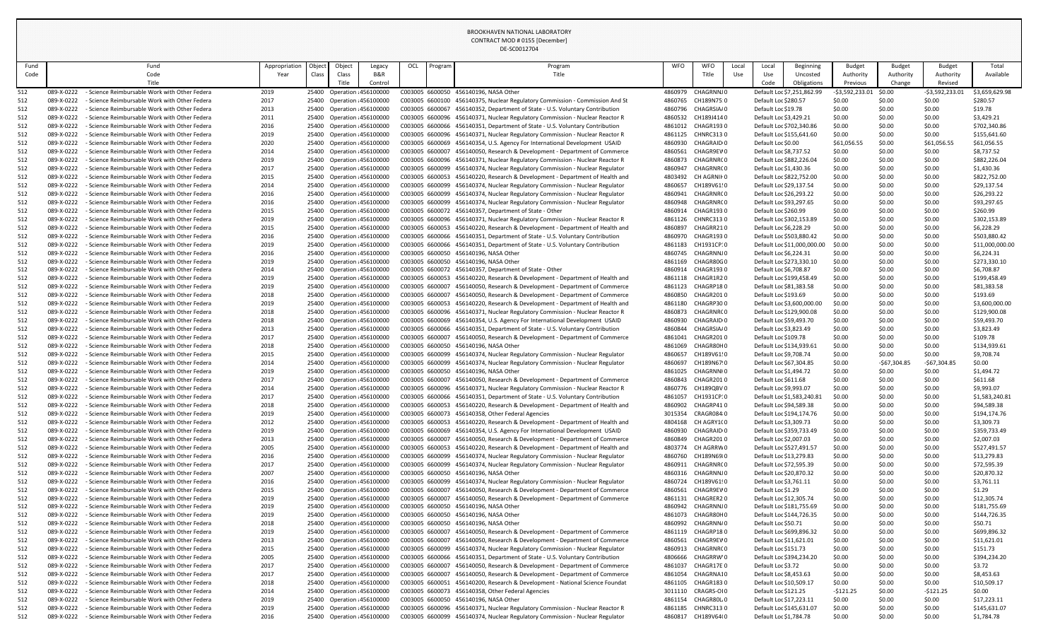BROOKHAVEN NATIONAL LABORATORY
CONTRACT MOD # 0155 [December]
DE-SC0012704

| Fund Code | Fund Code Title | Appropriation Year | Object Class | Object Class Title | Legacy B&R Control | OCL | Program | Program Title | WFO | WFO Title | Local Use | Local Use Code | Beginning Uncosted Obligations | Budget Authority Previous | Budget Authority Change | Budget Authority Revised | Total Available |
|---|---|---|---|---|---|---|---|---|---|---|---|---|---|---|---|---|---|
| 512 | 089-X-0222 - Science Reimbursable Work with Other Federa | 2019 | 25400 | Operation :456100000 | | C003005 | 6600050 | 456140196, NASA Other | 4860979 | CHAGRNNJ0 | | Default Loc | $7,251,862.99 | -$3,592,233.01 | $0.00 | -$3,592,233.01 | $3,659,629.98 |
| 512 | 089-X-0222 - Science Reimbursable Work with Other Federa | 2017 | 25400 | Operation :456100000 | | C003005 | 6600100 | 456140375, Nuclear Regulatory Commission - Commission And St | 4860765 | CH189N750 | | Default Loc | $280.57 | $0.00 | $0.00 | $0.00 | $280.57 |
| 512 | 089-X-0222 - Science Reimbursable Work with Other Federa | 2013 | 25400 | Operation :456100000 | | C003005 | 6600067 | 456140352, Department of State - U.S. Voluntary Contribution | 4860796 | CHAGRSIA0 | | Default Loc | $19.78 | $0.00 | $0.00 | $0.00 | $19.78 |
| 512 | 089-X-0222 - Science Reimbursable Work with Other Federa | 2011 | 25400 | Operation :456100000 | | C003005 | 6600096 | 456140371, Nuclear Regulatory Commission - Nuclear Reactor R | 4860532 | CH189J4140 | | Default Loc | $3,429.21 | $0.00 | $0.00 | $0.00 | $3,429.21 |
| 512 | 089-X-0222 - Science Reimbursable Work with Other Federa | 2016 | 25400 | Operation :456100000 | | C003005 | 6600066 | 456140351, Department of State - U.S. Voluntary Contribution | 4861012 | CHAGR1930 | | Default Loc | $702,340.86 | $0.00 | $0.00 | $0.00 | $702,340.86 |
| 512 | 089-X-0222 - Science Reimbursable Work with Other Federa | 2019 | 25400 | Operation :456100000 | | C003005 | 6600096 | 456140371, Nuclear Regulatory Commission - Nuclear Reactor R | 4861125 | CHNRC3130 | | Default Loc | $155,641.60 | $0.00 | $0.00 | $0.00 | $155,641.60 |
| 512 | 089-X-0222 - Science Reimbursable Work with Other Federa | 2020 | 25400 | Operation :456100000 | | C003005 | 6600069 | 456140354, U.S. Agency For International Development USAID | 4860930 | CHAGRAID0 | | Default Loc | $0.00 | $61,056.55 | $0.00 | $61,056.55 | $61,056.55 |
| 512 | 089-X-0222 - Science Reimbursable Work with Other Federa | 2014 | 25400 | Operation :456100000 | | C003005 | 6600007 | 456140050, Research & Development - Department of Commerce | 4860561 | CHAGR9EV0 | | Default Loc | $8,737.52 | $0.00 | $0.00 | $0.00 | $8,737.52 |
| 512 | 089-X-0222 - Science Reimbursable Work with Other Federa | 2019 | 25400 | Operation :456100000 | | C003005 | 6600096 | 456140371, Nuclear Regulatory Commission - Nuclear Reactor R | 4860873 | CHAGRNRC0 | | Default Loc | $882,226.04 | $0.00 | $0.00 | $0.00 | $882,226.04 |
| 512 | 089-X-0222 - Science Reimbursable Work with Other Federa | 2017 | 25400 | Operation :456100000 | | C003005 | 6600099 | 456140374, Nuclear Regulatory Commission - Nuclear Regulator | 4860947 | CHAGRNRC0 | | Default Loc | $1,430.36 | $0.00 | $0.00 | $0.00 | $1,430.36 |
| 512 | 089-X-0222 - Science Reimbursable Work with Other Federa | 2015 | 25400 | Operation :456100000 | | C003005 | 6600053 | 456140220, Research & Development - Department of Health and | 4803492 | CH AGRNIH0 | | Default Loc | $822,752.00 | $0.00 | $0.00 | $0.00 | $822,752.00 |
| 512 | 089-X-0222 - Science Reimbursable Work with Other Federa | 2014 | 25400 | Operation :456100000 | | C003005 | 6600099 | 456140374, Nuclear Regulatory Commission - Nuclear Regulator | 4860657 | CH189V6110 | | Default Loc | $29,137.54 | $0.00 | $0.00 | $0.00 | $29,137.54 |
| 512 | 089-X-0222 - Science Reimbursable Work with Other Federa | 2016 | 25400 | Operation :456100000 | | C003005 | 6600099 | 456140374, Nuclear Regulatory Commission - Nuclear Regulator | 4860941 | CHAGRNRC0 | | Default Loc | $26,293.22 | $0.00 | $0.00 | $0.00 | $26,293.22 |
| 512 | 089-X-0222 - Science Reimbursable Work with Other Federa | 2016 | 25400 | Operation :456100000 | | C003005 | 6600099 | 456140374, Nuclear Regulatory Commission - Nuclear Regulator | 4860948 | CHAGRNRC0 | | Default Loc | $93,297.65 | $0.00 | $0.00 | $0.00 | $93,297.65 |
| 512 | 089-X-0222 - Science Reimbursable Work with Other Federa | 2015 | 25400 | Operation :456100000 | | C003005 | 6600072 | 456140357, Department of State - Other | 4860914 | CHAGR1930 | | Default Loc | $260.99 | $0.00 | $0.00 | $0.00 | $260.99 |
| 512 | 089-X-0222 - Science Reimbursable Work with Other Federa | 2019 | 25400 | Operation :456100000 | | C003005 | 6600096 | 456140371, Nuclear Regulatory Commission - Nuclear Reactor R | 4861126 | CHNRC3130 | | Default Loc | $302,153.89 | $0.00 | $0.00 | $0.00 | $302,153.89 |
| 512 | 089-X-0222 - Science Reimbursable Work with Other Federa | 2015 | 25400 | Operation :456100000 | | C003005 | 6600053 | 456140220, Research & Development - Department of Health and | 4860897 | CHAGRR210 | | Default Loc | $6,228.29 | $0.00 | $0.00 | $0.00 | $6,228.29 |
| 512 | 089-X-0222 - Science Reimbursable Work with Other Federa | 2016 | 25400 | Operation :456100000 | | C003005 | 6600066 | 456140351, Department of State - U.S. Voluntary Contribution | 4860970 | CHAGR1930 | | Default Loc | $503,880.42 | $0.00 | $0.00 | $0.00 | $503,880.42 |
| 512 | 089-X-0222 - Science Reimbursable Work with Other Federa | 2019 | 25400 | Operation :456100000 | | C003005 | 6600066 | 456140351, Department of State - U.S. Voluntary Contribution | 4861183 | CH1931CP0 | | Default Loc | $11,000,000.00 | $0.00 | $0.00 | $0.00 | $11,000,000.00 |
| 512 | 089-X-0222 - Science Reimbursable Work with Other Federa | 2016 | 25400 | Operation :456100000 | | C003005 | 6600050 | 456140196, NASA Other | 4860745 | CHAGRNNJ0 | | Default Loc | $6,224.31 | $0.00 | $0.00 | $0.00 | $6,224.31 |
| 512 | 089-X-0222 - Science Reimbursable Work with Other Federa | 2019 | 25400 | Operation :456100000 | | C003005 | 6600050 | 456140196, NASA Other | 4861169 | CHAGR80G0 | | Default Loc | $273,330.10 | $0.00 | $0.00 | $0.00 | $273,330.10 |
| 512 | 089-X-0222 - Science Reimbursable Work with Other Federa | 2014 | 25400 | Operation :456100000 | | C003005 | 6600072 | 456140357, Department of State - Other | 4860914 | CHAGR1930 | | Default Loc | $6,708.87 | $0.00 | $0.00 | $0.00 | $6,708.87 |
| 512 | 089-X-0222 - Science Reimbursable Work with Other Federa | 2019 | 25400 | Operation :456100000 | | C003005 | 6600053 | 456140220, Research & Development - Department of Health and | 4861118 | CHAGR1R20 | | Default Loc | $199,458.49 | $0.00 | $0.00 | $0.00 | $199,458.49 |
| 512 | 089-X-0222 - Science Reimbursable Work with Other Federa | 2019 | 25400 | Operation :456100000 | | C003005 | 6600007 | 456140050, Research & Development - Department of Commerce | 4861123 | CHAGRP180 | | Default Loc | $81,383.58 | $0.00 | $0.00 | $0.00 | $81,383.58 |
| 512 | 089-X-0222 - Science Reimbursable Work with Other Federa | 2018 | 25400 | Operation :456100000 | | C003005 | 6600007 | 456140050, Research & Development - Department of Commerce | 4860850 | CHAGR2010 | | Default Loc | $193.69 | $0.00 | $0.00 | $0.00 | $193.69 |
| 512 | 089-X-0222 - Science Reimbursable Work with Other Federa | 2019 | 25400 | Operation :456100000 | | C003005 | 6600053 | 456140220, Research & Development - Department of Health and | 4861180 | CHAGRP300 | | Default Loc | $3,600,000.00 | $0.00 | $0.00 | $0.00 | $3,600,000.00 |
| 512 | 089-X-0222 - Science Reimbursable Work with Other Federa | 2018 | 25400 | Operation :456100000 | | C003005 | 6600096 | 456140371, Nuclear Regulatory Commission - Nuclear Reactor R | 4860873 | CHAGRNRC0 | | Default Loc | $129,900.08 | $0.00 | $0.00 | $0.00 | $129,900.08 |
| 512 | 089-X-0222 - Science Reimbursable Work with Other Federa | 2018 | 25400 | Operation :456100000 | | C003005 | 6600069 | 456140354, U.S. Agency For International Development USAID | 4860930 | CHAGRAID0 | | Default Loc | $59,493.70 | $0.00 | $0.00 | $0.00 | $59,493.70 |
| 512 | 089-X-0222 - Science Reimbursable Work with Other Federa | 2013 | 25400 | Operation :456100000 | | C003005 | 6600066 | 456140351, Department of State - U.S. Voluntary Contribution | 4860844 | CHAGRSIA0 | | Default Loc | $3,823.49 | $0.00 | $0.00 | $0.00 | $3,823.49 |
| 512 | 089-X-0222 - Science Reimbursable Work with Other Federa | 2017 | 25400 | Operation :456100000 | | C003005 | 6600007 | 456140050, Research & Development - Department of Commerce | 4861041 | CHAGR2010 | | Default Loc | $109.78 | $0.00 | $0.00 | $0.00 | $109.78 |
| 512 | 089-X-0222 - Science Reimbursable Work with Other Federa | 2018 | 25400 | Operation :456100000 | | C003005 | 6600050 | 456140196, NASA Other | 4861069 | CHAGR80H0 | | Default Loc | $134,939.61 | $0.00 | $0.00 | $0.00 | $134,939.61 |
| 512 | 089-X-0222 - Science Reimbursable Work with Other Federa | 2015 | 25400 | Operation :456100000 | | C003005 | 6600099 | 456140374, Nuclear Regulatory Commission - Nuclear Regulator | 4860657 | CH189V6110 | | Default Loc | $9,708.74 | $0.00 | $0.00 | $0.00 | $9,708.74 |
| 512 | 089-X-0222 - Science Reimbursable Work with Other Federa | 2014 | 25400 | Operation :456100000 | | C003005 | 6600099 | 456140374, Nuclear Regulatory Commission - Nuclear Regulator | 4860697 | CH189N6790 | | Default Loc | $67,304.85 | $0.00 | -$67,304.85 | -$67,304.85 | $0.00 |
| 512 | 089-X-0222 - Science Reimbursable Work with Other Federa | 2019 | 25400 | Operation :456100000 | | C003005 | 6600050 | 456140196, NASA Other | 4861025 | CHAGRNNI0 | | Default Loc | $1,494.72 | $0.00 | $0.00 | $0.00 | $1,494.72 |
| 512 | 089-X-0222 - Science Reimbursable Work with Other Federa | 2017 | 25400 | Operation :456100000 | | C003005 | 6600007 | 456140050, Research & Development - Department of Commerce | 4860843 | CHAGR2010 | | Default Loc | $611.68 | $0.00 | $0.00 | $0.00 | $611.68 |
| 512 | 089-X-0222 - Science Reimbursable Work with Other Federa | 2014 | 25400 | Operation :456100000 | | C003005 | 6600096 | 456140371, Nuclear Regulatory Commission - Nuclear Reactor R | 4860776 | CH189QBV0 | | Default Loc | $9,993.07 | $0.00 | $0.00 | $0.00 | $9,993.07 |
| 512 | 089-X-0222 - Science Reimbursable Work with Other Federa | 2017 | 25400 | Operation :456100000 | | C003005 | 6600066 | 456140351, Department of State - U.S. Voluntary Contribution | 4861057 | CH1931CP0 | | Default Loc | $1,583,240.81 | $0.00 | $0.00 | $0.00 | $1,583,240.81 |
| 512 | 089-X-0222 - Science Reimbursable Work with Other Federa | 2018 | 25400 | Operation :456100000 | | C003005 | 6600053 | 456140220, Research & Development - Department of Health and | 4860902 | CHAGRP410 | | Default Loc | $94,589.38 | $0.00 | $0.00 | $0.00 | $94,589.38 |
| 512 | 089-X-0222 - Science Reimbursable Work with Other Federa | 2019 | 25400 | Operation :456100000 | | C003005 | 6600073 | 456140358, Other Federal Agencies | 3015354 | CRAGR0840 | | Default Loc | $194,174.76 | $0.00 | $0.00 | $0.00 | $194,174.76 |
| 512 | 089-X-0222 - Science Reimbursable Work with Other Federa | 2012 | 25400 | Operation :456100000 | | C003005 | 6600053 | 456140220, Research & Development - Department of Health and | 4804168 | CH AGRY1C0 | | Default Loc | $3,309.73 | $0.00 | $0.00 | $0.00 | $3,309.73 |
| 512 | 089-X-0222 - Science Reimbursable Work with Other Federa | 2019 | 25400 | Operation :456100000 | | C003005 | 6600069 | 456140354, U.S. Agency For International Development USAID | 4860930 | CHAGRAID0 | | Default Loc | $359,733.49 | $0.00 | $0.00 | $0.00 | $359,733.49 |
| 512 | 089-X-0222 - Science Reimbursable Work with Other Federa | 2013 | 25400 | Operation :456100000 | | C003005 | 6600007 | 456140050, Research & Development - Department of Commerce | 4860849 | CHAGR2010 | | Default Loc | $2,007.03 | $0.00 | $0.00 | $0.00 | $2,007.03 |
| 512 | 089-X-0222 - Science Reimbursable Work with Other Federa | 2005 | 25400 | Operation :456100000 | | C003005 | 6600053 | 456140220, Research & Development - Department of Health and | 4803774 | CH AGRRW0 | | Default Loc | $527,491.57 | $0.00 | $0.00 | $0.00 | $527,491.57 |
| 512 | 089-X-0222 - Science Reimbursable Work with Other Federa | 2016 | 25400 | Operation :456100000 | | C003005 | 6600099 | 456140374, Nuclear Regulatory Commission - Nuclear Regulator | 4860760 | CH189N6910 | | Default Loc | $13,279.83 | $0.00 | $0.00 | $0.00 | $13,279.83 |
| 512 | 089-X-0222 - Science Reimbursable Work with Other Federa | 2017 | 25400 | Operation :456100000 | | C003005 | 6600099 | 456140374, Nuclear Regulatory Commission - Nuclear Regulator | 4860911 | CHAGRNRC0 | | Default Loc | $72,595.39 | $0.00 | $0.00 | $0.00 | $72,595.39 |
| 512 | 089-X-0222 - Science Reimbursable Work with Other Federa | 2007 | 25400 | Operation :456100000 | | C003005 | 6600050 | 456140196, NASA Other | 4860316 | CHAGRNNJ0 | | Default Loc | $20,870.32 | $0.00 | $0.00 | $0.00 | $20,870.32 |
| 512 | 089-X-0222 - Science Reimbursable Work with Other Federa | 2016 | 25400 | Operation :456100000 | | C003005 | 6600099 | 456140374, Nuclear Regulatory Commission - Nuclear Regulator | 4860724 | CH189V6110 | | Default Loc | $3,761.11 | $0.00 | $0.00 | $0.00 | $3,761.11 |
| 512 | 089-X-0222 - Science Reimbursable Work with Other Federa | 2015 | 25400 | Operation :456100000 | | C003005 | 6600007 | 456140050, Research & Development - Department of Commerce | 4860561 | CHAGR9EV0 | | Default Loc | $1.29 | $0.00 | $0.00 | $0.00 | $1.29 |
| 512 | 089-X-0222 - Science Reimbursable Work with Other Federa | 2019 | 25400 | Operation :456100000 | | C003005 | 6600007 | 456140050, Research & Development - Department of Commerce | 4861131 | CHAGRER20 | | Default Loc | $12,305.74 | $0.00 | $0.00 | $0.00 | $12,305.74 |
| 512 | 089-X-0222 - Science Reimbursable Work with Other Federa | 2019 | 25400 | Operation :456100000 | | C003005 | 6600050 | 456140196, NASA Other | 4860942 | CHAGRNNJ0 | | Default Loc | $181,755.69 | $0.00 | $0.00 | $0.00 | $181,755.69 |
| 512 | 089-X-0222 - Science Reimbursable Work with Other Federa | 2019 | 25400 | Operation :456100000 | | C003005 | 6600050 | 456140196, NASA Other | 4861073 | CHAGR80H0 | | Default Loc | $144,726.35 | $0.00 | $0.00 | $0.00 | $144,726.35 |
| 512 | 089-X-0222 - Science Reimbursable Work with Other Federa | 2018 | 25400 | Operation :456100000 | | C003005 | 6600050 | 456140196, NASA Other | 4860992 | CHAGRNNJ0 | | Default Loc | $50.71 | $0.00 | $0.00 | $0.00 | $50.71 |
| 512 | 089-X-0222 - Science Reimbursable Work with Other Federa | 2019 | 25400 | Operation :456100000 | | C003005 | 6600007 | 456140050, Research & Development - Department of Commerce | 4861119 | CHAGRP180 | | Default Loc | $699,896.32 | $0.00 | $0.00 | $0.00 | $699,896.32 |
| 512 | 089-X-0222 - Science Reimbursable Work with Other Federa | 2013 | 25400 | Operation :456100000 | | C003005 | 6600007 | 456140050, Research & Development - Department of Commerce | 4860561 | CHAGR9EV0 | | Default Loc | $11,621.01 | $0.00 | $0.00 | $0.00 | $11,621.01 |
| 512 | 089-X-0222 - Science Reimbursable Work with Other Federa | 2015 | 25400 | Operation :456100000 | | C003005 | 6600099 | 456140374, Nuclear Regulatory Commission - Nuclear Regulator | 4860913 | CHAGRNRC0 | | Default Loc | $151.73 | $0.00 | $0.00 | $0.00 | $151.73 |
| 512 | 089-X-0222 - Science Reimbursable Work with Other Federa | 2005 | 25400 | Operation :456100000 | | C003005 | 6600066 | 456140351, Department of State - U.S. Voluntary Contribution | 4860666 | CHAGRRW0 | | Default Loc | $394,234.20 | $0.00 | $0.00 | $0.00 | $394,234.20 |
| 512 | 089-X-0222 - Science Reimbursable Work with Other Federa | 2017 | 25400 | Operation :456100000 | | C003005 | 6600007 | 456140050, Research & Development - Department of Commerce | 4861037 | CHAGR17E0 | | Default Loc | $3.72 | $0.00 | $0.00 | $0.00 | $3.72 |
| 512 | 089-X-0222 - Science Reimbursable Work with Other Federa | 2017 | 25400 | Operation :456100000 | | C003005 | 6600007 | 456140050, Research & Development - Department of Commerce | 4861054 | CHAGRNA10 | | Default Loc | $8,453.63 | $0.00 | $0.00 | $0.00 | $8,453.63 |
| 512 | 089-X-0222 - Science Reimbursable Work with Other Federa | 2018 | 25400 | Operation :456100000 | | C003005 | 6600051 | 456140200, Research & Development - National Science Foundat | 4861105 | CHAGR1830 | | Default Loc | $10,509.17 | $0.00 | $0.00 | $0.00 | $10,509.17 |
| 512 | 089-X-0222 - Science Reimbursable Work with Other Federa | 2014 | 25400 | Operation :456100000 | | C003005 | 6600073 | 456140358, Other Federal Agencies | 3011110 | CRAGRS-OI0 | | Default Loc | $121.25 | -$121.25 | $0.00 | -$121.25 | $0.00 |
| 512 | 089-X-0222 - Science Reimbursable Work with Other Federa | 2019 | 25400 | Operation :456100000 | | C003005 | 6600050 | 456140196, NASA Other | 4861154 | CHAGR80L0 | | Default Loc | $17,223.11 | $0.00 | $0.00 | $0.00 | $17,223.11 |
| 512 | 089-X-0222 - Science Reimbursable Work with Other Federa | 2019 | 25400 | Operation :456100000 | | C003005 | 6600096 | 456140371, Nuclear Regulatory Commission - Nuclear Reactor R | 4861185 | CHNRC3130 | | Default Loc | $145,631.07 | $0.00 | $0.00 | $0.00 | $145,631.07 |
| 512 | 089-X-0222 - Science Reimbursable Work with Other Federa | 2016 | 25400 | Operation :456100000 | | C003005 | 6600099 | 456140374, Nuclear Regulatory Commission - Nuclear Regulator | 4860817 | CH189V6400 | | Default Loc | $1,784.78 | $0.00 | $0.00 | $0.00 | $1,784.78 |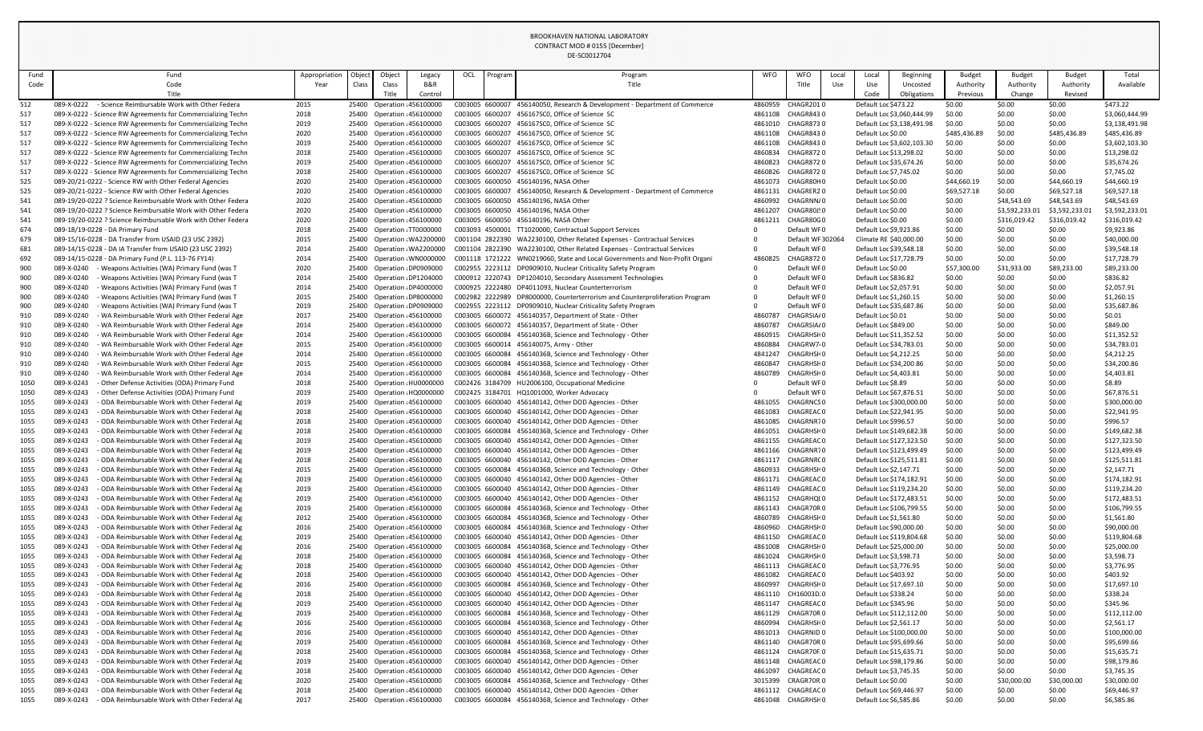BROOKHAVEN NATIONAL LABORATORY
CONTRACT MOD # 0155 [December]
DE-SC0012704

| Fund Code | Fund Code Title | Appropriation Year | Object Class | Object Class Title | Legacy B&R Control | OCL | Program | Program Title | WFO | WFO Title | Local Use | Local Use Code | Beginning Uncosted Obligations | Budget Authority Previous | Budget Authority Change | Budget Authority Revised | Total Available |
|---|---|---|---|---|---|---|---|---|---|---|---|---|---|---|---|---|---|
| 512 | 089-X-0222 - Science Reimbursable Work with Other Federa | 2015 | 25400 | Operation : | 456100000 | C003005 | 6600007 | 456140050, Research & Development - Department of Commerce | 4860959 | CHAGR2010 | | Default Loc | $473.22 | $0.00 | $0.00 | $0.00 | $473.22 |
| 517 | 089-X-0222 - Science RW Agreements for Commercializing Techn | 2018 | 25400 | Operation : | 456100000 | C003005 | 6600207 | 456167SC0, Office of Science SC | 4861108 | CHAGR8430 | | Default Loc | $3,060,444.99 | $0.00 | $0.00 | $0.00 | $3,060,444.99 |
| 517 | 089-X-0222 - Science RW Agreements for Commercializing Techn | 2019 | 25400 | Operation : | 456100000 | C003005 | 6600207 | 456167SC0, Office of Science SC | 4861010 | CHAGR8730 | | Default Loc | $3,138,491.98 | $0.00 | $0.00 | $0.00 | $3,138,491.98 |
| 517 | 089-X-0222 - Science RW Agreements for Commercializing Techn | 2020 | 25400 | Operation : | 456100000 | C003005 | 6600207 | 456167SC0, Office of Science SC | 4861108 | CHAGR8430 | | Default Loc | $0.00 | $485,436.89 | $0.00 | $485,436.89 | $485,436.89 |
| 517 | 089-X-0222 - Science RW Agreements for Commercializing Techn | 2019 | 25400 | Operation : | 456100000 | C003005 | 6600207 | 456167SC0, Office of Science SC | 4861108 | CHAGR8430 | | Default Loc | $3,602,103.30 | $0.00 | $0.00 | $0.00 | $3,602,103.30 |
| 517 | 089-X-0222 - Science RW Agreements for Commercializing Techn | 2018 | 25400 | Operation : | 456100000 | C003005 | 6600207 | 456167SC0, Office of Science SC | 4860834 | CHAGR8720 | | Default Loc | $13,298.02 | $0.00 | $0.00 | $0.00 | $13,298.02 |
| 517 | 089-X-0222 - Science RW Agreements for Commercializing Techn | 2019 | 25400 | Operation : | 456100000 | C003005 | 6600207 | 456167SC0, Office of Science SC | 4860823 | CHAGR8720 | | Default Loc | $35,674.26 | $0.00 | $0.00 | $0.00 | $35,674.26 |
| 517 | 089-X-0222 - Science RW Agreements for Commercializing Techn | 2018 | 25400 | Operation : | 456100000 | C003005 | 6600207 | 456167SC0, Office of Science SC | 4860826 | CHAGR8720 | | Default Loc | $7,745.02 | $0.00 | $0.00 | $0.00 | $7,745.02 |
| 525 | 089-20/21-0222 - Science RW with Other Federal Agencies | 2020 | 25400 | Operation : | 456100000 | C003005 | 6600050 | 456140196, NASA Other | 4861073 | CHAGR80H0 | | Default Loc | $0.00 | $44,660.19 | $0.00 | $44,660.19 | $44,660.19 |
| 525 | 089-20/21-0222 - Science RW with Other Federal Agencies | 2020 | 25400 | Operation : | 456100000 | C003005 | 6600007 | 456140050, Research & Development - Department of Commerce | 4861131 | CHAGRER20 | | Default Loc | $0.00 | $69,527.18 | $0.00 | $69,527.18 | $69,527.18 |
| 541 | 089-19/20-0222 ? Science Reimbursable Work with Other Federa | 2020 | 25400 | Operation : | 456100000 | C003005 | 6600050 | 456140196, NASA Other | 4860992 | CHAGRNN/0 | | Default Loc | $0.00 | $0.00 | $48,543.69 | $48,543.69 | $48,543.69 |
| 541 | 089-19/20-0222 ? Science Reimbursable Work with Other Federa | 2020 | 25400 | Operation : | 456100000 | C003005 | 6600050 | 456140196, NASA Other | 4861207 | CHAGR80J0 | | Default Loc | $0.00 | $0.00 | $3,592,233.01 | $3,592,233.01 | $3,592,233.01 |
| 541 | 089-19/20-0222 ? Science Reimbursable Work with Other Federa | 2020 | 25400 | Operation : | 456100000 | C003005 | 6600050 | 456140196, NASA Other | 4861211 | CHAGR80G0 | | Default Loc | $0.00 | $0.00 | $316,019.42 | $316,019.42 | $316,019.42 |
| 674 | 089-18/19-0228 - DA Primary Fund | 2018 | 25400 | Operation : | TT0000000 | C003093 | 4500001 | TT1020000, Contractual Support Services | 0 | Default WF0 | | Default Loc | $9,923.86 | $0.00 | $0.00 | $0.00 | $9,923.86 |
| 679 | 089-15/16-0228 - DA Transfer from USAID (23 USC 2392) | 2015 | 25400 | Operation : | WA2200000 | C001104 | 2822390 | WA2230100, Other Related Expenses - Contractual Services | 0 | Default WF302064 | | Climate RE | $40,000.00 | $0.00 | $0.00 | $0.00 | $40,000.00 |
| 681 | 089-14/15-0228 - DA IA Transfer from USAID (23 USC 2392) | 2014 | 25400 | Operation : | WA2200000 | C001104 | 2822390 | WA2230100, Other Related Expenses - Contractual Services | 0 | Default WF0 | | Default Loc | $39,548.18 | $0.00 | $0.00 | $0.00 | $39,548.18 |
| 692 | 089-14/15-0228 - DA Primary Fund (P.L. 113-76 FY14) | 2014 | 25400 | Operation : | WN0000000 | C001118 | 1721222 | WN0219060, State and Local Governments and Non-Profit Organi | 4860825 | CHAGR8720 | | Default Loc | $17,728.79 | $0.00 | $0.00 | $0.00 | $17,728.79 |
| 900 | 089-X-0240 - Weapons Activities (WA) Primary Fund (was T | 2020 | 25400 | Operation : | DP0909000 | C002955 | 2223112 | DP0909010, Nuclear Criticality Safety Program | 0 | Default WF0 | | Default Loc | $0.00 | $57,300.00 | $31,933.00 | $89,233.00 | $89,233.00 |
| 900 | 089-X-0240 - Weapons Activities (WA) Primary Fund (was T | 2014 | 25400 | Operation : | DP1204000 | C000912 | 2220743 | DP1204010, Secondary Assessment Technologies | 0 | Default WF0 | | Default Loc | $836.82 | $0.00 | $0.00 | $0.00 | $836.82 |
| 900 | 089-X-0240 - Weapons Activities (WA) Primary Fund (was T | 2014 | 25400 | Operation : | DP4000000 | C000925 | 2222480 | DP4011093, Nuclear Counterterrorism | 0 | Default WF0 | | Default Loc | $2,057.91 | $0.00 | $0.00 | $0.00 | $2,057.91 |
| 900 | 089-X-0240 - Weapons Activities (WA) Primary Fund (was T | 2015 | 25400 | Operation : | DP8000000 | C002982 | 2222989 | DP8000000, Counterterrorism and Counterproliferation Program | 0 | Default WF0 | | Default Loc | $1,260.15 | $0.00 | $0.00 | $0.00 | $1,260.15 |
| 900 | 089-X-0240 - Weapons Activities (WA) Primary Fund (was T | 2019 | 25400 | Operation : | DP0909000 | C002955 | 2223112 | DP0909010, Nuclear Criticality Safety Program | 0 | Default WF0 | | Default Loc | $35,687.86 | $0.00 | $0.00 | $0.00 | $35,687.86 |
| 910 | 089-X-0240 - WA Reimbursable Work with Other Federal Age | 2017 | 25400 | Operation : | 456100000 | C003005 | 6600072 | 456140357, Department of State - Other | 4860787 | CHAGRSIA/0 | | Default Loc | $0.01 | $0.00 | $0.00 | $0.00 | $0.01 |
| 910 | 089-X-0240 - WA Reimbursable Work with Other Federal Age | 2014 | 25400 | Operation : | 456100000 | C003005 | 6600072 | 456140357, Department of State - Other | 4860787 | CHAGRSIA/0 | | Default Loc | $849.00 | $0.00 | $0.00 | $0.00 | $849.00 |
| 910 | 089-X-0240 - WA Reimbursable Work with Other Federal Age | 2014 | 25400 | Operation : | 456100000 | C003005 | 6600084 | 45614036B, Science and Technology - Other | 4860915 | CHAGRHSH0 | | Default Loc | $11,352.52 | $0.00 | $0.00 | $0.00 | $11,352.52 |
| 910 | 089-X-0240 - WA Reimbursable Work with Other Federal Age | 2015 | 25400 | Operation : | 456100000 | C003005 | 6600014 | 456140075, Army - Other | 4860884 | CHAGRW7+0 | | Default Loc | $34,783.01 | $0.00 | $0.00 | $0.00 | $34,783.01 |
| 910 | 089-X-0240 - WA Reimbursable Work with Other Federal Age | 2014 | 25400 | Operation : | 456100000 | C003005 | 6600084 | 45614036B, Science and Technology - Other | 4841247 | CHAGRHSH0 | | Default Loc | $4,212.25 | $0.00 | $0.00 | $0.00 | $4,212.25 |
| 910 | 089-X-0240 - WA Reimbursable Work with Other Federal Age | 2015 | 25400 | Operation : | 456100000 | C003005 | 6600084 | 45614036B, Science and Technology - Other | 4860847 | CHAGRHSH0 | | Default Loc | $34,200.86 | $0.00 | $0.00 | $0.00 | $34,200.86 |
| 910 | 089-X-0240 - WA Reimbursable Work with Other Federal Age | 2014 | 25400 | Operation : | 456100000 | C003005 | 6600084 | 45614036B, Science and Technology - Other | 4860789 | CHAGRHSH0 | | Default Loc | $4,403.81 | $0.00 | $0.00 | $0.00 | $4,403.81 |
| 1050 | 089-X-0243 - Other Defense Activities (ODA) Primary Fund | 2018 | 25400 | Operation : | HU0000000 | C002426 | 3184709 | HU2006100, Occupational Medicine | 0 | Default WF0 | | Default Loc | $8.89 | $0.00 | $0.00 | $0.00 | $8.89 |
| 1050 | 089-X-0243 - Other Defense Activities (ODA) Primary Fund | 2019 | 25400 | Operation : | HQ0000000 | C002425 | 3184701 | HQ1001000, Worker Advocacy | 0 | Default WF0 | | Default Loc | $67,876.51 | $0.00 | $0.00 | $0.00 | $67,876.51 |
| 1055 | 089-X-0243 - ODA Reimbursable Work with Other Federal Ag | 2019 | 25400 | Operation : | 456100000 | C003005 | 6600040 | 456140142, Other DOD Agencies - Other | 4861055 | CHAGRNCS0 | | Default Loc | $300,000.00 | $0.00 | $0.00 | $0.00 | $300,000.00 |
| 1055 | 089-X-0243 - ODA Reimbursable Work with Other Federal Ag | 2018 | 25400 | Operation : | 456100000 | C003005 | 6600040 | 456140142, Other DOD Agencies - Other | 4861083 | CHAGREAC0 | | Default Loc | $22,941.95 | $0.00 | $0.00 | $0.00 | $22,941.95 |
| 1055 | 089-X-0243 - ODA Reimbursable Work with Other Federal Ag | 2018 | 25400 | Operation : | 456100000 | C003005 | 6600040 | 456140142, Other DOD Agencies - Other | 4861085 | CHAGRNR70 | | Default Loc | $996.57 | $0.00 | $0.00 | $0.00 | $996.57 |
| 1055 | 089-X-0243 - ODA Reimbursable Work with Other Federal Ag | 2018 | 25400 | Operation : | 456100000 | C003005 | 6600084 | 45614036B, Science and Technology - Other | 4861051 | CHAGRHSH0 | | Default Loc | $149,682.38 | $0.00 | $0.00 | $0.00 | $149,682.38 |
| 1055 | 089-X-0243 - ODA Reimbursable Work with Other Federal Ag | 2019 | 25400 | Operation : | 456100000 | C003005 | 6600040 | 456140142, Other DOD Agencies - Other | 4861155 | CHAGREAC0 | | Default Loc | $127,323.50 | $0.00 | $0.00 | $0.00 | $127,323.50 |
| 1055 | 089-X-0243 - ODA Reimbursable Work with Other Federal Ag | 2019 | 25400 | Operation : | 456100000 | C003005 | 6600040 | 456140142, Other DOD Agencies - Other | 4861166 | CHAGRNR70 | | Default Loc | $123,499.49 | $0.00 | $0.00 | $0.00 | $123,499.49 |
| 1055 | 089-X-0243 - ODA Reimbursable Work with Other Federal Ag | 2018 | 25400 | Operation : | 456100000 | C003005 | 6600040 | 456140142, Other DOD Agencies - Other | 4861117 | CHAGRNRC0 | | Default Loc | $125,511.81 | $0.00 | $0.00 | $0.00 | $125,511.81 |
| 1055 | 089-X-0243 - ODA Reimbursable Work with Other Federal Ag | 2015 | 25400 | Operation : | 456100000 | C003005 | 6600084 | 45614036B, Science and Technology - Other | 4860933 | CHAGRHSH0 | | Default Loc | $2,147.71 | $0.00 | $0.00 | $0.00 | $2,147.71 |
| 1055 | 089-X-0243 - ODA Reimbursable Work with Other Federal Ag | 2019 | 25400 | Operation : | 456100000 | C003005 | 6600040 | 456140142, Other DOD Agencies - Other | 4861171 | CHAGREAC0 | | Default Loc | $174,182.91 | $0.00 | $0.00 | $0.00 | $174,182.91 |
| 1055 | 089-X-0243 - ODA Reimbursable Work with Other Federal Ag | 2019 | 25400 | Operation : | 456100000 | C003005 | 6600040 | 456140142, Other DOD Agencies - Other | 4861149 | CHAGREAC0 | | Default Loc | $119,234.20 | $0.00 | $0.00 | $0.00 | $119,234.20 |
| 1055 | 089-X-0243 - ODA Reimbursable Work with Other Federal Ag | 2019 | 25400 | Operation : | 456100000 | C003005 | 6600040 | 456140142, Other DOD Agencies - Other | 4861152 | CHAGRHQ(0 | | Default Loc | $172,483.51 | $0.00 | $0.00 | $0.00 | $172,483.51 |
| 1055 | 089-X-0243 - ODA Reimbursable Work with Other Federal Ag | 2019 | 25400 | Operation : | 456100000 | C003005 | 6600084 | 45614036B, Science and Technology - Other | 4861143 | CHAGR70R0 | | Default Loc | $106,799.55 | $0.00 | $0.00 | $0.00 | $106,799.55 |
| 1055 | 089-X-0243 - ODA Reimbursable Work with Other Federal Ag | 2012 | 25400 | Operation : | 456100000 | C003005 | 6600084 | 45614036B, Science and Technology - Other | 4860789 | CHAGRHSH0 | | Default Loc | $1,561.80 | $0.00 | $0.00 | $0.00 | $1,561.80 |
| 1055 | 089-X-0243 - ODA Reimbursable Work with Other Federal Ag | 2016 | 25400 | Operation : | 456100000 | C003005 | 6600084 | 45614036B, Science and Technology - Other | 4860960 | CHAGRHSH0 | | Default Loc | $90,000.00 | $0.00 | $0.00 | $0.00 | $90,000.00 |
| 1055 | 089-X-0243 - ODA Reimbursable Work with Other Federal Ag | 2019 | 25400 | Operation : | 456100000 | C003005 | 6600040 | 456140142, Other DOD Agencies - Other | 4861150 | CHAGREAC0 | | Default Loc | $119,804.68 | $0.00 | $0.00 | $0.00 | $119,804.68 |
| 1055 | 089-X-0243 - ODA Reimbursable Work with Other Federal Ag | 2016 | 25400 | Operation : | 456100000 | C003005 | 6600084 | 45614036B, Science and Technology - Other | 4861008 | CHAGRHSH0 | | Default Loc | $25,000.00 | $0.00 | $0.00 | $0.00 | $25,000.00 |
| 1055 | 089-X-0243 - ODA Reimbursable Work with Other Federal Ag | 2018 | 25400 | Operation : | 456100000 | C003005 | 6600084 | 45614036B, Science and Technology - Other | 4861024 | CHAGRHSH0 | | Default Loc | $3,598.73 | $0.00 | $0.00 | $0.00 | $3,598.73 |
| 1055 | 089-X-0243 - ODA Reimbursable Work with Other Federal Ag | 2018 | 25400 | Operation : | 456100000 | C003005 | 6600040 | 456140142, Other DOD Agencies - Other | 4861113 | CHAGREAC0 | | Default Loc | $3,776.95 | $0.00 | $0.00 | $0.00 | $3,776.95 |
| 1055 | 089-X-0243 - ODA Reimbursable Work with Other Federal Ag | 2018 | 25400 | Operation : | 456100000 | C003005 | 6600040 | 456140142, Other DOD Agencies - Other | 4861082 | CHAGREAC0 | | Default Loc | $403.92 | $0.00 | $0.00 | $0.00 | $403.92 |
| 1055 | 089-X-0243 - ODA Reimbursable Work with Other Federal Ag | 2016 | 25400 | Operation : | 456100000 | C003005 | 6600084 | 45614036B, Science and Technology - Other | 4860997 | CHAGRHSH0 | | Default Loc | $17,697.10 | $0.00 | $0.00 | $0.00 | $17,697.10 |
| 1055 | 089-X-0243 - ODA Reimbursable Work with Other Federal Ag | 2018 | 25400 | Operation : | 456100000 | C003005 | 6600040 | 456140142, Other DOD Agencies - Other | 4861110 | CH16003D0 | | Default Loc | $338.24 | $0.00 | $0.00 | $0.00 | $338.24 |
| 1055 | 089-X-0243 - ODA Reimbursable Work with Other Federal Ag | 2019 | 25400 | Operation : | 456100000 | C003005 | 6600040 | 456140142, Other DOD Agencies - Other | 4861147 | CHAGREAC0 | | Default Loc | $345.96 | $0.00 | $0.00 | $0.00 | $345.96 |
| 1055 | 089-X-0243 - ODA Reimbursable Work with Other Federal Ag | 2019 | 25400 | Operation : | 456100000 | C003005 | 6600084 | 45614036B, Science and Technology - Other | 4861129 | CHAGR70R0 | | Default Loc | $112,112.00 | $0.00 | $0.00 | $0.00 | $112,112.00 |
| 1055 | 089-X-0243 - ODA Reimbursable Work with Other Federal Ag | 2016 | 25400 | Operation : | 456100000 | C003005 | 6600084 | 45614036B, Science and Technology - Other | 4860994 | CHAGRHSH0 | | Default Loc | $2,561.17 | $0.00 | $0.00 | $0.00 | $2,561.17 |
| 1055 | 089-X-0243 - ODA Reimbursable Work with Other Federal Ag | 2016 | 25400 | Operation : | 456100000 | C003005 | 6600040 | 456140142, Other DOD Agencies - Other | 4861013 | CHAGRNID0 | | Default Loc | $100,000.00 | $0.00 | $0.00 | $0.00 | $100,000.00 |
| 1055 | 089-X-0243 - ODA Reimbursable Work with Other Federal Ag | 2019 | 25400 | Operation : | 456100000 | C003005 | 6600084 | 45614036B, Science and Technology - Other | 4861140 | CHAGR70R0 | | Default Loc | $95,699.66 | $0.00 | $0.00 | $0.00 | $95,699.66 |
| 1055 | 089-X-0243 - ODA Reimbursable Work with Other Federal Ag | 2018 | 25400 | Operation : | 456100000 | C003005 | 6600084 | 45614036B, Science and Technology - Other | 4861124 | CHAGR70F0 | | Default Loc | $15,635.71 | $0.00 | $0.00 | $0.00 | $15,635.71 |
| 1055 | 089-X-0243 - ODA Reimbursable Work with Other Federal Ag | 2019 | 25400 | Operation : | 456100000 | C003005 | 6600040 | 456140142, Other DOD Agencies - Other | 4861148 | CHAGREAC0 | | Default Loc | $98,179.86 | $0.00 | $0.00 | $0.00 | $98,179.86 |
| 1055 | 089-X-0243 - ODA Reimbursable Work with Other Federal Ag | 2018 | 25400 | Operation : | 456100000 | C003005 | 6600040 | 456140142, Other DOD Agencies - Other | 4861097 | CHAGREAC0 | | Default Loc | $3,745.35 | $0.00 | $0.00 | $0.00 | $3,745.35 |
| 1055 | 089-X-0243 - ODA Reimbursable Work with Other Federal Ag | 2020 | 25400 | Operation : | 456100000 | C003005 | 6600084 | 45614036B, Science and Technology - Other | 3015399 | CRAGR70R0 | | Default Loc | $0.00 | $0.00 | $30,000.00 | $30,000.00 | $30,000.00 |
| 1055 | 089-X-0243 - ODA Reimbursable Work with Other Federal Ag | 2018 | 25400 | Operation : | 456100000 | C003005 | 6600040 | 456140142, Other DOD Agencies - Other | 4861112 | CHAGREAC0 | | Default Loc | $69,446.97 | $0.00 | $0.00 | $0.00 | $69,446.97 |
| 1055 | 089-X-0243 - ODA Reimbursable Work with Other Federal Ag | 2017 | 25400 | Operation : | 456100000 | C003005 | 6600084 | 45614036B, Science and Technology - Other | 4861048 | CHAGRHSH0 | | Default Loc | $6,585.86 | $0.00 | $0.00 | $0.00 | $6,585.86 |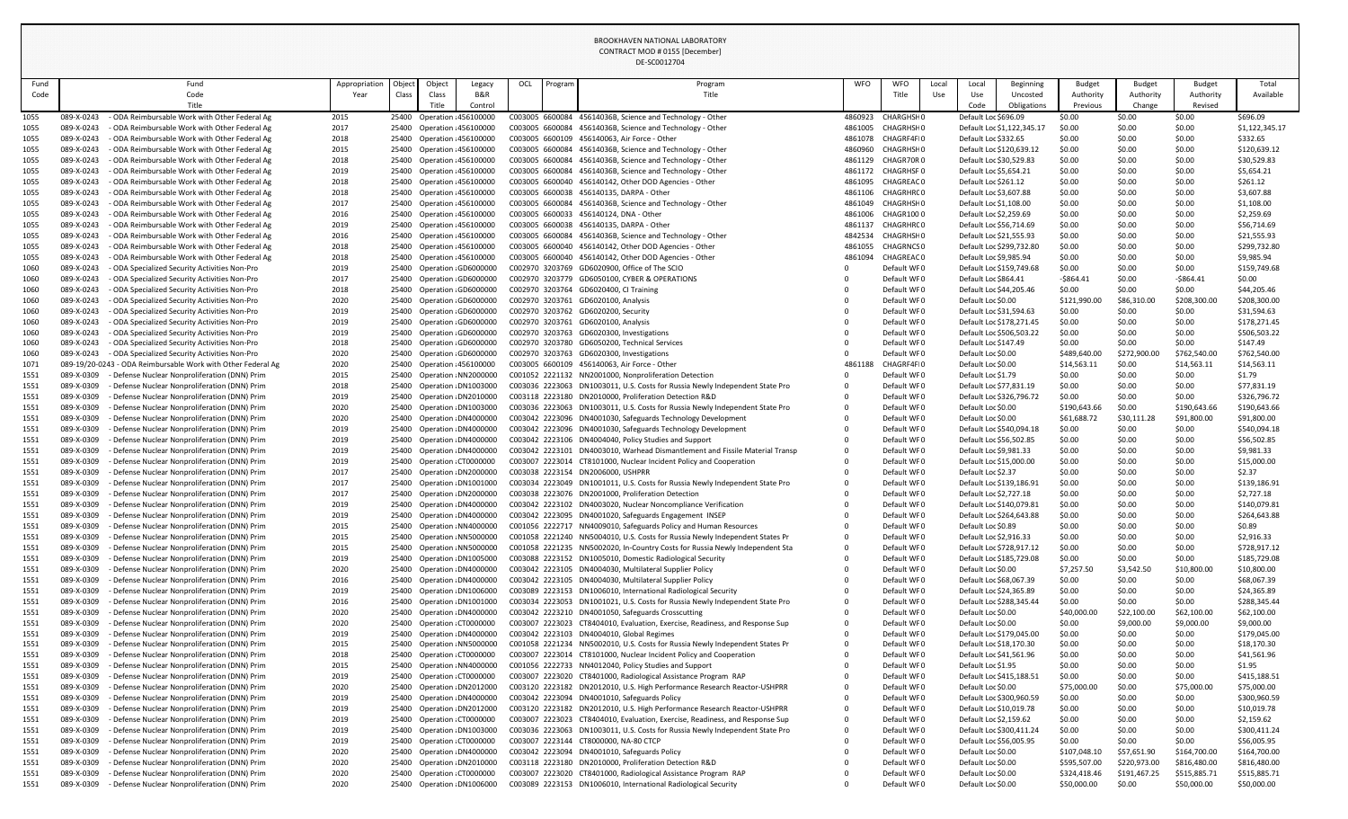BROOKHAVEN NATIONAL LABORATORY
CONTRACT MOD # 0155 [December]
DE-SC0012704

| Fund Code | Fund Code Title | Appropriation Year | Object Class | Object Class Title | Legacy B&R Control | OCL | Program | Program Title | WFO | WFO Title | Local Use | Local Use Code | Beginning Uncosted Obligations | Budget Authority Previous | Budget Authority Change | Budget Authority Revised | Total Available |
|---|---|---|---|---|---|---|---|---|---|---|---|---|---|---|---|---|---|
| 1055 | 089-X-0243 - ODA Reimbursable Work with Other Federal Ag | 2015 | 25400 | Operation : 456100000 | | C003005 | 6600084 | 456140368, Science and Technology - Other | 4860923 | CHAGRGHSH0 | | Default Loc | $696.09 | $0.00 | $0.00 | $0.00 | $696.09 |
| 1055 | 089-X-0243 - ODA Reimbursable Work with Other Federal Ag | 2017 | 25400 | Operation : 456100000 | | C003005 | 6600084 | 456140368, Science and Technology - Other | 4861005 | CHAGRHSH0 | | Default Loc | $1,122,345.17 | $0.00 | $0.00 | $0.00 | $1,122,345.17 |
| 1055 | 089-X-0243 - ODA Reimbursable Work with Other Federal Ag | 2018 | 25400 | Operation : 456100000 | | C003005 | 6600109 | 456140063, Air Force - Other | 4861078 | CHAGRF4F0 | | Default Loc | $332.65 | $0.00 | $0.00 | $0.00 | $332.65 |
| 1055 | 089-X-0243 - ODA Reimbursable Work with Other Federal Ag | 2015 | 25400 | Operation : 456100000 | | C003005 | 6600084 | 456140368, Science and Technology - Other | 4860960 | CHAGRHSH0 | | Default Loc | $120,639.12 | $0.00 | $0.00 | $0.00 | $120,639.12 |
| 1055 | 089-X-0243 - ODA Reimbursable Work with Other Federal Ag | 2018 | 25400 | Operation : 456100000 | | C003005 | 6600084 | 456140368, Science and Technology - Other | 4861129 | CHAGR70R0 | | Default Loc | $30,529.83 | $0.00 | $0.00 | $0.00 | $30,529.83 |
| 1055 | 089-X-0243 - ODA Reimbursable Work with Other Federal Ag | 2019 | 25400 | Operation : 456100000 | | C003005 | 6600084 | 456140368, Science and Technology - Other | 4861172 | CHAGRHSF0 | | Default Loc | $5,654.21 | $0.00 | $0.00 | $0.00 | $5,654.21 |
| 1055 | 089-X-0243 - ODA Reimbursable Work with Other Federal Ag | 2018 | 25400 | Operation : 456100000 | | C003005 | 6600040 | 456140142, Other DOD Agencies - Other | 4861095 | CHAGREAC0 | | Default Loc | $261.12 | $0.00 | $0.00 | $0.00 | $261.12 |
| 1055 | 089-X-0243 - ODA Reimbursable Work with Other Federal Ag | 2018 | 25400 | Operation : 456100000 | | C003005 | 6600038 | 456140135, DARPA - Other | 4861106 | CHAGRHRC0 | | Default Loc | $3,607.88 | $0.00 | $0.00 | $0.00 | $3,607.88 |
| 1055 | 089-X-0243 - ODA Reimbursable Work with Other Federal Ag | 2017 | 25400 | Operation : 456100000 | | C003005 | 6600084 | 456140368, Science and Technology - Other | 4861049 | CHAGRHSH0 | | Default Loc | $1,108.00 | $0.00 | $0.00 | $0.00 | $1,108.00 |
| 1055 | 089-X-0243 - ODA Reimbursable Work with Other Federal Ag | 2016 | 25400 | Operation : 456100000 | | C003005 | 6600033 | 456140124, DNA - Other | 4861006 | CHAGR1000 | | Default Loc | $2,259.69 | $0.00 | $0.00 | $0.00 | $2,259.69 |
| 1055 | 089-X-0243 - ODA Reimbursable Work with Other Federal Ag | 2019 | 25400 | Operation : 456100000 | | C003005 | 6600038 | 456140135, DARPA - Other | 4861137 | CHAGRHRC0 | | Default Loc | $56,714.69 | $0.00 | $0.00 | $0.00 | $56,714.69 |
| 1055 | 089-X-0243 - ODA Reimbursable Work with Other Federal Ag | 2016 | 25400 | Operation : 456100000 | | C003005 | 6600084 | 456140368, Science and Technology - Other | 4842534 | CHAGRHSH0 | | Default Loc | $21,555.93 | $0.00 | $0.00 | $0.00 | $21,555.93 |
| 1055 | 089-X-0243 - ODA Reimbursable Work with Other Federal Ag | 2018 | 25400 | Operation : 456100000 | | C003005 | 6600040 | 456140142, Other DOD Agencies - Other | 4861055 | CHAGRNCS0 | | Default Loc | $299,732.80 | $0.00 | $0.00 | $0.00 | $299,732.80 |
| 1055 | 089-X-0243 - ODA Reimbursable Work with Other Federal Ag | 2018 | 25400 | Operation : 456100000 | | C003005 | 6600040 | 456140142, Other DOD Agencies - Other | 4861094 | CHAGREAC0 | | Default Loc | $9,985.94 | $0.00 | $0.00 | $0.00 | $9,985.94 |
| 1060 | 089-X-0243 - ODA Specialized Security Activities Non-Pro | 2019 | 25400 | Operation : GD6000000 | | C002970 | 3203769 | GD6020900, Office of The SCIO | 0 | Default WF0 | | Default Loc | $159,749.68 | $0.00 | $0.00 | $0.00 | $159,749.68 |
| 1060 | 089-X-0243 - ODA Specialized Security Activities Non-Pro | 2017 | 25400 | Operation : GD6000000 | | C002970 | 3203779 | GD6050100, CYBER & OPERATIONS | 0 | Default WF0 | | Default Loc | $864.41 | -$864.41 | $0.00 | -$864.41 | $0.00 |
| 1060 | 089-X-0243 - ODA Specialized Security Activities Non-Pro | 2018 | 25400 | Operation : GD6000000 | | C002970 | 3203764 | GD6020400, CI Training | 0 | Default WF0 | | Default Loc | $44,205.46 | $0.00 | $0.00 | $0.00 | $44,205.46 |
| 1060 | 089-X-0243 - ODA Specialized Security Activities Non-Pro | 2020 | 25400 | Operation : GD6000000 | | C002970 | 3203761 | GD6020100, Analysis | 0 | Default WF0 | | Default Loc | $0.00 | $121,990.00 | $86,310.00 | $208,300.00 | $208,300.00 |
| 1060 | 089-X-0243 - ODA Specialized Security Activities Non-Pro | 2019 | 25400 | Operation : GD6000000 | | C002970 | 3203762 | GD6020200, Security | 0 | Default WF0 | | Default Loc | $31,594.63 | $0.00 | $0.00 | $0.00 | $31,594.63 |
| 1060 | 089-X-0243 - ODA Specialized Security Activities Non-Pro | 2019 | 25400 | Operation : GD6000000 | | C002970 | 3203761 | GD6020100, Analysis | 0 | Default WF0 | | Default Loc | $178,271.45 | $0.00 | $0.00 | $0.00 | $178,271.45 |
| 1060 | 089-X-0243 - ODA Specialized Security Activities Non-Pro | 2019 | 25400 | Operation : GD6000000 | | C002970 | 3203763 | GD6020300, Investigations | 0 | Default WF0 | | Default Loc | $506,503.22 | $0.00 | $0.00 | $0.00 | $506,503.22 |
| 1060 | 089-X-0243 - ODA Specialized Security Activities Non-Pro | 2018 | 25400 | Operation : GD6000000 | | C002970 | 3203780 | GD6050200, Technical Services | 0 | Default WF0 | | Default Loc | $147.49 | $0.00 | $0.00 | $0.00 | $147.49 |
| 1060 | 089-X-0243 - ODA Specialized Security Activities Non-Pro | 2020 | 25400 | Operation : GD6000000 | | C002970 | 3203763 | GD6020300, Investigations | 0 | Default WF0 | | Default Loc | $0.00 | $489,640.00 | $272,900.00 | $762,540.00 | $762,540.00 |
| 1071 | 089-19/20-0243 - ODA Reimbursable Work with Other Federal Ag | 2020 | 25400 | Operation : 456100000 | | C003005 | 6600109 | 456140063, Air Force - Other | 4861188 | CHAGRF4F0 | | Default Loc | $0.00 | $14,563.11 | $0.00 | $14,563.11 | $14,563.11 |
| 1551 | 089-X-0309 - Defense Nuclear Nonproliferation (DNN) Prim | 2015 | 25400 | Operation : NN2000000 | | C001052 | 2221132 | NN2001000, Nonproliferation Detection | 0 | Default WF0 | | Default Loc | $1.79 | $0.00 | $0.00 | $0.00 | $1.79 |
| 1551 | 089-X-0309 - Defense Nuclear Nonproliferation (DNN) Prim | 2018 | 25400 | Operation : DN1003000 | | C003036 | 2223063 | DN1003011, U.S. Costs for Russia Newly Independent State Pro | 0 | Default WF0 | | Default Loc | $77,831.19 | $0.00 | $0.00 | $0.00 | $77,831.19 |
| 1551 | 089-X-0309 - Defense Nuclear Nonproliferation (DNN) Prim | 2019 | 25400 | Operation : DN2010000 | | C003118 | 2223180 | DN2010000, Proliferation Detection R&D | 0 | Default WF0 | | Default Loc | $326,796.72 | $0.00 | $0.00 | $0.00 | $326,796.72 |
| 1551 | 089-X-0309 - Defense Nuclear Nonproliferation (DNN) Prim | 2020 | 25400 | Operation : DN1003000 | | C003036 | 2223063 | DN1003011, U.S. Costs for Russia Newly Independent State Pro | 0 | Default WF0 | | Default Loc | $0.00 | $190,643.66 | $0.00 | $190,643.66 | $190,643.66 |
| 1551 | 089-X-0309 - Defense Nuclear Nonproliferation (DNN) Prim | 2020 | 25400 | Operation : DN4000000 | | C003042 | 2223096 | DN4001030, Safeguards Technology Development | 0 | Default WF0 | | Default Loc | $0.00 | $61,688.72 | $30,111.28 | $91,800.00 | $91,800.00 |
| 1551 | 089-X-0309 - Defense Nuclear Nonproliferation (DNN) Prim | 2019 | 25400 | Operation : DN4000000 | | C003042 | 2223096 | DN4001030, Safeguards Technology Development | 0 | Default WF0 | | Default Loc | $540,094.18 | $0.00 | $0.00 | $0.00 | $540,094.18 |
| 1551 | 089-X-0309 - Defense Nuclear Nonproliferation (DNN) Prim | 2019 | 25400 | Operation : DN4000000 | | C003042 | 2223106 | DN4004040, Policy Studies and Support | 0 | Default WF0 | | Default Loc | $56,502.85 | $0.00 | $0.00 | $0.00 | $56,502.85 |
| 1551 | 089-X-0309 - Defense Nuclear Nonproliferation (DNN) Prim | 2019 | 25400 | Operation : DN4000000 | | C003042 | 2223101 | DN4003010, Warhead Dismantlement and Fissile Material Transp | 0 | Default WF0 | | Default Loc | $9,981.33 | $0.00 | $0.00 | $0.00 | $9,981.33 |
| 1551 | 089-X-0309 - Defense Nuclear Nonproliferation (DNN) Prim | 2019 | 25400 | Operation : CT0000000 | | C003007 | 2223014 | CT8101000, Nuclear Incident Policy and Cooperation | 0 | Default WF0 | | Default Loc | $15,000.00 | $0.00 | $0.00 | $0.00 | $15,000.00 |
| 1551 | 089-X-0309 - Defense Nuclear Nonproliferation (DNN) Prim | 2017 | 25400 | Operation : DN2000000 | | C003038 | 2223154 | DN2006000, USHPRR | 0 | Default WF0 | | Default Loc | $2.37 | $0.00 | $0.00 | $0.00 | $2.37 |
| 1551 | 089-X-0309 - Defense Nuclear Nonproliferation (DNN) Prim | 2017 | 25400 | Operation : DN1001000 | | C003034 | 2223049 | DN1001011, U.S. Costs for Russia Newly Independent State Pro | 0 | Default WF0 | | Default Loc | $139,186.91 | $0.00 | $0.00 | $0.00 | $139,186.91 |
| 1551 | 089-X-0309 - Defense Nuclear Nonproliferation (DNN) Prim | 2017 | 25400 | Operation : DN2000000 | | C003038 | 2223076 | DN2001000, Proliferation Detection | 0 | Default WF0 | | Default Loc | $2,727.18 | $0.00 | $0.00 | $0.00 | $2,727.18 |
| 1551 | 089-X-0309 - Defense Nuclear Nonproliferation (DNN) Prim | 2019 | 25400 | Operation : DN4000000 | | C003042 | 2223102 | DN4003020, Nuclear Noncompliance Verification | 0 | Default WF0 | | Default Loc | $140,079.81 | $0.00 | $0.00 | $0.00 | $140,079.81 |
| 1551 | 089-X-0309 - Defense Nuclear Nonproliferation (DNN) Prim | 2019 | 25400 | Operation : DN4000000 | | C003042 | 2223095 | DN4001020, Safeguards Engagement INSEP | 0 | Default WF0 | | Default Loc | $264,643.88 | $0.00 | $0.00 | $0.00 | $264,643.88 |
| 1551 | 089-X-0309 - Defense Nuclear Nonproliferation (DNN) Prim | 2015 | 25400 | Operation : NN4000000 | | C001056 | 2222717 | NN4009010, Safeguards Policy and Human Resources | 0 | Default WF0 | | Default Loc | $0.89 | $0.00 | $0.00 | $0.00 | $0.89 |
| 1551 | 089-X-0309 - Defense Nuclear Nonproliferation (DNN) Prim | 2015 | 25400 | Operation : NN5000000 | | C001058 | 2221240 | NN5004010, U.S. Costs for Russia Newly Independent States Pr | 0 | Default WF0 | | Default Loc | $2,916.33 | $0.00 | $0.00 | $0.00 | $2,916.33 |
| 1551 | 089-X-0309 - Defense Nuclear Nonproliferation (DNN) Prim | 2015 | 25400 | Operation : NN5000000 | | C001058 | 2221235 | NN5002020, In-Country Costs for Russia Newly Independent Sta | 0 | Default WF0 | | Default Loc | $728,917.12 | $0.00 | $0.00 | $0.00 | $728,917.12 |
| 1551 | 089-X-0309 - Defense Nuclear Nonproliferation (DNN) Prim | 2019 | 25400 | Operation : DN1005000 | | C003088 | 2223152 | DN1005010, Domestic Radiological Security | 0 | Default WF0 | | Default Loc | $185,729.08 | $0.00 | $0.00 | $0.00 | $185,729.08 |
| 1551 | 089-X-0309 - Defense Nuclear Nonproliferation (DNN) Prim | 2020 | 25400 | Operation : DN4000000 | | C003042 | 2223105 | DN4004030, Multilateral Supplier Policy | 0 | Default WF0 | | Default Loc | $0.00 | $7,257.50 | $3,542.50 | $10,800.00 | $10,800.00 |
| 1551 | 089-X-0309 - Defense Nuclear Nonproliferation (DNN) Prim | 2016 | 25400 | Operation : DN4000000 | | C003042 | 2223105 | DN4004030, Multilateral Supplier Policy | 0 | Default WF0 | | Default Loc | $68,067.39 | $0.00 | $0.00 | $0.00 | $68,067.39 |
| 1551 | 089-X-0309 - Defense Nuclear Nonproliferation (DNN) Prim | 2019 | 25400 | Operation : DN1006000 | | C003089 | 2223153 | DN1006010, International Radiological Security | 0 | Default WF0 | | Default Loc | $24,365.89 | $0.00 | $0.00 | $0.00 | $24,365.89 |
| 1551 | 089-X-0309 - Defense Nuclear Nonproliferation (DNN) Prim | 2016 | 25400 | Operation : DN1001000 | | C003034 | 2223053 | DN1001021, U.S. Costs for Russia Newly Independent State Pro | 0 | Default WF0 | | Default Loc | $288,345.44 | $0.00 | $0.00 | $0.00 | $288,345.44 |
| 1551 | 089-X-0309 - Defense Nuclear Nonproliferation (DNN) Prim | 2020 | 25400 | Operation : DN4000000 | | C003042 | 2223210 | DN4001050, Safeguards Crosscutting | 0 | Default WF0 | | Default Loc | $0.00 | $40,000.00 | $22,100.00 | $62,100.00 | $62,100.00 |
| 1551 | 089-X-0309 - Defense Nuclear Nonproliferation (DNN) Prim | 2020 | 25400 | Operation : CT0000000 | | C003007 | 2223023 | CT8404010, Evaluation, Exercise, Readiness, and Response Sup | 0 | Default WF0 | | Default Loc | $0.00 | $0.00 | $9,000.00 | $9,000.00 | $9,000.00 |
| 1551 | 089-X-0309 - Defense Nuclear Nonproliferation (DNN) Prim | 2019 | 25400 | Operation : DN4000000 | | C003042 | 2223103 | DN4004010, Global Regimes | 0 | Default WF0 | | Default Loc | $179,045.00 | $0.00 | $0.00 | $0.00 | $179,045.00 |
| 1551 | 089-X-0309 - Defense Nuclear Nonproliferation (DNN) Prim | 2015 | 25400 | Operation : NN5000000 | | C001058 | 2221234 | NN5002010, U.S. Costs for Russia Newly Independent States Pr | 0 | Default WF0 | | Default Loc | $18,170.30 | $0.00 | $0.00 | $0.00 | $18,170.30 |
| 1551 | 089-X-0309 - Defense Nuclear Nonproliferation (DNN) Prim | 2018 | 25400 | Operation : CT0000000 | | C003007 | 2223014 | CT8101000, Nuclear Incident Policy and Cooperation | 0 | Default WF0 | | Default Loc | $41,561.96 | $0.00 | $0.00 | $0.00 | $41,561.96 |
| 1551 | 089-X-0309 - Defense Nuclear Nonproliferation (DNN) Prim | 2015 | 25400 | Operation : NN4000000 | | C001056 | 2222733 | NN4012040, Policy Studies and Support | 0 | Default WF0 | | Default Loc | $1.95 | $0.00 | $0.00 | $0.00 | $1.95 |
| 1551 | 089-X-0309 - Defense Nuclear Nonproliferation (DNN) Prim | 2019 | 25400 | Operation : CT0000000 | | C003007 | 2223020 | CT8401000, Radiological Assistance Program RAP | 0 | Default WF0 | | Default Loc | $415,188.51 | $0.00 | $0.00 | $0.00 | $415,188.51 |
| 1551 | 089-X-0309 - Defense Nuclear Nonproliferation (DNN) Prim | 2020 | 25400 | Operation : DN2012000 | | C003120 | 2223182 | DN2012010, U.S. High Performance Research Reactor-USHPRR | 0 | Default WF0 | | Default Loc | $0.00 | $75,000.00 | $0.00 | $75,000.00 | $75,000.00 |
| 1551 | 089-X-0309 - Defense Nuclear Nonproliferation (DNN) Prim | 2019 | 25400 | Operation : DN4000000 | | C003042 | 2223094 | DN4001010, Safeguards Policy | 0 | Default WF0 | | Default Loc | $300,960.59 | $0.00 | $0.00 | $0.00 | $300,960.59 |
| 1551 | 089-X-0309 - Defense Nuclear Nonproliferation (DNN) Prim | 2019 | 25400 | Operation : DN2012000 | | C003120 | 2223182 | DN2012010, U.S. High Performance Research Reactor-USHPRR | 0 | Default WF0 | | Default Loc | $10,019.78 | $0.00 | $0.00 | $0.00 | $10,019.78 |
| 1551 | 089-X-0309 - Defense Nuclear Nonproliferation (DNN) Prim | 2019 | 25400 | Operation : CT0000000 | | C003007 | 2223023 | CT8404010, Evaluation, Exercise, Readiness, and Response Sup | 0 | Default WF0 | | Default Loc | $2,159.62 | $0.00 | $0.00 | $0.00 | $2,159.62 |
| 1551 | 089-X-0309 - Defense Nuclear Nonproliferation (DNN) Prim | 2019 | 25400 | Operation : DN1003000 | | C003036 | 2223063 | DN1003011, U.S. Costs for Russia Newly Independent State Pro | 0 | Default WF0 | | Default Loc | $300,411.24 | $0.00 | $0.00 | $0.00 | $300,411.24 |
| 1551 | 089-X-0309 - Defense Nuclear Nonproliferation (DNN) Prim | 2019 | 25400 | Operation : CT0000000 | | C003007 | 2223144 | CT8000000, NA-80 CTCP | 0 | Default WF0 | | Default Loc | $56,005.95 | $0.00 | $0.00 | $0.00 | $56,005.95 |
| 1551 | 089-X-0309 - Defense Nuclear Nonproliferation (DNN) Prim | 2020 | 25400 | Operation : DN4000000 | | C003042 | 2223094 | DN4001010, Safeguards Policy | 0 | Default WF0 | | Default Loc | $0.00 | $107,048.10 | $57,651.90 | $164,700.00 | $164,700.00 |
| 1551 | 089-X-0309 - Defense Nuclear Nonproliferation (DNN) Prim | 2020 | 25400 | Operation : DN2010000 | | C003118 | 2223180 | DN2010000, Proliferation Detection R&D | 0 | Default WF0 | | Default Loc | $0.00 | $595,507.00 | $220,973.00 | $816,480.00 | $816,480.00 |
| 1551 | 089-X-0309 - Defense Nuclear Nonproliferation (DNN) Prim | 2020 | 25400 | Operation : CT0000000 | | C003007 | 2223020 | CT8401000, Radiological Assistance Program RAP | 0 | Default WF0 | | Default Loc | $0.00 | $324,418.46 | $191,467.25 | $515,885.71 | $515,885.71 |
| 1551 | 089-X-0309 - Defense Nuclear Nonproliferation (DNN) Prim | 2020 | 25400 | Operation : DN1006000 | | C003089 | 2223153 | DN1006010, International Radiological Security | 0 | Default WF0 | | Default Loc | $0.00 | $50,000.00 | $0.00 | $50,000.00 | $50,000.00 |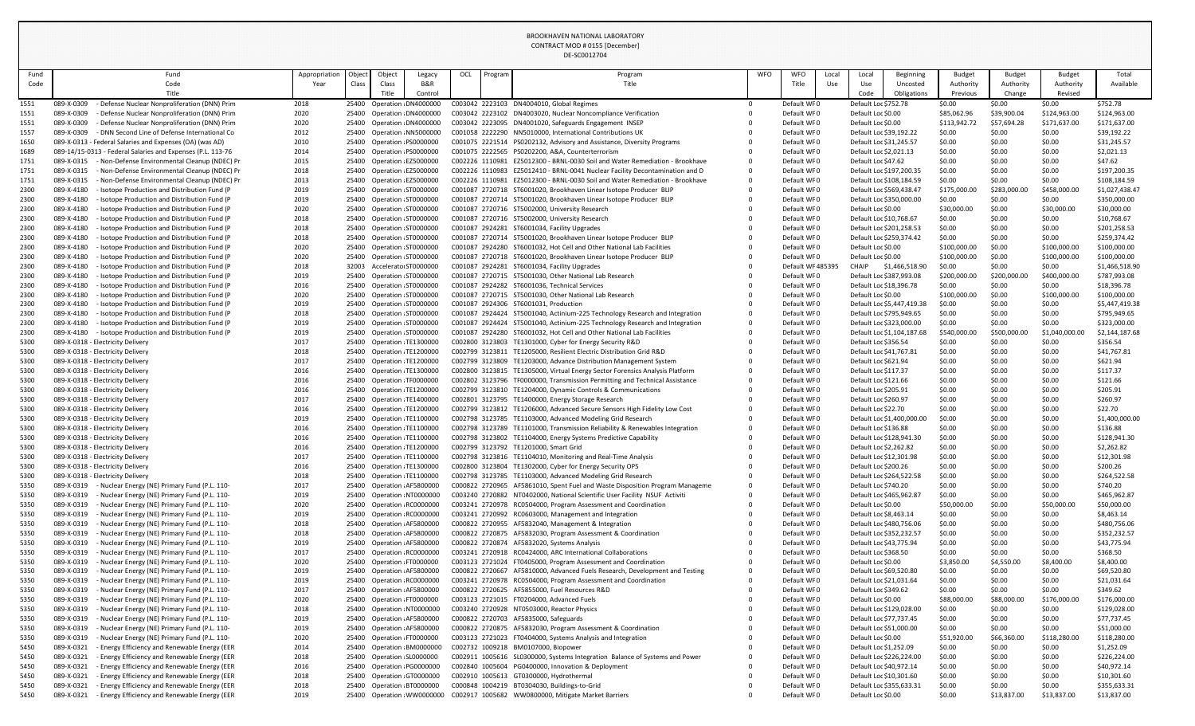BROOKHAVEN NATIONAL LABORATORY
CONTRACT MOD # 0155 [December]
DE-SC0012704

| Fund Code | Fund Code Title | Appropriation Year | Object Class | Object Class Title | Legacy B&R Control | OCL | Program | Program Title | WFO | WFO Title | Local Use | Local Use Code | Beginning Uncosted Obligations | Budget Authority Previous | Budget Authority Change | Budget Authority Revised | Total Available |
|---|---|---|---|---|---|---|---|---|---|---|---|---|---|---|---|---|---|
| 1551 | 089-X-0309 - Defense Nuclear Nonproliferation (DNN) Prim | 2018 | 25400 | Operation : | DN4000000 | C003042 | 2223103 | DN4004010, Global Regimes | 0 | Default WF0 | | Default Loc | $752.78 | $0.00 | $0.00 | $0.00 | $752.78 |
| 1551 | 089-X-0309 - Defense Nuclear Nonproliferation (DNN) Prim | 2020 | 25400 | Operation : | DN4000000 | C003042 | 2223102 | DN4003020, Nuclear Noncompliance Verification | 0 | Default WF0 | | Default Loc | $0.00 | $85,062.96 | $39,900.04 | $124,963.00 | $124,963.00 |
| 1551 | 089-X-0309 - Defense Nuclear Nonproliferation (DNN) Prim | 2020 | 25400 | Operation : | DN4000000 | C003042 | 2223095 | DN4001020, Safeguards Engagement INSEP | 0 | Default WF0 | | Default Loc | $0.00 | $113,942.72 | $57,694.28 | $171,637.00 | $171,637.00 |
| 1557 | 089-X-0309 - DNN Second Line of Defense International Co | 2012 | 25400 | Operation : | NN5000000 | C001058 | 2222290 | NN5010000, International Contributions UK | 0 | Default WF0 | | Default Loc | $39,192.22 | $0.00 | $0.00 | $0.00 | $39,192.22 |
| 1650 | 089-X-0313 - Federal Salaries and Expenses (OA) (was AD) | 2010 | 25400 | Operation : | PS0000000 | C001075 | 2221514 | PS0202132, Advisory and Assistance, Diversity Programs | 0 | Default WF0 | | Default Loc | $31,245.57 | $0.00 | $0.00 | $0.00 | $31,245.57 |
| 1689 | 089-14/15-0313 - Federal Salaries and Expenses (P.L. 113-76 | 2014 | 25400 | Operation : | PS0000000 | C001075 | 2222565 | PS0202200, A&A, Counterterrorism | 0 | Default WF0 | | Default Loc | $2,021.13 | $0.00 | $0.00 | $0.00 | $2,021.13 |
| 1751 | 089-X-0315 - Non-Defense Environmental Cleanup (NDEC) Pr | 2015 | 25400 | Operation : | EZ5000000 | C002226 | 1110981 | EZ5012300 - BRNL-0030 Soil and Water Remediation - Brookhave | 0 | Default WF0 | | Default Loc | $47.62 | $0.00 | $0.00 | $0.00 | $47.62 |
| 1751 | 089-X-0315 - Non-Defense Environmental Cleanup (NDEC) Pr | 2018 | 25400 | Operation : | EZ5000000 | C002226 | 1110983 | EZ5012410 - BRNL-0041 Nuclear Facility Decontamination and D | 0 | Default WF0 | | Default Loc | $197,200.35 | $0.00 | $0.00 | $0.00 | $197,200.35 |
| 1751 | 089-X-0315 - Non-Defense Environmental Cleanup (NDEC) Pr | 2013 | 25400 | Operation : | EZ5000000 | C002226 | 1110981 | EZ5012300 - BRNL-0030 Soil and Water Remediation - Brookhave | 0 | Default WF0 | | Default Loc | $108,184.59 | $0.00 | $0.00 | $0.00 | $108,184.59 |
| 2300 | 089-X-4180 - Isotope Production and Distribution Fund (P | 2019 | 25400 | Operation : | ST0000000 | C001087 | 2720718 | ST6001020, Brookhaven Linear Isotope Producer BLIP | 0 | Default WF0 | | Default Loc | $569,438.47 | $175,000.00 | $283,000.00 | $458,000.00 | $1,027,438.47 |
| 2300 | 089-X-4180 - Isotope Production and Distribution Fund (P | 2019 | 25400 | Operation : | ST0000000 | C001087 | 2720714 | ST5001020, Brookhaven Linear Isotope Producer BLIP | 0 | Default WF0 | | Default Loc | $350,000.00 | $0.00 | $0.00 | $0.00 | $350,000.00 |
| 2300 | 089-X-4180 - Isotope Production and Distribution Fund (P | 2020 | 25400 | Operation : | ST0000000 | C001087 | 2720716 | ST5002000, University Research | 0 | Default WF0 | | Default Loc | $0.00 | $30,000.00 | $0.00 | $30,000.00 | $30,000.00 |
| 2300 | 089-X-4180 - Isotope Production and Distribution Fund (P | 2018 | 25400 | Operation : | ST0000000 | C001087 | 2720716 | ST5002000, University Research | 0 | Default WF0 | | Default Loc | $10,768.67 | $0.00 | $0.00 | $0.00 | $10,768.67 |
| 2300 | 089-X-4180 - Isotope Production and Distribution Fund (P | 2018 | 25400 | Operation : | ST0000000 | C001087 | 2924281 | ST6001034, Facility Upgrades | 0 | Default WF0 | | Default Loc | $201,258.53 | $0.00 | $0.00 | $0.00 | $201,258.53 |
| 2300 | 089-X-4180 - Isotope Production and Distribution Fund (P | 2018 | 25400 | Operation : | ST0000000 | C001087 | 2720714 | ST5001020, Brookhaven Linear Isotope Producer BLIP | 0 | Default WF0 | | Default Loc | $259,374.42 | $0.00 | $0.00 | $0.00 | $259,374.42 |
| 2300 | 089-X-4180 - Isotope Production and Distribution Fund (P | 2020 | 25400 | Operation : | ST0000000 | C001087 | 2924280 | ST6001032, Hot Cell and Other National Lab Facilities | 0 | Default WF0 | | Default Loc | $0.00 | $100,000.00 | $0.00 | $100,000.00 | $100,000.00 |
| 2300 | 089-X-4180 - Isotope Production and Distribution Fund (P | 2020 | 25400 | Operation : | ST0000000 | C001087 | 2720718 | ST6001020, Brookhaven Linear Isotope Producer BLIP | 0 | Default WF0 | | Default Loc | $0.00 | $100,000.00 | $0.00 | $100,000.00 | $100,000.00 |
| 2300 | 089-X-4180 - Isotope Production and Distribution Fund (P | 2018 | 32003 | Accelerator | ST0000000 | C001087 | 2924281 | ST6001034, Facility Upgrades | 0 | Default WF | 485395 | CHAIP | $1,466,518.90 | $0.00 | $0.00 | $0.00 | $1,466,518.90 |
| 2300 | 089-X-4180 - Isotope Production and Distribution Fund (P | 2019 | 25400 | Operation : | ST0000000 | C001087 | 2720715 | ST5001030, Other National Lab Research | 0 | Default WF0 | | Default Loc | $387,993.08 | $200,000.00 | $200,000.00 | $400,000.00 | $787,993.08 |
| 2300 | 089-X-4180 - Isotope Production and Distribution Fund (P | 2016 | 25400 | Operation : | ST0000000 | C001087 | 2924282 | ST6001036, Technical Services | 0 | Default WF0 | | Default Loc | $18,396.78 | $0.00 | $0.00 | $0.00 | $18,396.78 |
| 2300 | 089-X-4180 - Isotope Production and Distribution Fund (P | 2020 | 25400 | Operation : | ST0000000 | C001087 | 2720715 | ST5001030, Other National Lab Research | 0 | Default WF0 | | Default Loc | $0.00 | $100,000.00 | $0.00 | $100,000.00 | $100,000.00 |
| 2300 | 089-X-4180 - Isotope Production and Distribution Fund (P | 2019 | 25400 | Operation : | ST0000000 | C001087 | 2924306 | ST6001031, Production | 0 | Default WF0 | | Default Loc | $5,447,419.38 | $0.00 | $0.00 | $0.00 | $5,447,419.38 |
| 2300 | 089-X-4180 - Isotope Production and Distribution Fund (P | 2018 | 25400 | Operation : | ST0000000 | C001087 | 2924424 | ST5001040, Actinium-225 Technology Research and Integration | 0 | Default WF0 | | Default Loc | $795,949.65 | $0.00 | $0.00 | $0.00 | $795,949.65 |
| 2300 | 089-X-4180 - Isotope Production and Distribution Fund (P | 2019 | 25400 | Operation : | ST0000000 | C001087 | 2924424 | ST5001040, Actinium-225 Technology Research and Integration | 0 | Default WF0 | | Default Loc | $323,000.00 | $0.00 | $0.00 | $0.00 | $323,000.00 |
| 2300 | 089-X-4180 - Isotope Production and Distribution Fund (P | 2019 | 25400 | Operation : | ST0000000 | C001087 | 2924280 | ST6001032, Hot Cell and Other National Lab Facilities | 0 | Default WF0 | | Default Loc | $1,104,187.68 | $540,000.00 | $500,000.00 | $1,040,000.00 | $2,144,187.68 |
| 5300 | 089-X-0318 - Electricity Delivery | 2017 | 25400 | Operation : | TE1300000 | C002800 | 3123803 | TE1301000, Cyber for Energy Security R&D | 0 | Default WF0 | | Default Loc | $356.54 | $0.00 | $0.00 | $0.00 | $356.54 |
| 5300 | 089-X-0318 - Electricity Delivery | 2018 | 25400 | Operation : | TE1200000 | C002799 | 3123811 | TE1205000, Resilient Electric Distribution Grid R&D | 0 | Default WF0 | | Default Loc | $41,767.81 | $0.00 | $0.00 | $0.00 | $41,767.81 |
| 5300 | 089-X-0318 - Electricity Delivery | 2017 | 25400 | Operation : | TE1200000 | C002799 | 3123809 | TE1203000, Advance Distribution Management System | 0 | Default WF0 | | Default Loc | $621.94 | $0.00 | $0.00 | $0.00 | $621.94 |
| 5300 | 089-X-0318 - Electricity Delivery | 2016 | 25400 | Operation : | TE1300000 | C002800 | 3123815 | TE1305000, Virtual Energy Sector Forensics Analysis Platform | 0 | Default WF0 | | Default Loc | $117.37 | $0.00 | $0.00 | $0.00 | $117.37 |
| 5300 | 089-X-0318 - Electricity Delivery | 2016 | 25400 | Operation : | TF0000000 | C002802 | 3123796 | TF0000000, Transmission Permitting and Technical Assistance | 0 | Default WF0 | | Default Loc | $121.66 | $0.00 | $0.00 | $0.00 | $121.66 |
| 5300 | 089-X-0318 - Electricity Delivery | 2016 | 25400 | Operation : | TE1200000 | C002799 | 3123810 | TE1204000, Dynamic Controls & Communications | 0 | Default WF0 | | Default Loc | $205.91 | $0.00 | $0.00 | $0.00 | $205.91 |
| 5300 | 089-X-0318 - Electricity Delivery | 2017 | 25400 | Operation : | TE1400000 | C002801 | 3123795 | TE1400000, Energy Storage Research | 0 | Default WF0 | | Default Loc | $260.97 | $0.00 | $0.00 | $0.00 | $260.97 |
| 5300 | 089-X-0318 - Electricity Delivery | 2016 | 25400 | Operation : | TE1200000 | C002799 | 3123812 | TE1206000, Advanced Secure Sensors High Fidelity Low Cost | 0 | Default WF0 | | Default Loc | $22.70 | $0.00 | $0.00 | $0.00 | $22.70 |
| 5300 | 089-X-0318 - Electricity Delivery | 2019 | 25400 | Operation : | TE1100000 | C002798 | 3123785 | TE1103000, Advanced Modeling Grid Research | 0 | Default WF0 | | Default Loc | $1,400,000.00 | $0.00 | $0.00 | $0.00 | $1,400,000.00 |
| 5300 | 089-X-0318 - Electricity Delivery | 2016 | 25400 | Operation : | TE1100000 | C002798 | 3123789 | TE1101000, Transmission Reliability & Renewables Integration | 0 | Default WF0 | | Default Loc | $136.88 | $0.00 | $0.00 | $0.00 | $136.88 |
| 5300 | 089-X-0318 - Electricity Delivery | 2016 | 25400 | Operation : | TE1100000 | C002798 | 3123802 | TE1104000, Energy Systems Predictive Capability | 0 | Default WF0 | | Default Loc | $128,941.30 | $0.00 | $0.00 | $0.00 | $128,941.30 |
| 5300 | 089-X-0318 - Electricity Delivery | 2016 | 25400 | Operation : | TE1200000 | C002799 | 3123792 | TE1201000, Smart Grid | 0 | Default WF0 | | Default Loc | $2,262.82 | $0.00 | $0.00 | $0.00 | $2,262.82 |
| 5300 | 089-X-0318 - Electricity Delivery | 2017 | 25400 | Operation : | TE1100000 | C002798 | 3123816 | TE1104010, Monitoring and Real-Time Analysis | 0 | Default WF0 | | Default Loc | $12,301.98 | $0.00 | $0.00 | $0.00 | $12,301.98 |
| 5300 | 089-X-0318 - Electricity Delivery | 2016 | 25400 | Operation : | TE1300000 | C002800 | 3123804 | TE1302000, Cyber for Energy Security OPS | 0 | Default WF0 | | Default Loc | $200.26 | $0.00 | $0.00 | $0.00 | $200.26 |
| 5300 | 089-X-0318 - Electricity Delivery | 2018 | 25400 | Operation : | TE1100000 | C002798 | 3123785 | TE1103000, Advanced Modeling Grid Research | 0 | Default WF0 | | Default Loc | $264,522.58 | $0.00 | $0.00 | $0.00 | $264,522.58 |
| 5350 | 089-X-0319 - Nuclear Energy (NE) Primary Fund (P.L. 110- | 2017 | 25400 | Operation : | AF5800000 | C000822 | 2720965 | AF5861010, Spent Fuel and Waste Disposition Program Manageme | 0 | Default WF0 | | Default Loc | $740.20 | $0.00 | $0.00 | $0.00 | $740.20 |
| 5350 | 089-X-0319 - Nuclear Energy (NE) Primary Fund (P.L. 110- | 2019 | 25400 | Operation : | NT0000000 | C003240 | 2720882 | NT0402000, National Scientific User Facility NSUF Activiti | 0 | Default WF0 | | Default Loc | $465,962.87 | $0.00 | $0.00 | $0.00 | $465,962.87 |
| 5350 | 089-X-0319 - Nuclear Energy (NE) Primary Fund (P.L. 110- | 2020 | 25400 | Operation : | RC0000000 | C003241 | 2720978 | RC0504000, Program Assessment and Coordination | 0 | Default WF0 | | Default Loc | $0.00 | $50,000.00 | $0.00 | $50,000.00 | $50,000.00 |
| 5350 | 089-X-0319 - Nuclear Energy (NE) Primary Fund (P.L. 110- | 2019 | 25400 | Operation : | RC0000000 | C003241 | 2720992 | RC0603000, Management and Integration | 0 | Default WF0 | | Default Loc | $8,463.14 | $0.00 | $0.00 | $0.00 | $8,463.14 |
| 5350 | 089-X-0319 - Nuclear Energy (NE) Primary Fund (P.L. 110- | 2018 | 25400 | Operation : | AF5800000 | C000822 | 2720955 | AF5832040, Management & Integration | 0 | Default WF0 | | Default Loc | $480,756.06 | $0.00 | $0.00 | $0.00 | $480,756.06 |
| 5350 | 089-X-0319 - Nuclear Energy (NE) Primary Fund (P.L. 110- | 2018 | 25400 | Operation : | AF5800000 | C000822 | 2720875 | AF5832030, Program Assessment & Coordination | 0 | Default WF0 | | Default Loc | $352,232.57 | $0.00 | $0.00 | $0.00 | $352,232.57 |
| 5350 | 089-X-0319 - Nuclear Energy (NE) Primary Fund (P.L. 110- | 2019 | 25400 | Operation : | AF5800000 | C000822 | 2720874 | AF5832020, Systems Analysis | 0 | Default WF0 | | Default Loc | $43,775.94 | $0.00 | $0.00 | $0.00 | $43,775.94 |
| 5350 | 089-X-0319 - Nuclear Energy (NE) Primary Fund (P.L. 110- | 2017 | 25400 | Operation : | RC0000000 | C003241 | 2720918 | RC0424000, ARC International Collaborations | 0 | Default WF0 | | Default Loc | $368.50 | $0.00 | $0.00 | $0.00 | $368.50 |
| 5350 | 089-X-0319 - Nuclear Energy (NE) Primary Fund (P.L. 110- | 2020 | 25400 | Operation : | FT0000000 | C003123 | 2721024 | FT0405000, Program Assessment and Coordination | 0 | Default WF0 | | Default Loc | $0.00 | $3,850.00 | $4,550.00 | $8,400.00 | $8,400.00 |
| 5350 | 089-X-0319 - Nuclear Energy (NE) Primary Fund (P.L. 110- | 2019 | 25400 | Operation : | AF5800000 | C000822 | 2720667 | AF5810000, Advanced Fuels Research, Development and Testing | 0 | Default WF0 | | Default Loc | $69,520.80 | $0.00 | $0.00 | $0.00 | $69,520.80 |
| 5350 | 089-X-0319 - Nuclear Energy (NE) Primary Fund (P.L. 110- | 2019 | 25400 | Operation : | RC0000000 | C003241 | 2720978 | RC0504000, Program Assessment and Coordination | 0 | Default WF0 | | Default Loc | $21,031.64 | $0.00 | $0.00 | $0.00 | $21,031.64 |
| 5350 | 089-X-0319 - Nuclear Energy (NE) Primary Fund (P.L. 110- | 2017 | 25400 | Operation : | AF5800000 | C000822 | 2720625 | AF5855000, Fuel Resources R&D | 0 | Default WF0 | | Default Loc | $349.62 | $0.00 | $0.00 | $0.00 | $349.62 |
| 5350 | 089-X-0319 - Nuclear Energy (NE) Primary Fund (P.L. 110- | 2020 | 25400 | Operation : | FT0000000 | C003123 | 2721015 | FT0204000, Advanced Fuels | 0 | Default WF0 | | Default Loc | $0.00 | $88,000.00 | $88,000.00 | $176,000.00 | $176,000.00 |
| 5350 | 089-X-0319 - Nuclear Energy (NE) Primary Fund (P.L. 110- | 2018 | 25400 | Operation : | NT0000000 | C003240 | 2720928 | NT0503000, Reactor Physics | 0 | Default WF0 | | Default Loc | $129,028.00 | $0.00 | $0.00 | $0.00 | $129,028.00 |
| 5350 | 089-X-0319 - Nuclear Energy (NE) Primary Fund (P.L. 110- | 2019 | 25400 | Operation : | AF5800000 | C000822 | 2720703 | AF5835000, Safeguards | 0 | Default WF0 | | Default Loc | $77,737.45 | $0.00 | $0.00 | $0.00 | $77,737.45 |
| 5350 | 089-X-0319 - Nuclear Energy (NE) Primary Fund (P.L. 110- | 2019 | 25400 | Operation : | AF5800000 | C000822 | 2720875 | AF5832030, Program Assessment & Coordination | 0 | Default WF0 | | Default Loc | $51,000.00 | $0.00 | $0.00 | $0.00 | $51,000.00 |
| 5350 | 089-X-0319 - Nuclear Energy (NE) Primary Fund (P.L. 110- | 2020 | 25400 | Operation : | FT0000000 | C003123 | 2721023 | FT0404000, Systems Analysis and Integration | 0 | Default WF0 | | Default Loc | $0.00 | $51,920.00 | $66,360.00 | $118,280.00 | $118,280.00 |
| 5450 | 089-X-0321 - Energy Efficiency and Renewable Energy (EER | 2014 | 25400 | Operation : | BM0000000 | C002732 | 1009218 | BM0107000, Biopower | 0 | Default WF0 | | Default Loc | $1,252.09 | $0.00 | $0.00 | $0.00 | $1,252.09 |
| 5450 | 089-X-0321 - Energy Efficiency and Renewable Energy (EER | 2018 | 25400 | Operation : | SL0000000 | C002911 | 1005616 | SL0300000, Systems Integration Balance of Systems and Power | 0 | Default WF0 | | Default Loc | $226,224.00 | $0.00 | $0.00 | $0.00 | $226,224.00 |
| 5450 | 089-X-0321 - Energy Efficiency and Renewable Energy (EER | 2016 | 25400 | Operation : | PG0000000 | C002840 | 1005604 | PG0400000, Innovation & Deployment | 0 | Default WF0 | | Default Loc | $40,972.14 | $0.00 | $0.00 | $0.00 | $40,972.14 |
| 5450 | 089-X-0321 - Energy Efficiency and Renewable Energy (EER | 2018 | 25400 | Operation : | GT0000000 | C002910 | 1005613 | GT0300000, Hydrothermal | 0 | Default WF0 | | Default Loc | $10,301.60 | $0.00 | $0.00 | $0.00 | $10,301.60 |
| 5450 | 089-X-0321 - Energy Efficiency and Renewable Energy (EER | 2018 | 25400 | Operation : | BT0000000 | C000848 | 1004219 | BT0304030, Buildings-to-Grid | 0 | Default WF0 | | Default Loc | $355,633.31 | $0.00 | $0.00 | $0.00 | $355,633.31 |
| 5450 | 089-X-0321 - Energy Efficiency and Renewable Energy (EER | 2019 | 25400 | Operation : | WW0000000 | C002917 | 1005682 | WW0800000, Mitigate Market Barriers | 0 | Default WF0 | | Default Loc | $0.00 | $0.00 | $13,837.00 | $13,837.00 | $13,837.00 |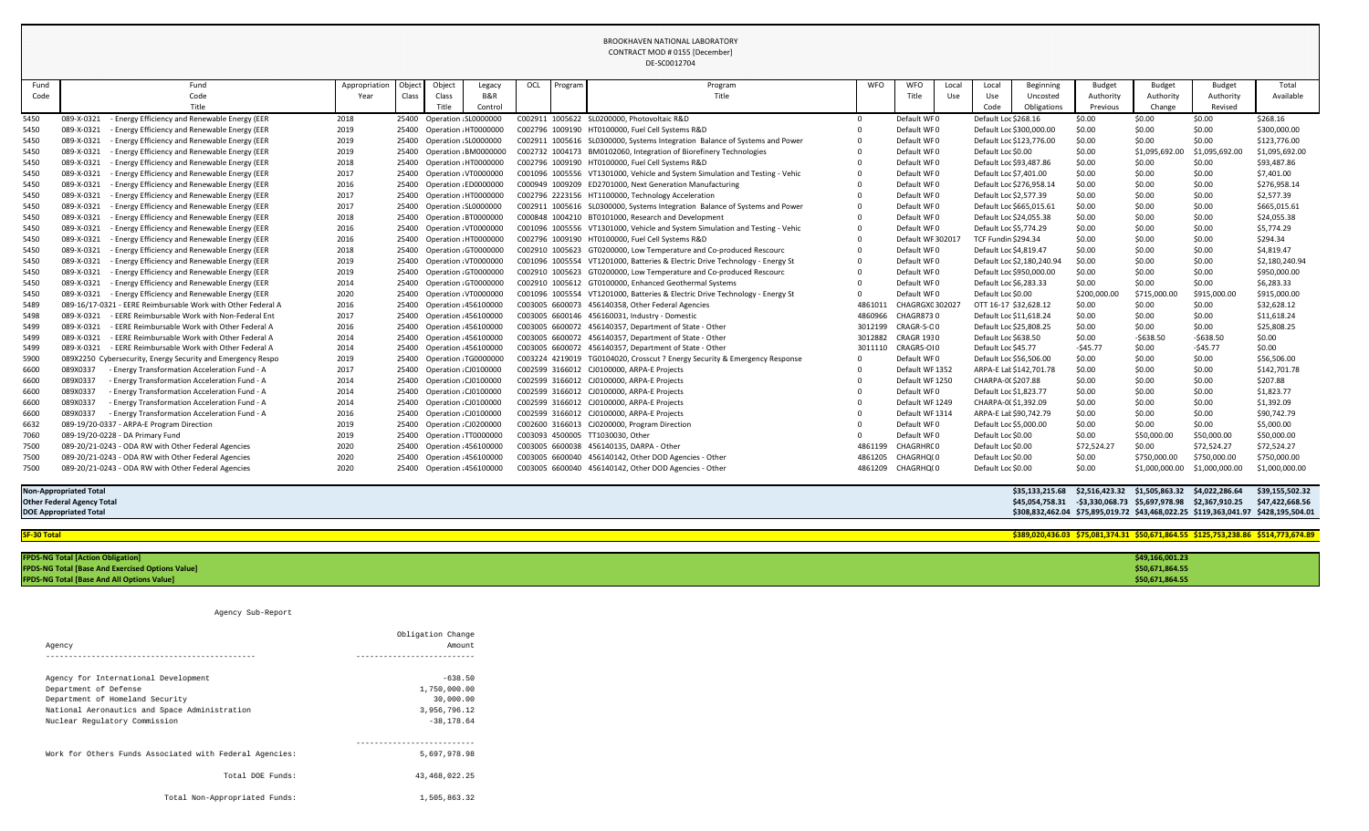BROOKHAVEN NATIONAL LABORATORY
CONTRACT MOD # 0155 [December]
DE-SC0012704

| Fund Code | Fund Code Title | Appropriation Year | Object Class | Object Class Title | Legacy B&R Control | OCL | Program | Program Title | WFO | WFO Title | Local Use | Local Use Code | Beginning Uncosted Obligations | Budget Authority Previous | Budget Authority Change | Budget Authority Revised | Total Available |
|---|---|---|---|---|---|---|---|---|---|---|---|---|---|---|---|---|---|
| 5450 | 089-X-0321 - Energy Efficiency and Renewable Energy (EER | 2018 | 25400 | Operation : | SL0000000 | C002911 | 1005622 | SL0200000, Photovoltaic R&D | 0 | Default WF | 0 | Default Loc | $268.16 | $0.00 | $0.00 | $0.00 | $268.16 |
| 5450 | 089-X-0321 - Energy Efficiency and Renewable Energy (EER | 2019 | 25400 | Operation : | HT0000000 | C002796 | 1009190 | HT0100000, Fuel Cell Systems R&D | 0 | Default WF | 0 | Default Loc | $300,000.00 | $0.00 | $0.00 | $0.00 | $300,000.00 |
| 5450 | 089-X-0321 - Energy Efficiency and Renewable Energy (EER | 2019 | 25400 | Operation : | SL0000000 | C002911 | 1005616 | SL0300000, Systems Integration Balance of Systems and Power | 0 | Default WF | 0 | Default Loc | $123,776.00 | $0.00 | $0.00 | $0.00 | $123,776.00 |
| 5450 | 089-X-0321 - Energy Efficiency and Renewable Energy (EER | 2019 | 25400 | Operation : | BM0000000 | C002732 | 1004173 | BM0102060, Integration of Biorefinery Technologies | 0 | Default WF | 0 | Default Loc | $0.00 | $0.00 | $1,095,692.00 | $1,095,692.00 | $1,095,692.00 |
| 5450 | 089-X-0321 - Energy Efficiency and Renewable Energy (EER | 2018 | 25400 | Operation : | HT0000000 | C002796 | 1009190 | HT0100000, Fuel Cell Systems R&D | 0 | Default WF | 0 | Default Loc | $93,487.86 | $0.00 | $0.00 | $0.00 | $93,487.86 |
| 5450 | 089-X-0321 - Energy Efficiency and Renewable Energy (EER | 2017 | 25400 | Operation : | VT0000000 | C001096 | 1005556 | VT1301000, Vehicle and System Simulation and Testing - Vehic | 0 | Default WF | 0 | Default Loc | $7,401.00 | $0.00 | $0.00 | $0.00 | $7,401.00 |
| 5450 | 089-X-0321 - Energy Efficiency and Renewable Energy (EER | 2016 | 25400 | Operation : | ED0000000 | C000949 | 1009209 | ED2701000, Next Generation Manufacturing | 0 | Default WF | 0 | Default Loc | $276,958.14 | $0.00 | $0.00 | $0.00 | $276,958.14 |
| 5450 | 089-X-0321 - Energy Efficiency and Renewable Energy (EER | 2017 | 25400 | Operation : | HT0000000 | C002796 | 2223156 | HT1100000, Technology Acceleration | 0 | Default WF | 0 | Default Loc | $2,577.39 | $0.00 | $0.00 | $0.00 | $2,577.39 |
| 5450 | 089-X-0321 - Energy Efficiency and Renewable Energy (EER | 2017 | 25400 | Operation : | SL0000000 | C002911 | 1005616 | SL0300000, Systems Integration Balance of Systems and Power | 0 | Default WF | 0 | Default Loc | $665,015.61 | $0.00 | $0.00 | $0.00 | $665,015.61 |
| 5450 | 089-X-0321 - Energy Efficiency and Renewable Energy (EER | 2018 | 25400 | Operation : | BT0000000 | C000848 | 1004210 | BT0101000, Research and Development | 0 | Default WF | 0 | Default Loc | $24,055.38 | $0.00 | $0.00 | $0.00 | $24,055.38 |
| 5450 | 089-X-0321 - Energy Efficiency and Renewable Energy (EER | 2016 | 25400 | Operation : | VT0000000 | C001096 | 1005556 | VT1301000, Vehicle and System Simulation and Testing - Vehic | 0 | Default WF | 0 | Default Loc | $5,774.29 | $0.00 | $0.00 | $0.00 | $5,774.29 |
| 5450 | 089-X-0321 - Energy Efficiency and Renewable Energy (EER | 2016 | 25400 | Operation : | HT0000000 | C002796 | 1009190 | HT0100000, Fuel Cell Systems R&D | 0 | Default WF | 302017 | TCF Fundin | $294.34 | $0.00 | $0.00 | $0.00 | $294.34 |
| 5450 | 089-X-0321 - Energy Efficiency and Renewable Energy (EER | 2018 | 25400 | Operation : | GT0000000 | C002910 | 1005623 | GT0200000, Low Temperature and Co-produced Rescourc | 0 | Default WF | 0 | Default Loc | $4,819.47 | $0.00 | $0.00 | $0.00 | $4,819.47 |
| 5450 | 089-X-0321 - Energy Efficiency and Renewable Energy (EER | 2019 | 25400 | Operation : | VT0000000 | C001096 | 1005554 | VT1201000, Batteries & Electric Drive Technology - Energy St | 0 | Default WF | 0 | Default Loc | $2,180,240.94 | $0.00 | $0.00 | $0.00 | $2,180,240.94 |
| 5450 | 089-X-0321 - Energy Efficiency and Renewable Energy (EER | 2019 | 25400 | Operation : | GT0000000 | C002910 | 1005623 | GT0200000, Low Temperature and Co-produced Rescourc | 0 | Default WF | 0 | Default Loc | $950,000.00 | $0.00 | $0.00 | $0.00 | $950,000.00 |
| 5450 | 089-X-0321 - Energy Efficiency and Renewable Energy (EER | 2014 | 25400 | Operation : | GT0000000 | C002910 | 1005612 | GT0100000, Enhanced Geothermal Systems | 0 | Default WF | 0 | Default Loc | $6,283.33 | $0.00 | $0.00 | $0.00 | $6,283.33 |
| 5450 | 089-X-0321 - Energy Efficiency and Renewable Energy (EER | 2020 | 25400 | Operation : | VT0000000 | C001096 | 1005554 | VT1201000, Batteries & Electric Drive Technology - Energy St | 0 | Default WF | 0 | Default Loc | $0.00 | $200,000.00 | $715,000.00 | $915,000.00 | $915,000.00 |
| 5489 | 089-16/17-0321 - EERE Reimbursable Work with Other Federal A | 2016 | 25400 | Operation : | 456100000 | C003005 | 6600073 | 456140358, Other Federal Agencies | 4861011 | CHAGRGX | 302027 | OTT 16-17 | $32,628.12 | $0.00 | $0.00 | $0.00 | $32,628.12 |
| 5498 | 089-X-0321 - EERE Reimbursable Work with Non-Federal Ent | 2017 | 25400 | Operation : | 456100000 | C003005 | 6600146 | 456160031, Industry - Domestic | 4860966 | CHAGR873 | 0 | Default Loc | $11,618.24 | $0.00 | $0.00 | $0.00 | $11,618.24 |
| 5499 | 089-X-0321 - EERE Reimbursable Work with Other Federal A | 2016 | 25400 | Operation : | 456100000 | C003005 | 6600072 | 456140357, Department of State - Other | 3012199 | CRAGR-S-C | 0 | Default Loc | $25,808.25 | $0.00 | $0.00 | $0.00 | $25,808.25 |
| 5499 | 089-X-0321 - EERE Reimbursable Work with Other Federal A | 2014 | 25400 | Operation : | 456100000 | C003005 | 6600072 | 456140357, Department of State - Other | 3012882 | CRAGR 193 | 0 | Default Loc | $638.50 | $0.00 | -$638.50 | -$638.50 | $0.00 |
| 5499 | 089-X-0321 - EERE Reimbursable Work with Other Federal A | 2014 | 25400 | Operation : | 456100000 | C003005 | 6600072 | 456140357, Department of State - Other | 3011110 | CRAGRS-OI | 0 | Default Loc | $45.77 | -$45.77 | $0.00 | -$45.77 | $0.00 |
| 5900 | 089X2250 Cybersecurity, Energy Security and Emergency Respo | 2019 | 25400 | Operation : | TG0000000 | C003224 | 4219019 | TG0104020, Crosscut ? Energy Security & Emergency Response | 0 | Default WF | 0 | Default Loc | $56,506.00 | $0.00 | $0.00 | $0.00 | $56,506.00 |
| 6600 | 089X0337 - Energy Transformation Acceleration Fund - A | 2017 | 25400 | Operation : | CJ0100000 | C002599 | 3166012 | CJ0100000, ARPA-E Projects | 0 | Default WF | 1352 | ARPA-E Lat | $142,701.78 | $0.00 | $0.00 | $0.00 | $142,701.78 |
| 6600 | 089X0337 - Energy Transformation Acceleration Fund - A | 2014 | 25400 | Operation : | CJ0100000 | C002599 | 3166012 | CJ0100000, ARPA-E Projects | 0 | Default WF | 1250 | CHARPA-0 | $207.88 | $0.00 | $0.00 | $0.00 | $207.88 |
| 6600 | 089X0337 - Energy Transformation Acceleration Fund - A | 2014 | 25400 | Operation : | CJ0100000 | C002599 | 3166012 | CJ0100000, ARPA-E Projects | 0 | Default WF | 0 | Default Loc | $1,823.77 | $0.00 | $0.00 | $0.00 | $1,823.77 |
| 6600 | 089X0337 - Energy Transformation Acceleration Fund - A | 2014 | 25400 | Operation : | CJ0100000 | C002599 | 3166012 | CJ0100000, ARPA-E Projects | 0 | Default WF | 1249 | CHARPA-0 | $1,392.09 | $0.00 | $0.00 | $0.00 | $1,392.09 |
| 6600 | 089X0337 - Energy Transformation Acceleration Fund - A | 2016 | 25400 | Operation : | CJ0100000 | C002599 | 3166012 | CJ0100000, ARPA-E Projects | 0 | Default WF | 1314 | ARPA-E Lat | $90,742.79 | $0.00 | $0.00 | $0.00 | $90,742.79 |
| 6632 | 089-19/20-0337 - ARPA-E Program Direction | 2019 | 25400 | Operation : | CJ0200000 | C002600 | 3166013 | CJ0200000, Program Direction | 0 | Default WF | 0 | Default Loc | $5,000.00 | $0.00 | $0.00 | $0.00 | $5,000.00 |
| 7060 | 089-19/20-0228 - DA Primary Fund | 2019 | 25400 | Operation : | TT0000000 | C003093 | 4500005 | TT1030030, Other | 0 | Default WF | 0 | Default Loc | $0.00 | $0.00 | $50,000.00 | $50,000.00 | $50,000.00 |
| 7500 | 089-20/21-0243 - ODA RW with Other Federal Agencies | 2020 | 25400 | Operation : | 456100000 | C003005 | 6600038 | 456140135, DARPA - Other | 4861199 | CHAGRHRC | 0 | Default Loc | $0.00 | $72,524.27 | $0.00 | $72,524.27 | $72,524.27 |
| 7500 | 089-20/21-0243 - ODA RW with Other Federal Agencies | 2020 | 25400 | Operation : | 456100000 | C003005 | 6600040 | 456140142, Other DOD Agencies - Other | 4861205 | CHAGRHQ( | 0 | Default Loc | $0.00 | $0.00 | $750,000.00 | $750,000.00 | $750,000.00 |
| 7500 | 089-20/21-0243 - ODA RW with Other Federal Agencies | 2020 | 25400 | Operation : | 456100000 | C003005 | 6600040 | 456140142, Other DOD Agencies - Other | 4861209 | CHAGRHQ( | 0 | Default Loc | $0.00 | $0.00 | $1,000,000.00 | $1,000,000.00 | $1,000,000.00 |

| | Beginning Uncosted Obligations | Budget Authority Previous | Budget Authority Change | Budget Authority Revised | Total Available |
|---|---|---|---|---|---|
| **Non-Appropriated Total** | $35,133,215.68 | $2,516,423.32 | $1,505,863.32 | $4,022,286.64 | $39,155,502.32 |
| **Other Federal Agency Total** | $45,054,758.31 | -$3,330,068.73 | $5,697,978.98 | $2,367,910.25 | $47,422,668.56 |
| **DOE Appropriated Total** | $308,832,462.04 | $75,895,019.72 | $43,468,022.25 | $119,363,041.97 | $428,195,504.01 |
| **SF-30 Total** | $389,020,436.03 | $75,081,374.31 | $50,671,864.55 | $125,753,238.86 | $514,773,674.89 |

| | |
|---|---|
| **FPDS-NG Total [Action Obligation]** | $49,166,001.23 |
| **FPDS-NG Total [Base And Exercised Options Value]** | $50,671,864.55 |
| **FPDS-NG Total [Base And All Options Value]** | $50,671,864.55 |

```
Agency Sub-Report

                                                         Obligation Change
Agency                                                              Amount
---------------------------------------------          -------------------------

Agency for International Development                               -638.50
Department of Defense                                         1,750,000.00
Department of Homeland Security                                  30,000.00
National Aeronautics and Space Administration                 3,956,796.12
Nuclear Regulatory Commission                                   -38,178.64

                                                       -------------------------
Work for Others Funds Associated with Federal Agencies:       5,697,978.98

                                       Total DOE Funds:      43,468,022.25

                          Total Non-Appropriated Funds:       1,505,863.32
```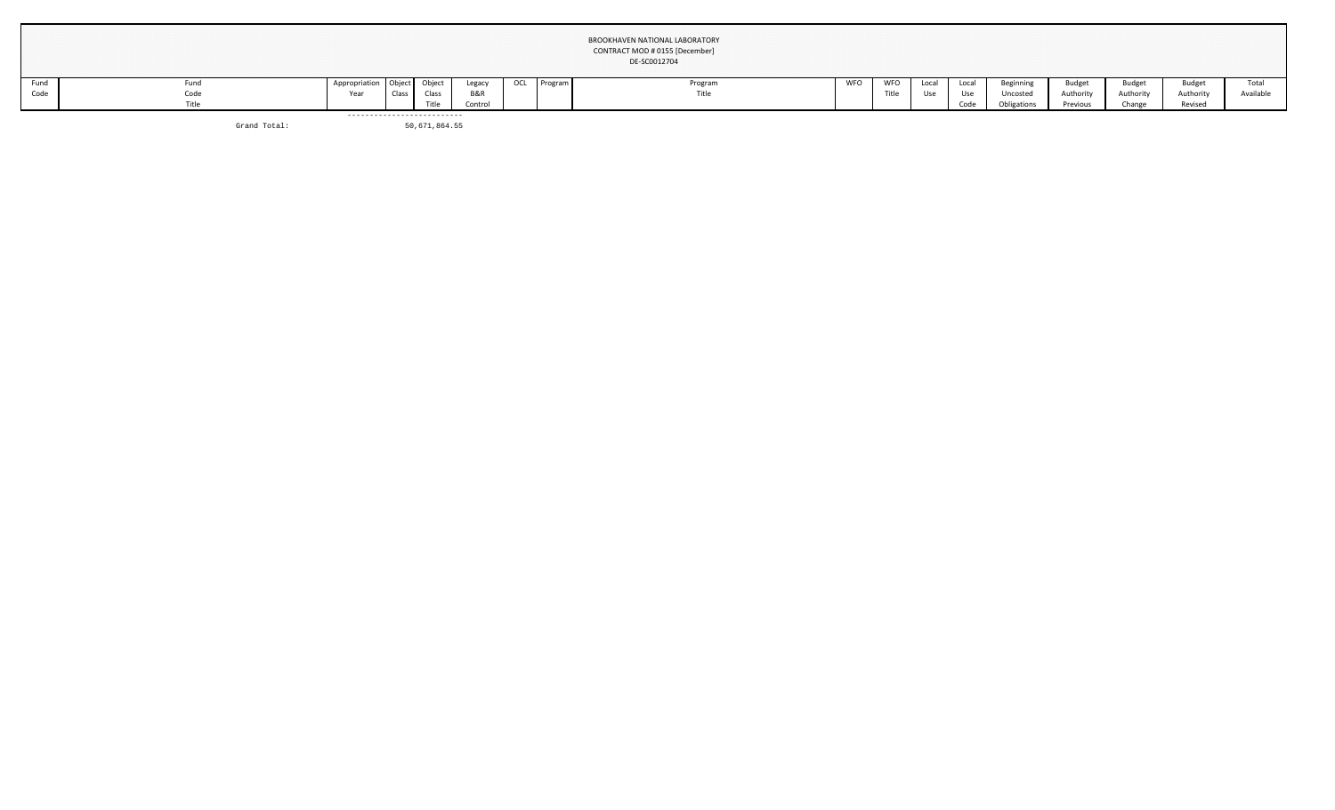BROOKHAVEN NATIONAL LABORATORY
CONTRACT MOD # 0155 [December]
DE-SC0012704

| Fund Code | Fund Code Title | Appropriation Year | Object Class | Object Class Title | Legacy B&R Control | OCL | Program | Program Title | WFO | WFO Title | Local Use | Local Use Code | Beginning Uncosted Obligations | Budget Authority Previous | Budget Authority Change | Budget Authority Revised | Total Available |
|---|---|---|---|---|---|---|---|---|---|---|---|---|---|---|---|---|---|

```
                                  --------------------------
Grand Total:                            50,671,864.55
```